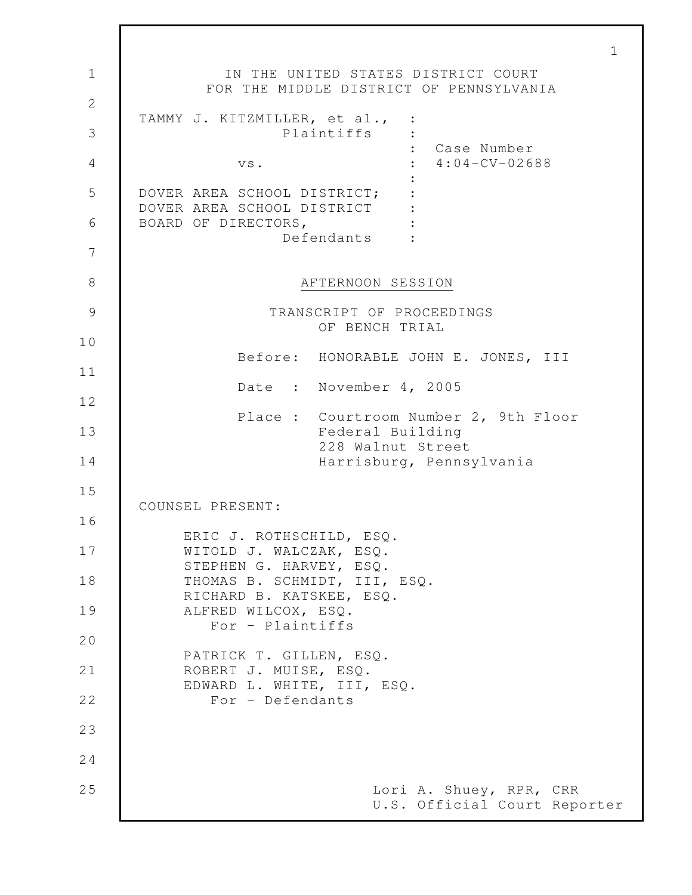IN THE UNITED STATES DISTRICT COURT
FOR THE MIDDLE DISTRICT OF PENNSYLVANIA

TAMMY J. KITZMILLER, et al., :
Plaintiffs :
: Case Number
vs. : 4:04-CV-02688
:
DOVER AREA SCHOOL DISTRICT; :
DOVER AREA SCHOOL DISTRICT :
BOARD OF DIRECTORS, :
Defendants :

AFTERNOON SESSION

TRANSCRIPT OF PROCEEDINGS
OF BENCH TRIAL

Before: HONORABLE JOHN E. JONES, III

Date : November 4, 2005

Place : Courtroom Number 2, 9th Floor
Federal Building
228 Walnut Street
Harrisburg, Pennsylvania

COUNSEL PRESENT:

ERIC J. ROTHSCHILD, ESQ.
WITOLD J. WALCZAK, ESQ.
STEPHEN G. HARVEY, ESQ.
THOMAS B. SCHMIDT, III, ESQ.
RICHARD B. KATSKEE, ESQ.
ALFRED WILCOX, ESQ.
For - Plaintiffs

PATRICK T. GILLEN, ESQ.
ROBERT J. MUISE, ESQ.
EDWARD L. WHITE, III, ESQ.
For - Defendants

Lori A. Shuey, RPR, CRR
U.S. Official Court Reporter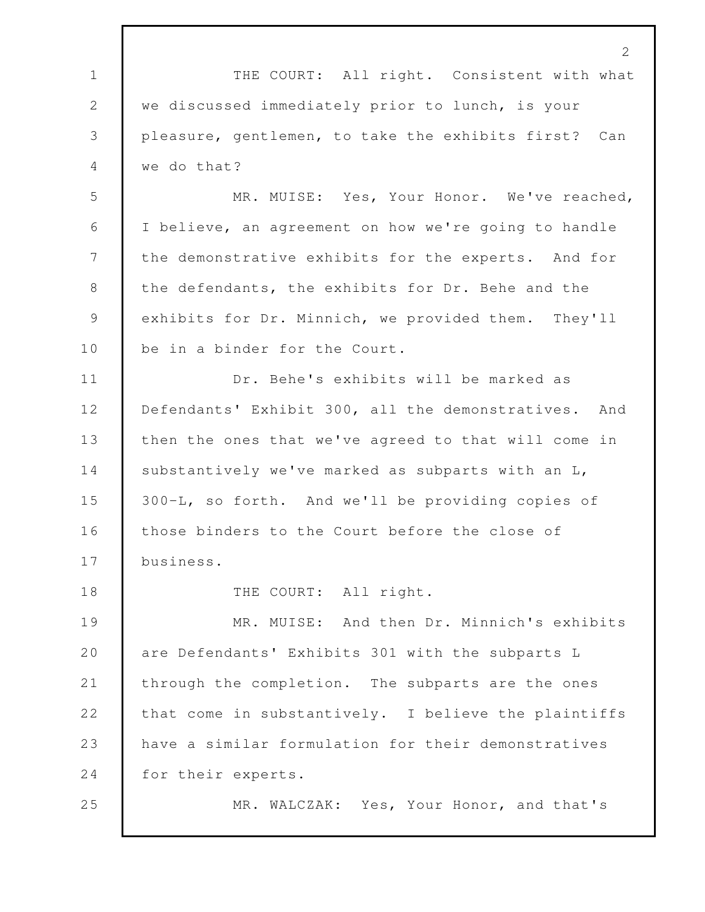THE COURT: All right. Consistent with what we discussed immediately prior to lunch, is your pleasure, gentlemen, to take the exhibits first? Can we do that?

MR. MUISE: Yes, Your Honor. We've reached, I believe, an agreement on how we're going to handle the demonstrative exhibits for the experts. And for the defendants, the exhibits for Dr. Behe and the exhibits for Dr. Minnich, we provided them. They'll be in a binder for the Court.

Dr. Behe's exhibits will be marked as Defendants' Exhibit 300, all the demonstratives. And then the ones that we've agreed to that will come in substantively we've marked as subparts with an L, 300-L, so forth. And we'll be providing copies of those binders to the Court before the close of business.

THE COURT: All right.

MR. MUISE: And then Dr. Minnich's exhibits are Defendants' Exhibits 301 with the subparts L through the completion. The subparts are the ones that come in substantively. I believe the plaintiffs have a similar formulation for their demonstratives for their experts.

MR. WALCZAK: Yes, Your Honor, and that's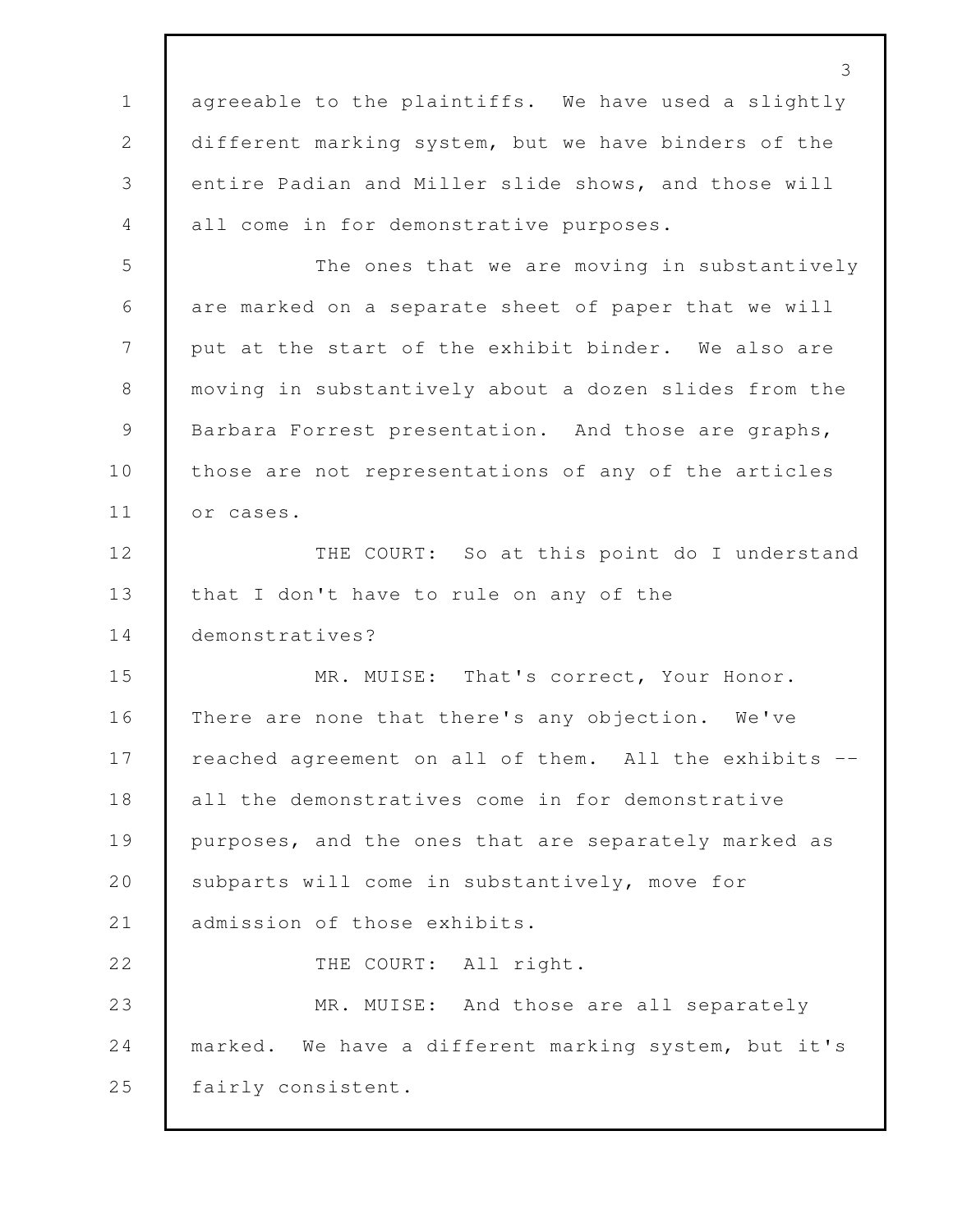agreeable to the plaintiffs. We have used a slightly different marking system, but we have binders of the entire Padian and Miller slide shows, and those will all come in for demonstrative purposes.

The ones that we are moving in substantively are marked on a separate sheet of paper that we will put at the start of the exhibit binder. We also are moving in substantively about a dozen slides from the Barbara Forrest presentation. And those are graphs, those are not representations of any of the articles or cases.

THE COURT: So at this point do I understand that I don't have to rule on any of the demonstratives?

MR. MUISE: That's correct, Your Honor. There are none that there's any objection. We've reached agreement on all of them. All the exhibits -- all the demonstratives come in for demonstrative purposes, and the ones that are separately marked as subparts will come in substantively, move for admission of those exhibits.

THE COURT: All right.

MR. MUISE: And those are all separately marked. We have a different marking system, but it's fairly consistent.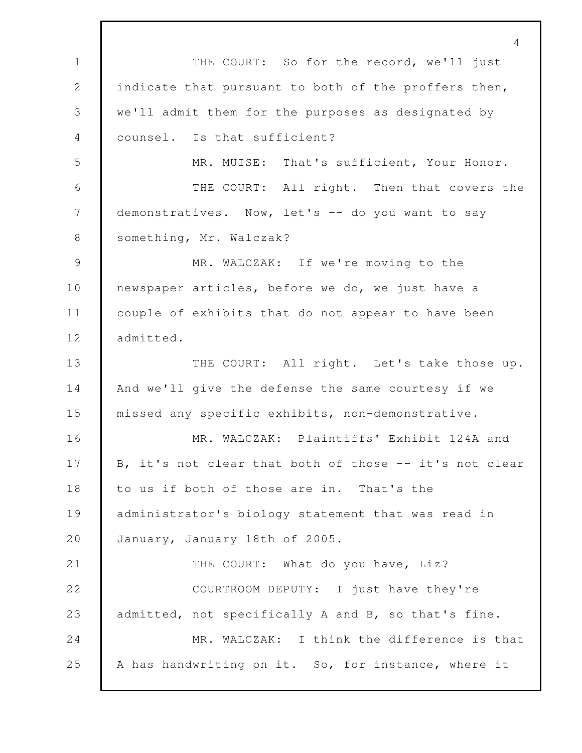THE COURT: So for the record, we'll just indicate that pursuant to both of the proffers then, we'll admit them for the purposes as designated by counsel. Is that sufficient?

MR. MUISE: That's sufficient, Your Honor.

THE COURT: All right. Then that covers the demonstratives. Now, let's -- do you want to say something, Mr. Walczak?

MR. WALCZAK: If we're moving to the newspaper articles, before we do, we just have a couple of exhibits that do not appear to have been admitted.

THE COURT: All right. Let's take those up. And we'll give the defense the same courtesy if we missed any specific exhibits, non-demonstrative.

MR. WALCZAK: Plaintiffs' Exhibit 124A and B, it's not clear that both of those -- it's not clear to us if both of those are in. That's the administrator's biology statement that was read in January, January 18th of 2005.

THE COURT: What do you have, Liz?

COURTROOM DEPUTY: I just have they're admitted, not specifically A and B, so that's fine.

MR. WALCZAK: I think the difference is that A has handwriting on it. So, for instance, where it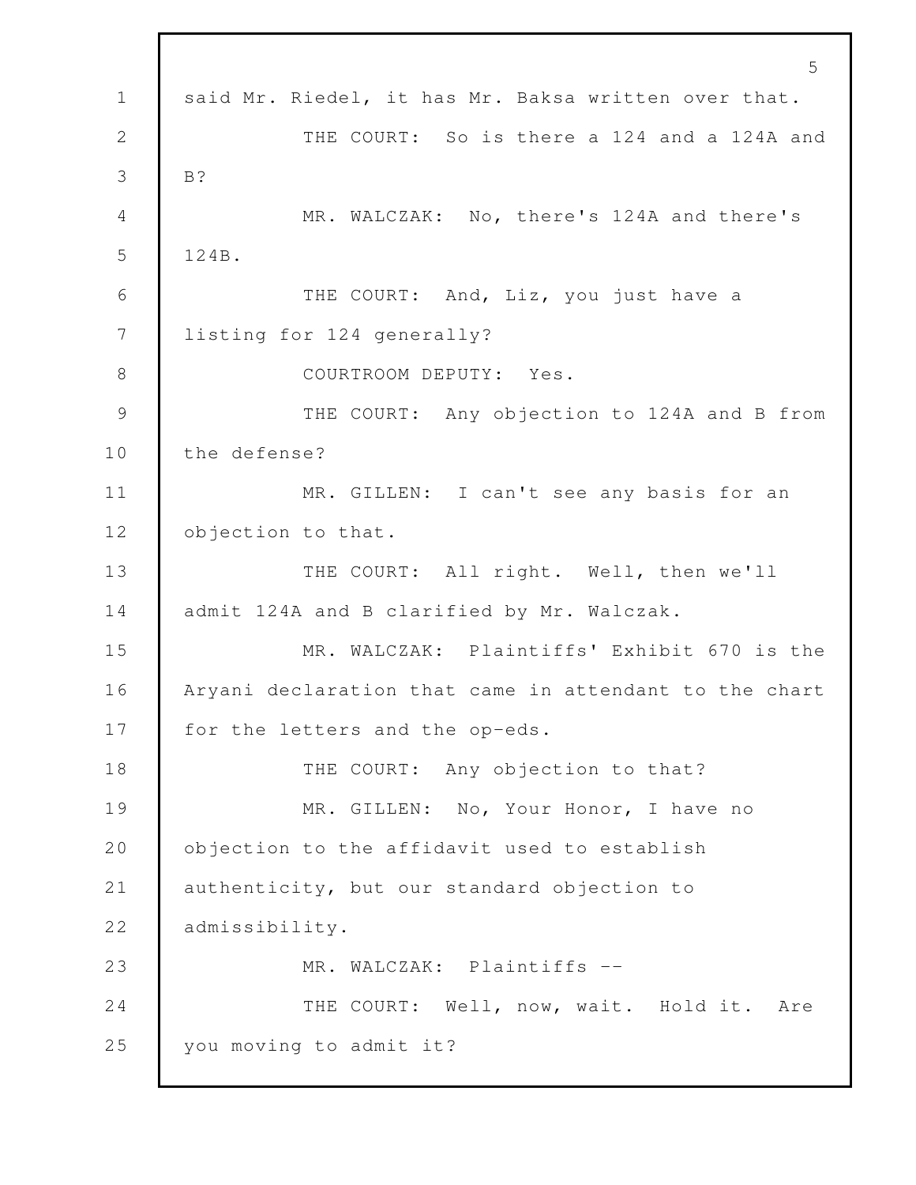said Mr. Riedel, it has Mr. Baksa written over that.

THE COURT: So is there a 124 and a 124A and B?

MR. WALCZAK: No, there's 124A and there's 124B.

THE COURT: And, Liz, you just have a listing for 124 generally?

COURTROOM DEPUTY: Yes.

THE COURT: Any objection to 124A and B from the defense?

MR. GILLEN: I can't see any basis for an objection to that.

THE COURT: All right. Well, then we'll admit 124A and B clarified by Mr. Walczak.

MR. WALCZAK: Plaintiffs' Exhibit 670 is the Aryani declaration that came in attendant to the chart for the letters and the op-eds.

THE COURT: Any objection to that?

MR. GILLEN: No, Your Honor, I have no objection to the affidavit used to establish authenticity, but our standard objection to admissibility.

MR. WALCZAK: Plaintiffs --

THE COURT: Well, now, wait. Hold it. Are you moving to admit it?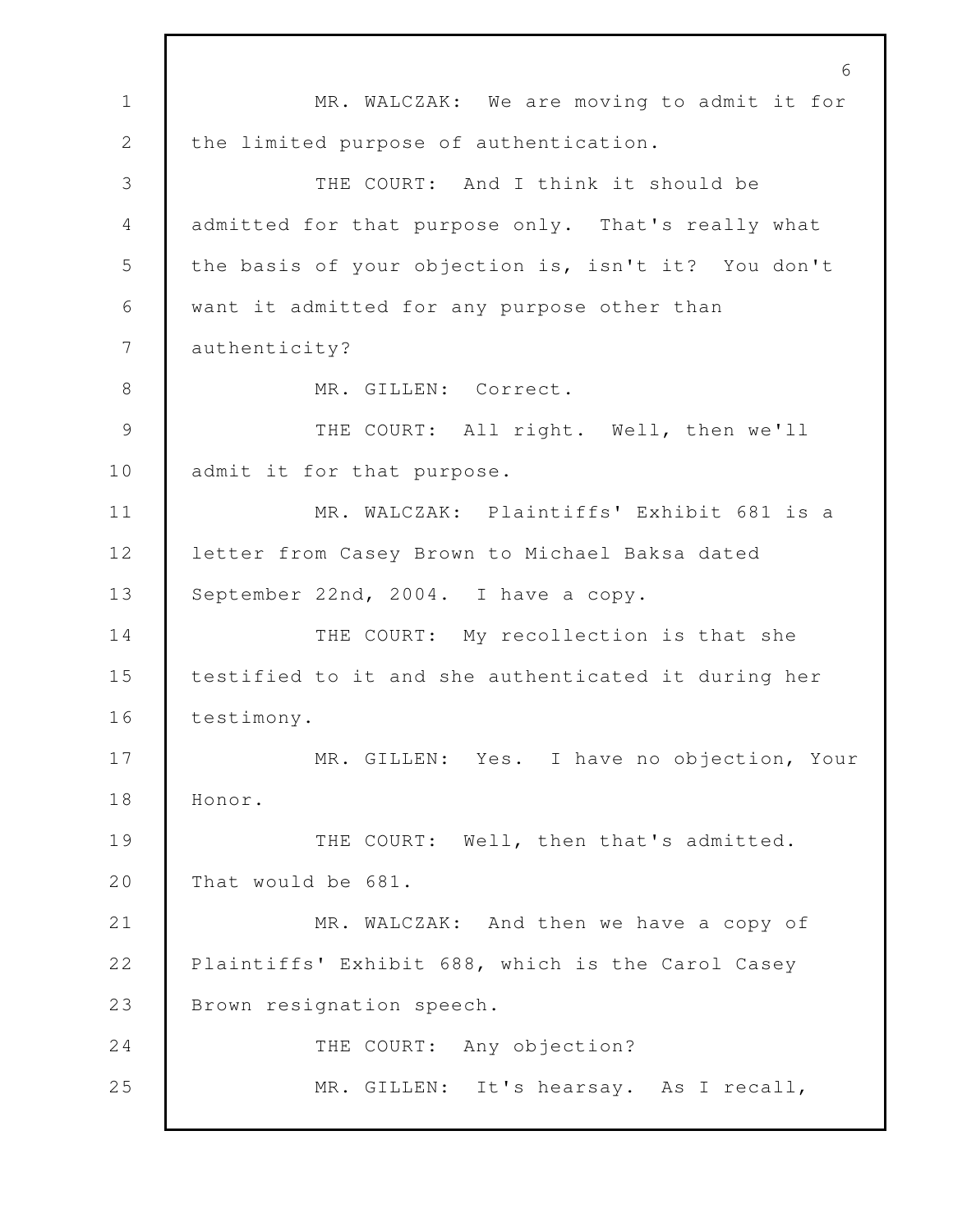MR. WALCZAK: We are moving to admit it for the limited purpose of authentication.

THE COURT: And I think it should be admitted for that purpose only. That's really what the basis of your objection is, isn't it? You don't want it admitted for any purpose other than authenticity?

MR. GILLEN: Correct.

THE COURT: All right. Well, then we'll admit it for that purpose.

MR. WALCZAK: Plaintiffs' Exhibit 681 is a letter from Casey Brown to Michael Baksa dated September 22nd, 2004. I have a copy.

THE COURT: My recollection is that she testified to it and she authenticated it during her testimony.

MR. GILLEN: Yes. I have no objection, Your Honor.

THE COURT: Well, then that's admitted. That would be 681.

MR. WALCZAK: And then we have a copy of Plaintiffs' Exhibit 688, which is the Carol Casey Brown resignation speech.

THE COURT: Any objection?

MR. GILLEN: It's hearsay. As I recall,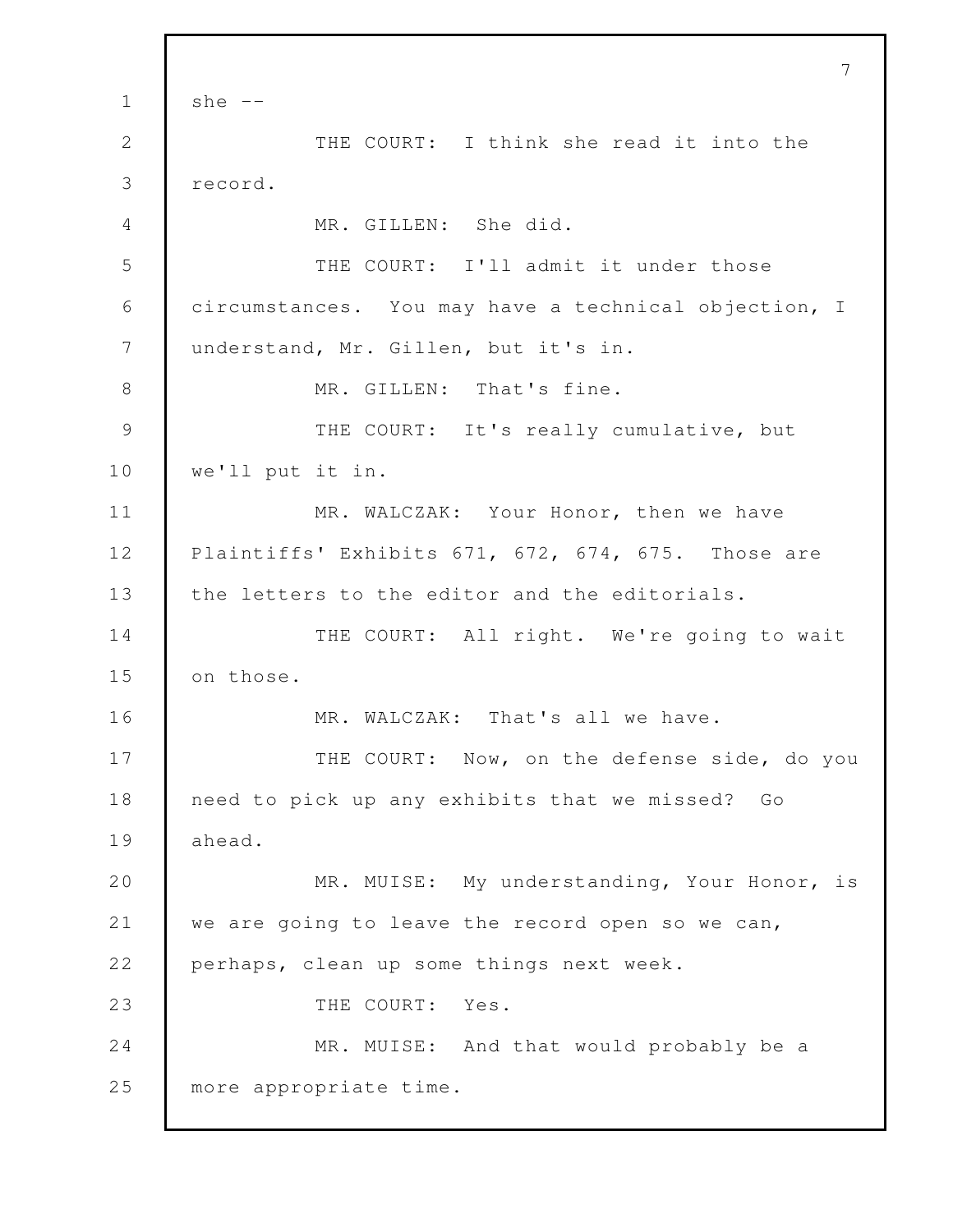she --

THE COURT: I think she read it into the record.

MR. GILLEN: She did.

THE COURT: I'll admit it under those circumstances. You may have a technical objection, I understand, Mr. Gillen, but it's in.

MR. GILLEN: That's fine.

THE COURT: It's really cumulative, but we'll put it in.

MR. WALCZAK: Your Honor, then we have Plaintiffs' Exhibits 671, 672, 674, 675. Those are the letters to the editor and the editorials.

THE COURT: All right. We're going to wait on those.

MR. WALCZAK: That's all we have.

THE COURT: Now, on the defense side, do you need to pick up any exhibits that we missed? Go ahead.

MR. MUISE: My understanding, Your Honor, is we are going to leave the record open so we can, perhaps, clean up some things next week.

THE COURT: Yes.

MR. MUISE: And that would probably be a more appropriate time.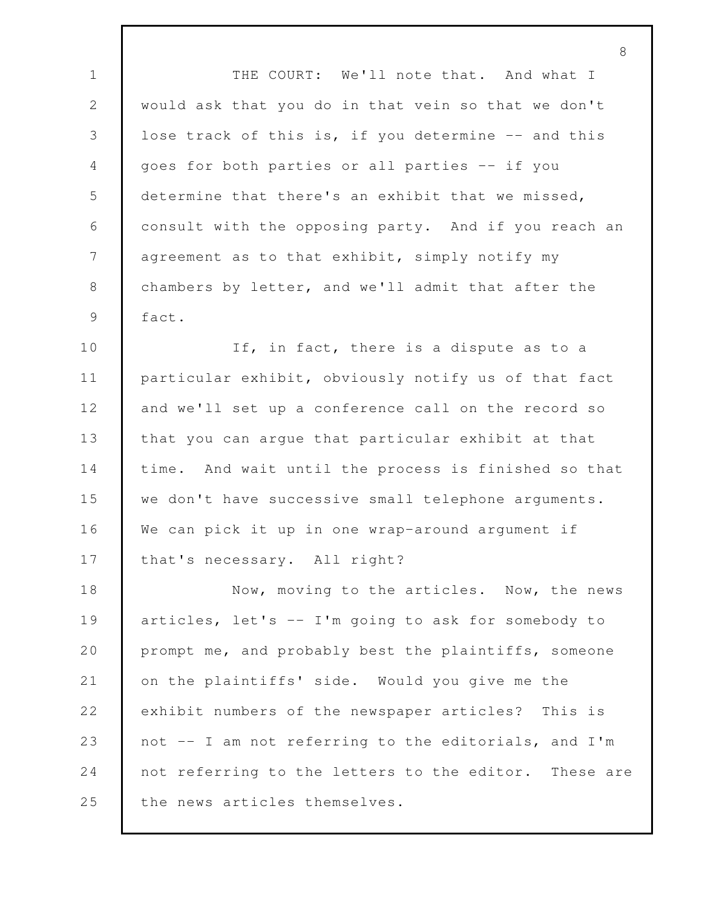THE COURT: We'll note that. And what I would ask that you do in that vein so that we don't lose track of this is, if you determine -- and this goes for both parties or all parties -- if you determine that there's an exhibit that we missed, consult with the opposing party. And if you reach an agreement as to that exhibit, simply notify my chambers by letter, and we'll admit that after the fact.

If, in fact, there is a dispute as to a particular exhibit, obviously notify us of that fact and we'll set up a conference call on the record so that you can argue that particular exhibit at that time. And wait until the process is finished so that we don't have successive small telephone arguments. We can pick it up in one wrap-around argument if that's necessary. All right?

Now, moving to the articles. Now, the news articles, let's -- I'm going to ask for somebody to prompt me, and probably best the plaintiffs, someone on the plaintiffs' side. Would you give me the exhibit numbers of the newspaper articles? This is not -- I am not referring to the editorials, and I'm not referring to the letters to the editor. These are the news articles themselves.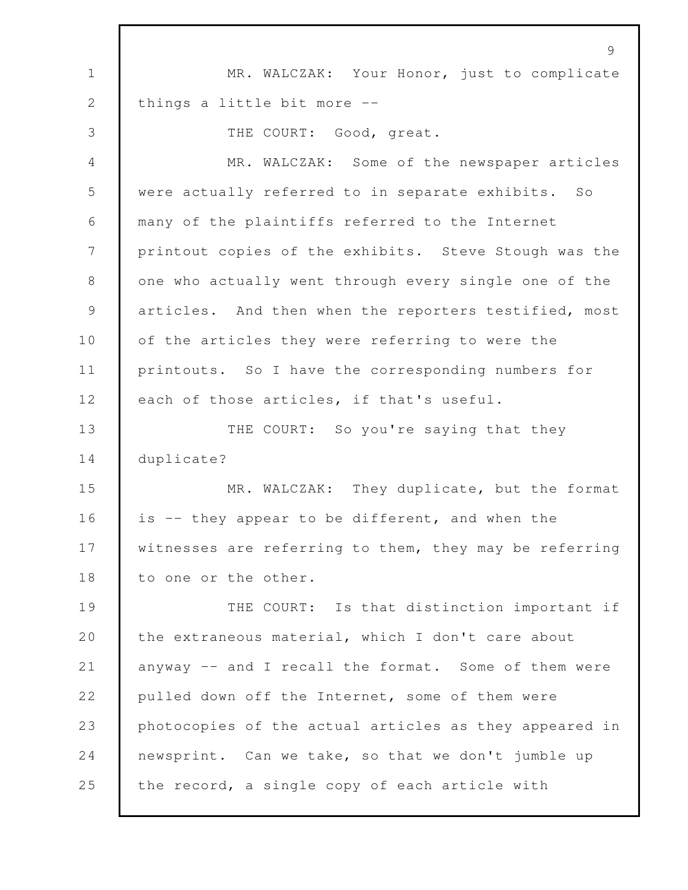MR. WALCZAK: Your Honor, just to complicate things a little bit more --

THE COURT: Good, great.

MR. WALCZAK: Some of the newspaper articles were actually referred to in separate exhibits. So many of the plaintiffs referred to the Internet printout copies of the exhibits. Steve Stough was the one who actually went through every single one of the articles. And then when the reporters testified, most of the articles they were referring to were the printouts. So I have the corresponding numbers for each of those articles, if that's useful.

THE COURT: So you're saying that they duplicate?

MR. WALCZAK: They duplicate, but the format is -- they appear to be different, and when the witnesses are referring to them, they may be referring to one or the other.

THE COURT: Is that distinction important if the extraneous material, which I don't care about anyway -- and I recall the format. Some of them were pulled down off the Internet, some of them were photocopies of the actual articles as they appeared in newsprint. Can we take, so that we don't jumble up the record, a single copy of each article with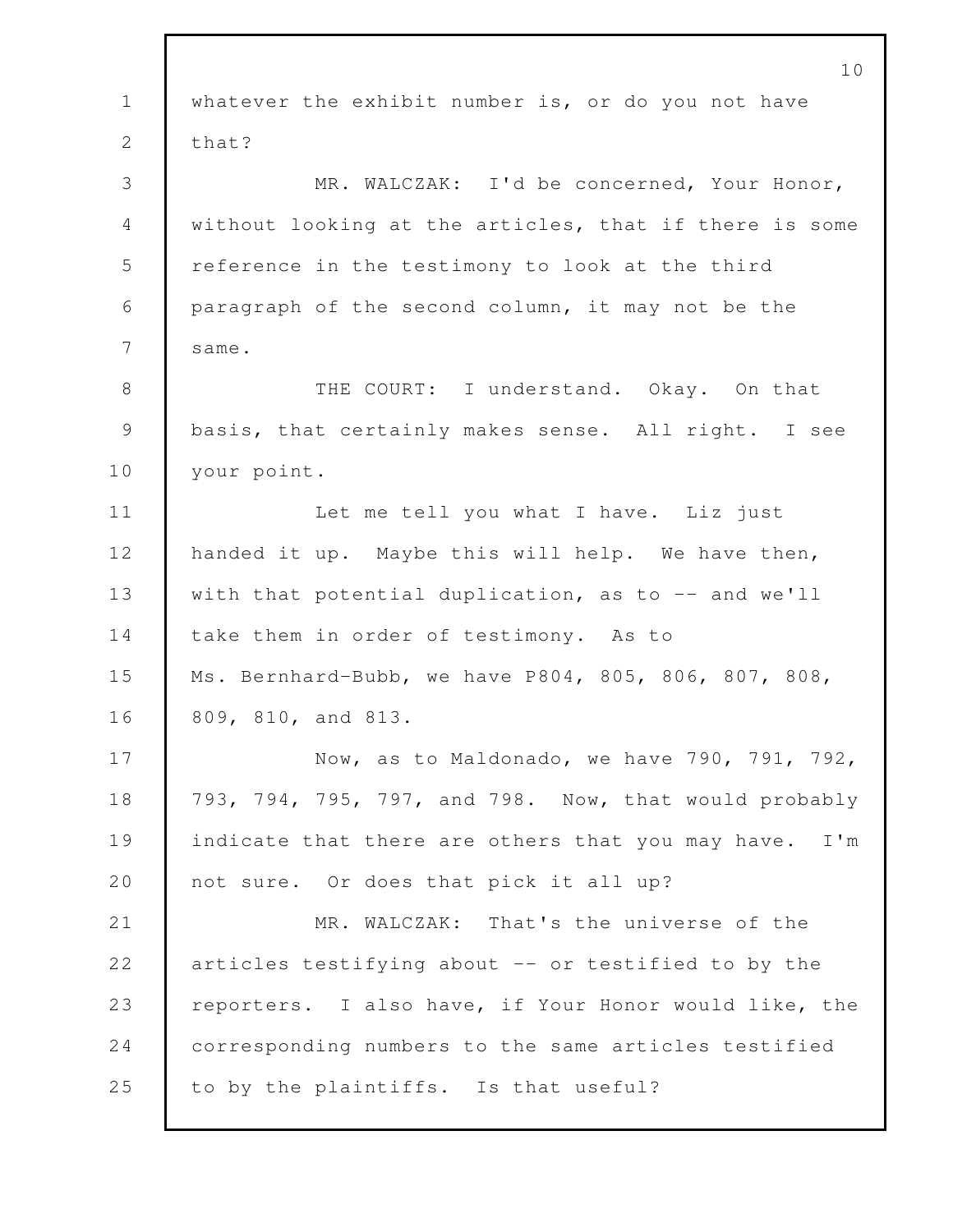whatever the exhibit number is, or do you not have that?

MR. WALCZAK: I'd be concerned, Your Honor, without looking at the articles, that if there is some reference in the testimony to look at the third paragraph of the second column, it may not be the same.

THE COURT: I understand. Okay. On that basis, that certainly makes sense. All right. I see your point.

Let me tell you what I have. Liz just handed it up. Maybe this will help. We have then, with that potential duplication, as to -- and we'll take them in order of testimony. As to Ms. Bernhard-Bubb, we have P804, 805, 806, 807, 808, 809, 810, and 813.

Now, as to Maldonado, we have 790, 791, 792, 793, 794, 795, 797, and 798. Now, that would probably indicate that there are others that you may have. I'm not sure. Or does that pick it all up?

MR. WALCZAK: That's the universe of the articles testifying about -- or testified to by the reporters. I also have, if Your Honor would like, the corresponding numbers to the same articles testified to by the plaintiffs. Is that useful?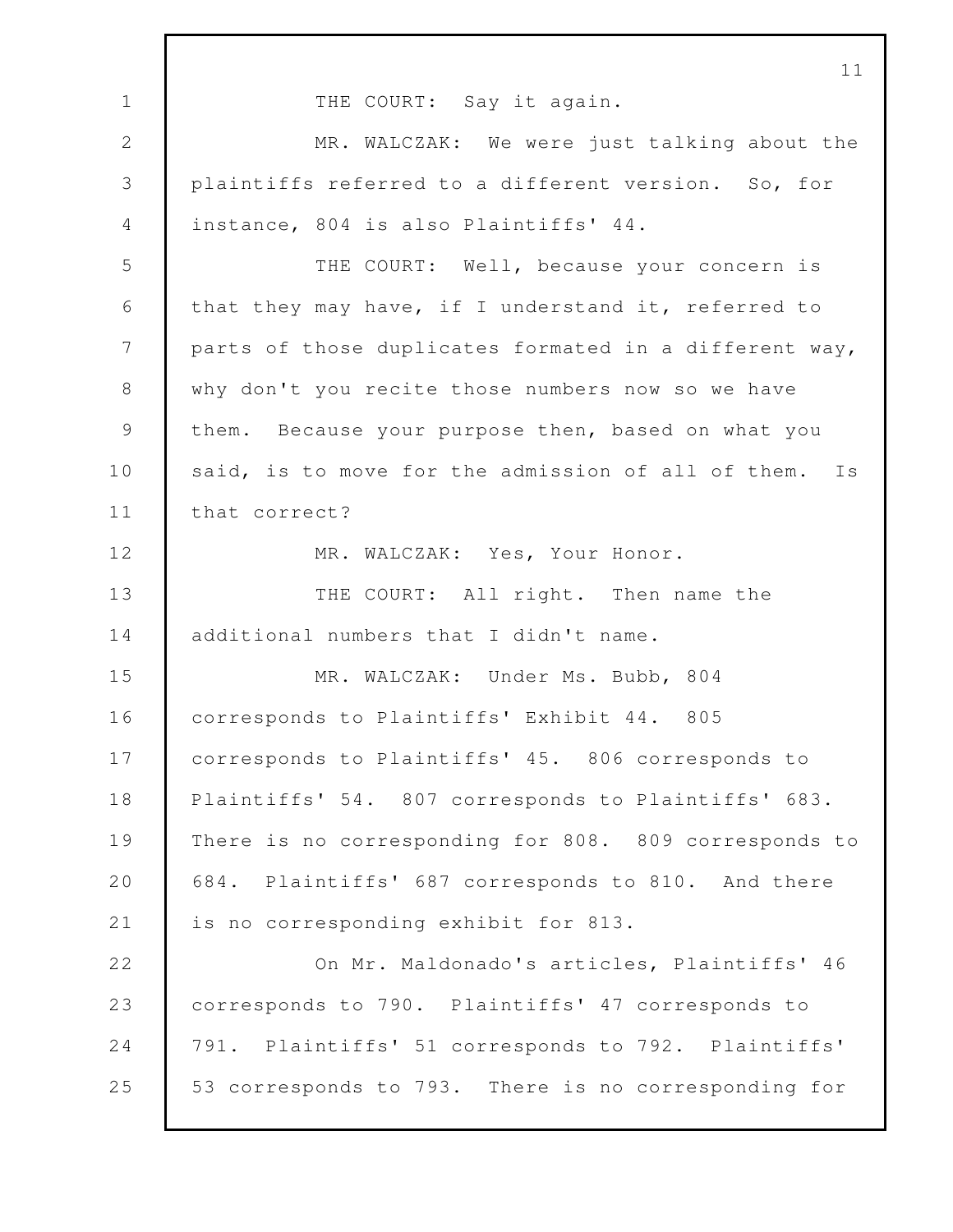THE COURT: Say it again.

MR. WALCZAK: We were just talking about the plaintiffs referred to a different version. So, for instance, 804 is also Plaintiffs' 44.

THE COURT: Well, because your concern is that they may have, if I understand it, referred to parts of those duplicates formated in a different way, why don't you recite those numbers now so we have them. Because your purpose then, based on what you said, is to move for the admission of all of them. Is that correct?

MR. WALCZAK: Yes, Your Honor.

THE COURT: All right. Then name the additional numbers that I didn't name.

MR. WALCZAK: Under Ms. Bubb, 804 corresponds to Plaintiffs' Exhibit 44. 805 corresponds to Plaintiffs' 45. 806 corresponds to Plaintiffs' 54. 807 corresponds to Plaintiffs' 683. There is no corresponding for 808. 809 corresponds to 684. Plaintiffs' 687 corresponds to 810. And there is no corresponding exhibit for 813.

On Mr. Maldonado's articles, Plaintiffs' 46 corresponds to 790. Plaintiffs' 47 corresponds to 791. Plaintiffs' 51 corresponds to 792. Plaintiffs' 53 corresponds to 793. There is no corresponding for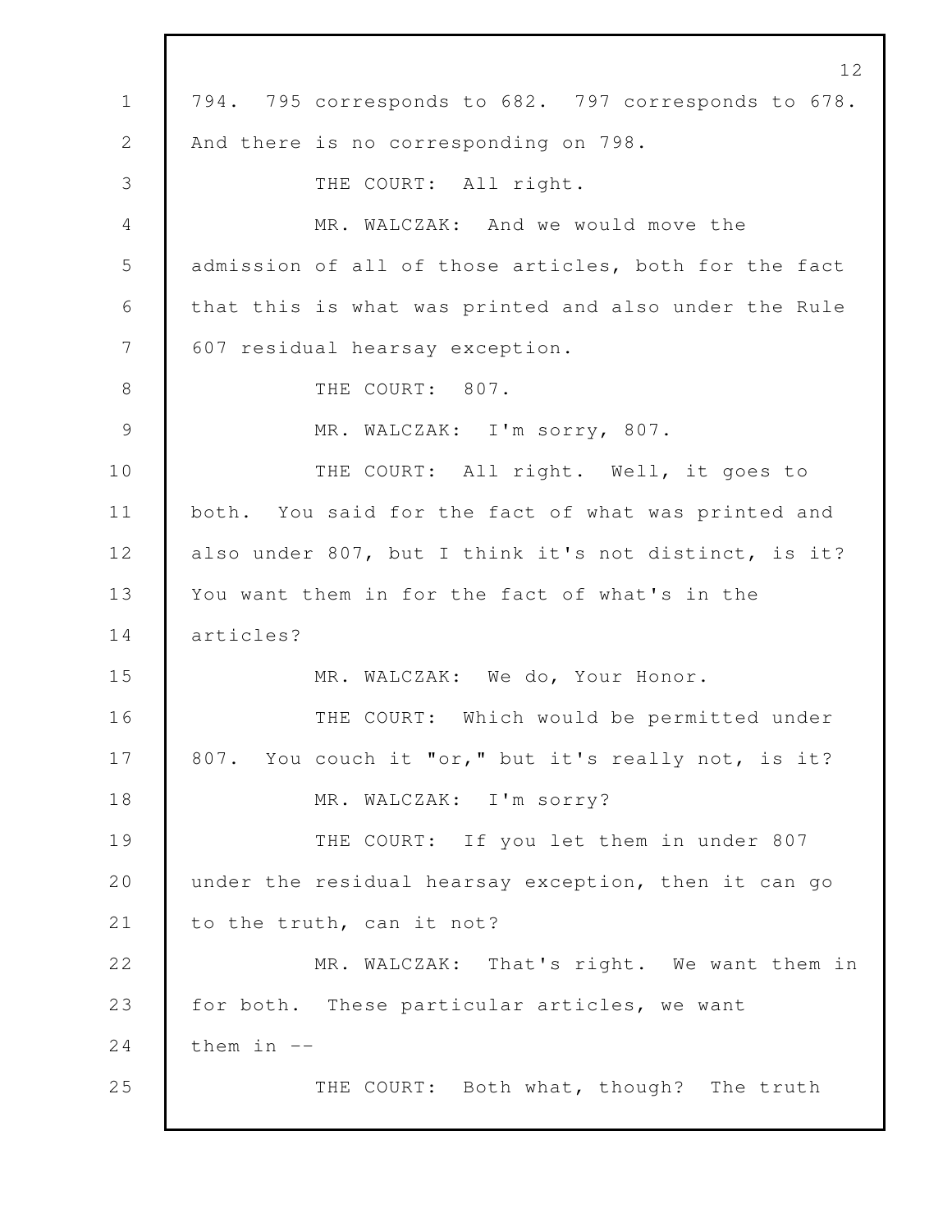794. 795 corresponds to 682. 797 corresponds to 678. And there is no corresponding on 798.

THE COURT: All right.

MR. WALCZAK: And we would move the admission of all of those articles, both for the fact that this is what was printed and also under the Rule 607 residual hearsay exception.

THE COURT: 807.

MR. WALCZAK: I'm sorry, 807.

THE COURT: All right. Well, it goes to both. You said for the fact of what was printed and also under 807, but I think it's not distinct, is it? You want them in for the fact of what's in the articles?

MR. WALCZAK: We do, Your Honor.

THE COURT: Which would be permitted under 807. You couch it "or," but it's really not, is it?

MR. WALCZAK: I'm sorry?

THE COURT: If you let them in under 807 under the residual hearsay exception, then it can go to the truth, can it not?

MR. WALCZAK: That's right. We want them in for both. These particular articles, we want them in --

THE COURT: Both what, though? The truth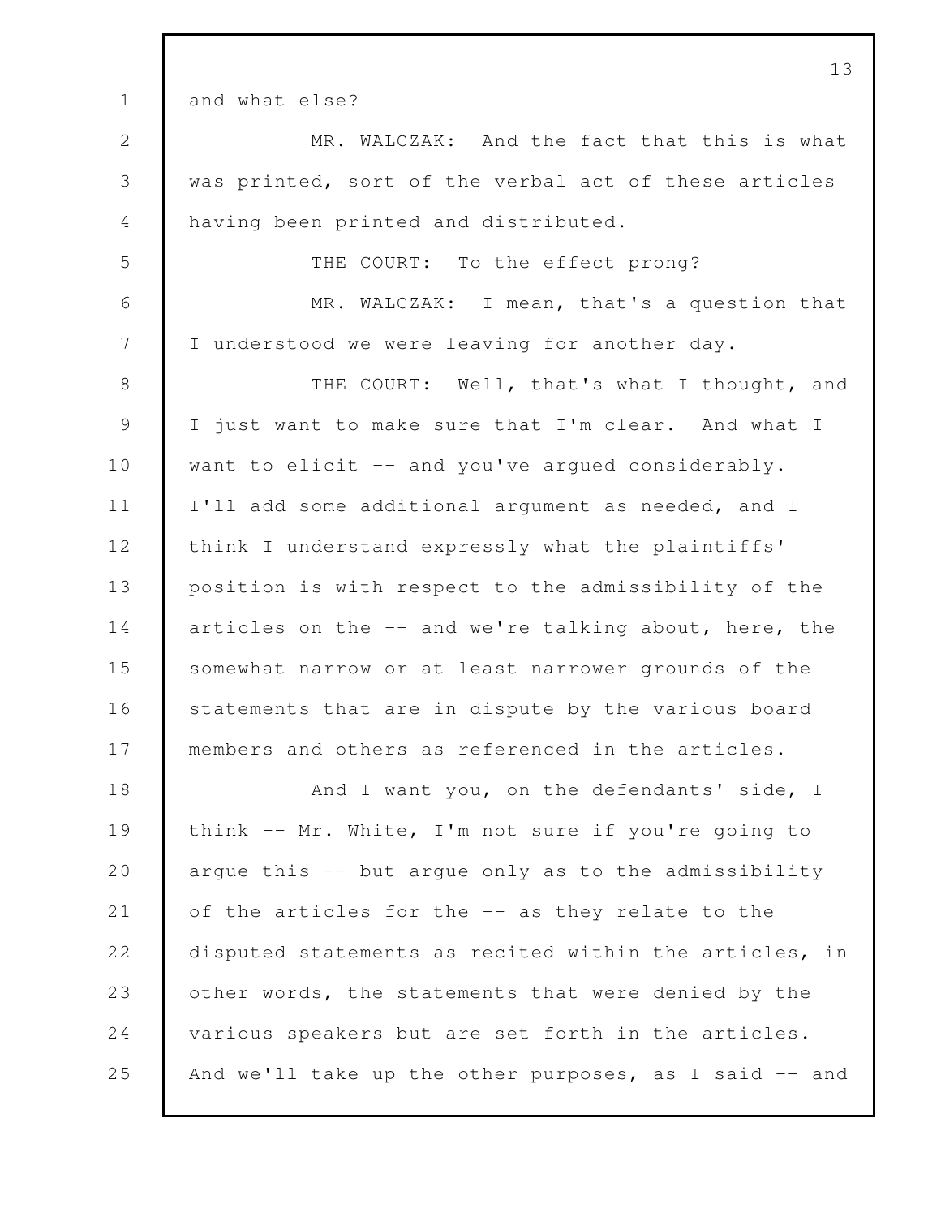and what else?

MR. WALCZAK: And the fact that this is what was printed, sort of the verbal act of these articles having been printed and distributed.

THE COURT: To the effect prong?

MR. WALCZAK: I mean, that's a question that I understood we were leaving for another day.

THE COURT: Well, that's what I thought, and I just want to make sure that I'm clear. And what I want to elicit -- and you've argued considerably. I'll add some additional argument as needed, and I think I understand expressly what the plaintiffs' position is with respect to the admissibility of the articles on the -- and we're talking about, here, the somewhat narrow or at least narrower grounds of the statements that are in dispute by the various board members and others as referenced in the articles.

And I want you, on the defendants' side, I think -- Mr. White, I'm not sure if you're going to argue this -- but argue only as to the admissibility of the articles for the -- as they relate to the disputed statements as recited within the articles, in other words, the statements that were denied by the various speakers but are set forth in the articles. And we'll take up the other purposes, as I said -- and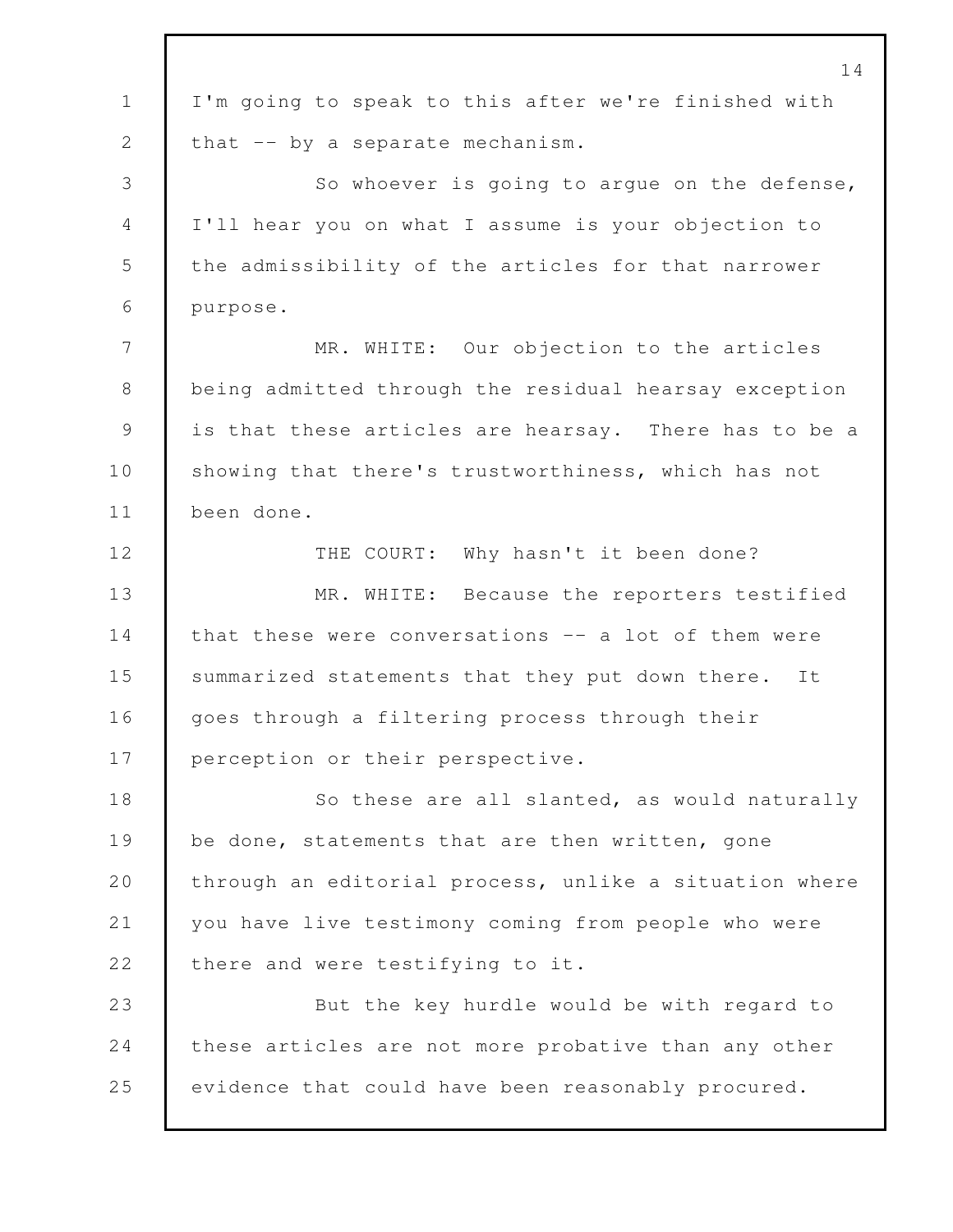I'm going to speak to this after we're finished with that -- by a separate mechanism.

So whoever is going to argue on the defense, I'll hear you on what I assume is your objection to the admissibility of the articles for that narrower purpose.

MR. WHITE: Our objection to the articles being admitted through the residual hearsay exception is that these articles are hearsay. There has to be a showing that there's trustworthiness, which has not been done.

THE COURT: Why hasn't it been done?

MR. WHITE: Because the reporters testified that these were conversations -- a lot of them were summarized statements that they put down there. It goes through a filtering process through their perception or their perspective.

So these are all slanted, as would naturally be done, statements that are then written, gone through an editorial process, unlike a situation where you have live testimony coming from people who were there and were testifying to it.

But the key hurdle would be with regard to these articles are not more probative than any other evidence that could have been reasonably procured.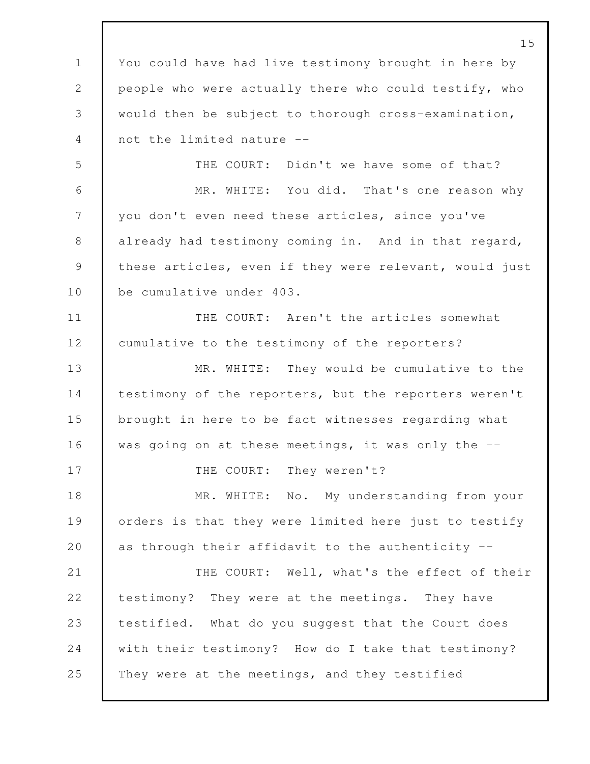You could have had live testimony brought in here by people who were actually there who could testify, who would then be subject to thorough cross-examination, not the limited nature --

THE COURT: Didn't we have some of that?

MR. WHITE: You did. That's one reason why you don't even need these articles, since you've already had testimony coming in. And in that regard, these articles, even if they were relevant, would just be cumulative under 403.

THE COURT: Aren't the articles somewhat cumulative to the testimony of the reporters?

MR. WHITE: They would be cumulative to the testimony of the reporters, but the reporters weren't brought in here to be fact witnesses regarding what was going on at these meetings, it was only the --

THE COURT: They weren't?

MR. WHITE: No. My understanding from your orders is that they were limited here just to testify as through their affidavit to the authenticity --

THE COURT: Well, what's the effect of their testimony? They were at the meetings. They have testified. What do you suggest that the Court does with their testimony? How do I take that testimony? They were at the meetings, and they testified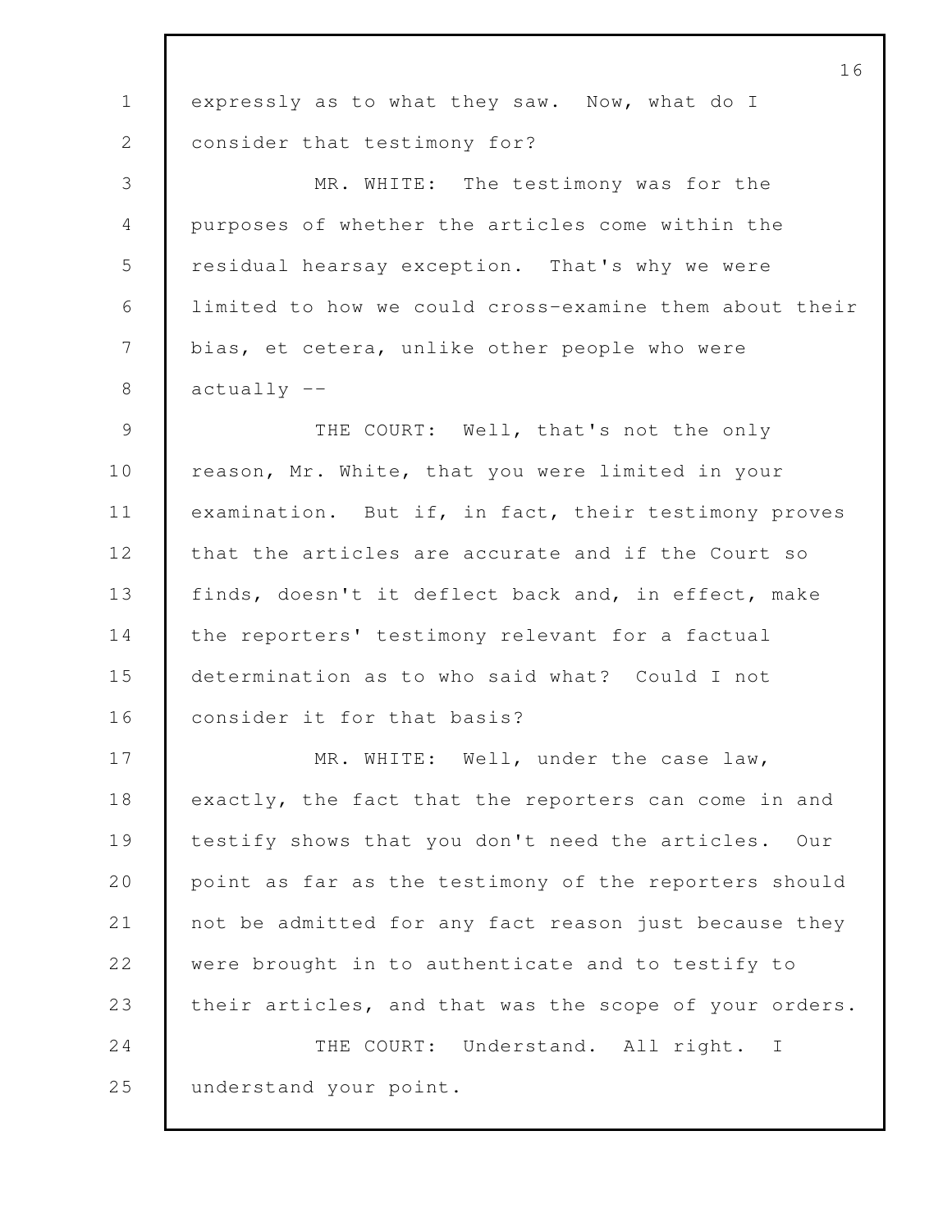expressly as to what they saw. Now, what do I consider that testimony for?

MR. WHITE: The testimony was for the purposes of whether the articles come within the residual hearsay exception. That's why we were limited to how we could cross-examine them about their bias, et cetera, unlike other people who were actually --

THE COURT: Well, that's not the only reason, Mr. White, that you were limited in your examination. But if, in fact, their testimony proves that the articles are accurate and if the Court so finds, doesn't it deflect back and, in effect, make the reporters' testimony relevant for a factual determination as to who said what? Could I not consider it for that basis?

MR. WHITE: Well, under the case law, exactly, the fact that the reporters can come in and testify shows that you don't need the articles. Our point as far as the testimony of the reporters should not be admitted for any fact reason just because they were brought in to authenticate and to testify to their articles, and that was the scope of your orders.

THE COURT: Understand. All right. I understand your point.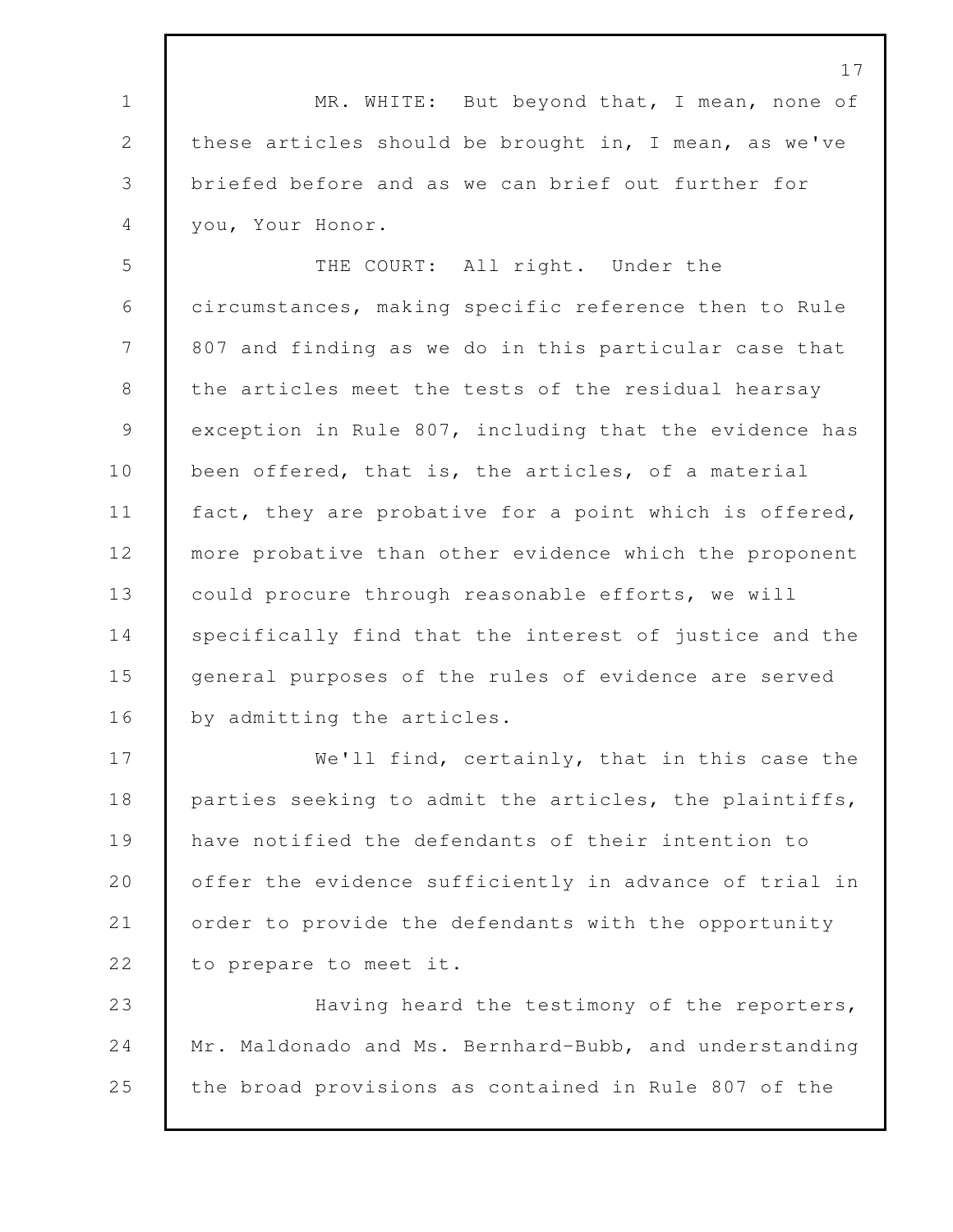MR. WHITE: But beyond that, I mean, none of these articles should be brought in, I mean, as we've briefed before and as we can brief out further for you, Your Honor.

THE COURT: All right. Under the circumstances, making specific reference then to Rule 807 and finding as we do in this particular case that the articles meet the tests of the residual hearsay exception in Rule 807, including that the evidence has been offered, that is, the articles, of a material fact, they are probative for a point which is offered, more probative than other evidence which the proponent could procure through reasonable efforts, we will specifically find that the interest of justice and the general purposes of the rules of evidence are served by admitting the articles.

We'll find, certainly, that in this case the parties seeking to admit the articles, the plaintiffs, have notified the defendants of their intention to offer the evidence sufficiently in advance of trial in order to provide the defendants with the opportunity to prepare to meet it.

Having heard the testimony of the reporters, Mr. Maldonado and Ms. Bernhard-Bubb, and understanding the broad provisions as contained in Rule 807 of the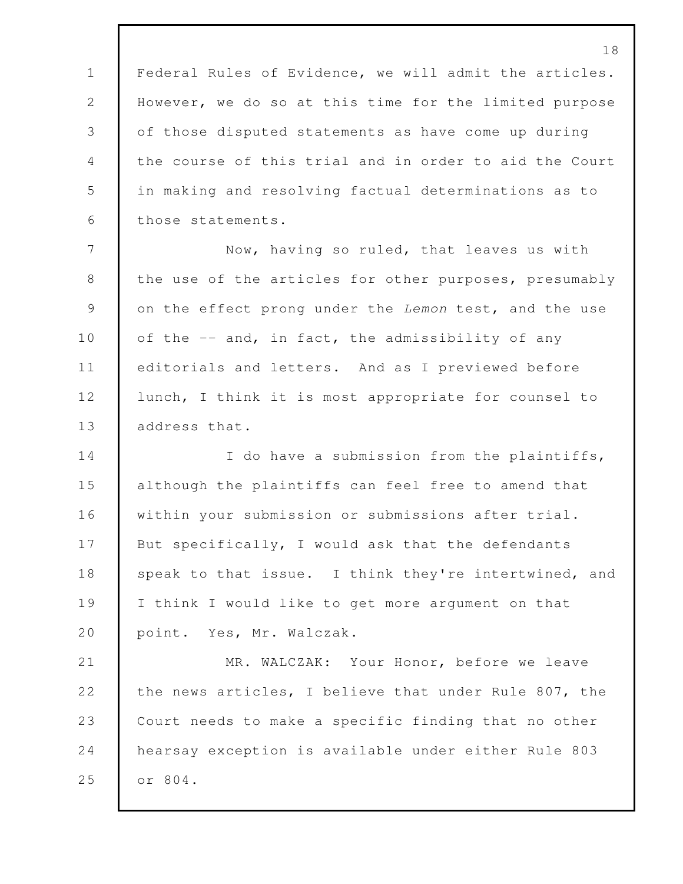Federal Rules of Evidence, we will admit the articles. However, we do so at this time for the limited purpose of those disputed statements as have come up during the course of this trial and in order to aid the Court in making and resolving factual determinations as to those statements.

Now, having so ruled, that leaves us with the use of the articles for other purposes, presumably on the effect prong under the *Lemon* test, and the use of the -- and, in fact, the admissibility of any editorials and letters. And as I previewed before lunch, I think it is most appropriate for counsel to address that.

I do have a submission from the plaintiffs, although the plaintiffs can feel free to amend that within your submission or submissions after trial. But specifically, I would ask that the defendants speak to that issue. I think they're intertwined, and I think I would like to get more argument on that point. Yes, Mr. Walczak.

MR. WALCZAK: Your Honor, before we leave the news articles, I believe that under Rule 807, the Court needs to make a specific finding that no other hearsay exception is available under either Rule 803 or 804.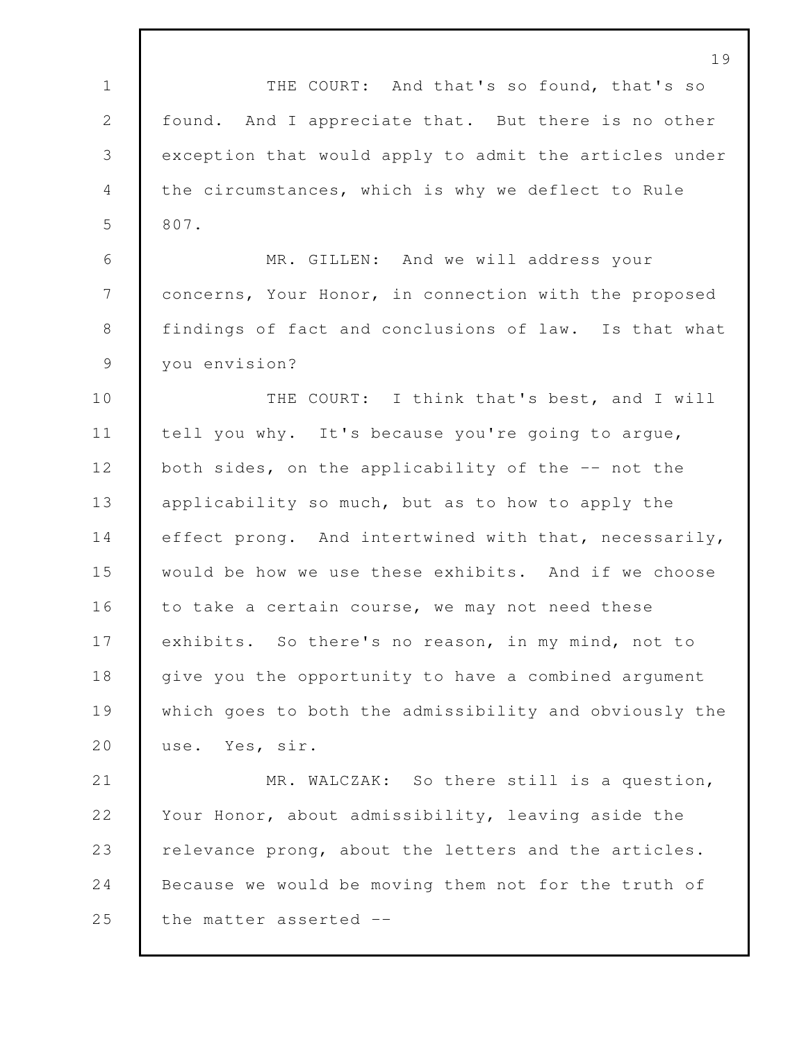THE COURT: And that's so found, that's so found. And I appreciate that. But there is no other exception that would apply to admit the articles under the circumstances, which is why we deflect to Rule 807.

MR. GILLEN: And we will address your concerns, Your Honor, in connection with the proposed findings of fact and conclusions of law. Is that what you envision?

THE COURT: I think that's best, and I will tell you why. It's because you're going to argue, both sides, on the applicability of the -- not the applicability so much, but as to how to apply the effect prong. And intertwined with that, necessarily, would be how we use these exhibits. And if we choose to take a certain course, we may not need these exhibits. So there's no reason, in my mind, not to give you the opportunity to have a combined argument which goes to both the admissibility and obviously the use. Yes, sir.

MR. WALCZAK: So there still is a question, Your Honor, about admissibility, leaving aside the relevance prong, about the letters and the articles. Because we would be moving them not for the truth of the matter asserted --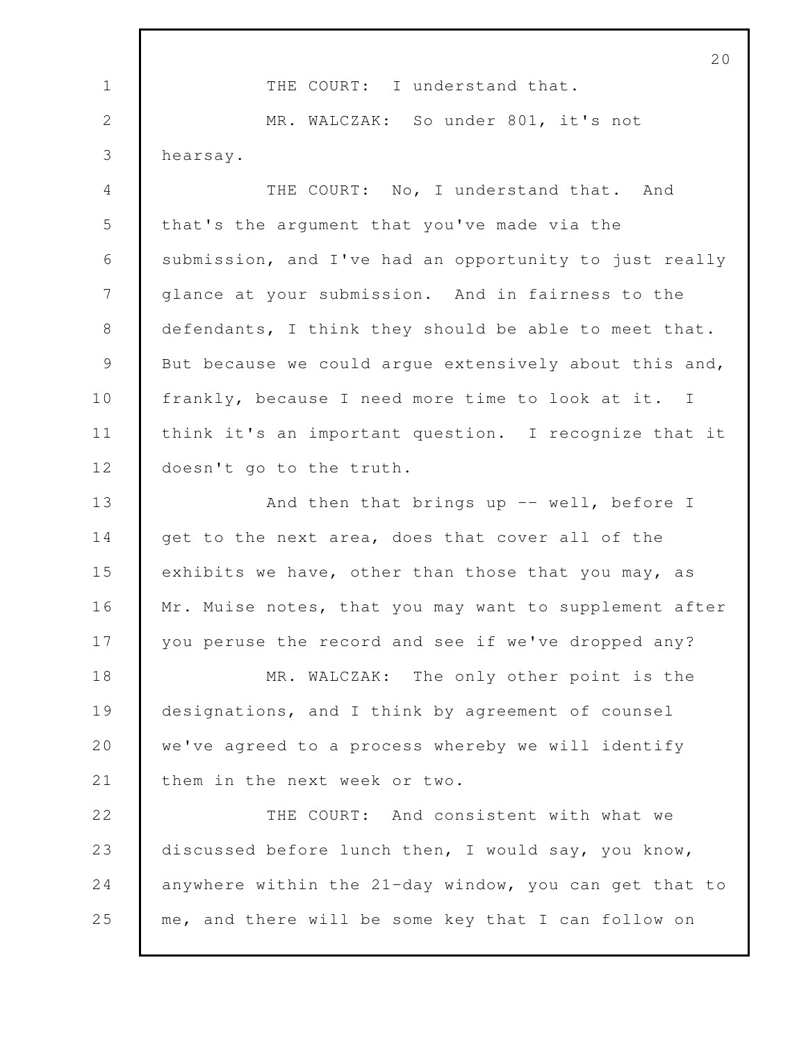THE COURT: I understand that.

MR. WALCZAK: So under 801, it's not hearsay.

THE COURT: No, I understand that. And that's the argument that you've made via the submission, and I've had an opportunity to just really glance at your submission. And in fairness to the defendants, I think they should be able to meet that. But because we could argue extensively about this and, frankly, because I need more time to look at it. I think it's an important question. I recognize that it doesn't go to the truth.

And then that brings up -- well, before I get to the next area, does that cover all of the exhibits we have, other than those that you may, as Mr. Muise notes, that you may want to supplement after you peruse the record and see if we've dropped any?

MR. WALCZAK: The only other point is the designations, and I think by agreement of counsel we've agreed to a process whereby we will identify them in the next week or two.

THE COURT: And consistent with what we discussed before lunch then, I would say, you know, anywhere within the 21-day window, you can get that to me, and there will be some key that I can follow on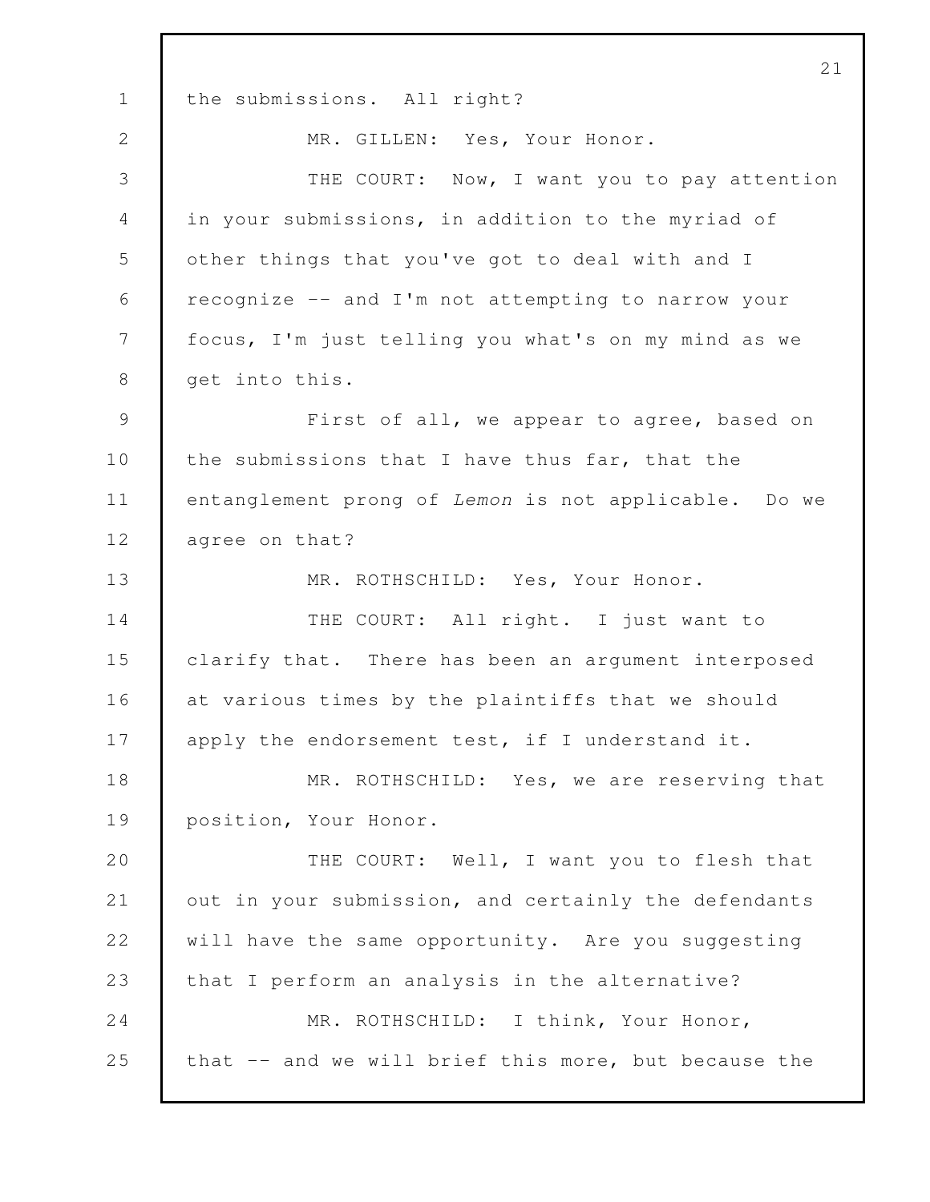the submissions. All right?

MR. GILLEN: Yes, Your Honor.

THE COURT: Now, I want you to pay attention in your submissions, in addition to the myriad of other things that you've got to deal with and I recognize -- and I'm not attempting to narrow your focus, I'm just telling you what's on my mind as we get into this.

First of all, we appear to agree, based on the submissions that I have thus far, that the entanglement prong of *Lemon* is not applicable. Do we agree on that?

MR. ROTHSCHILD: Yes, Your Honor.

THE COURT: All right. I just want to clarify that. There has been an argument interposed at various times by the plaintiffs that we should apply the endorsement test, if I understand it.

MR. ROTHSCHILD: Yes, we are reserving that position, Your Honor.

THE COURT: Well, I want you to flesh that out in your submission, and certainly the defendants will have the same opportunity. Are you suggesting that I perform an analysis in the alternative?

MR. ROTHSCHILD: I think, Your Honor, that -- and we will brief this more, but because the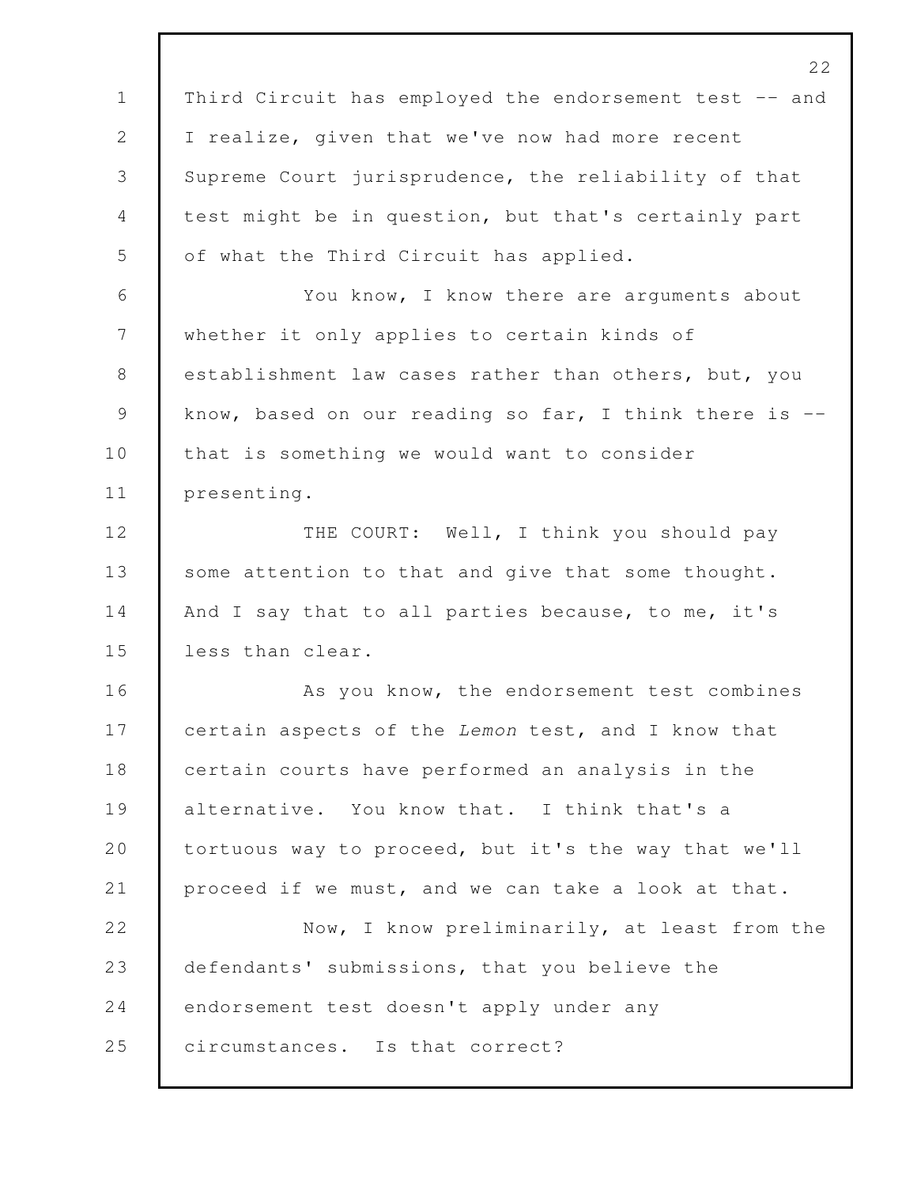Third Circuit has employed the endorsement test -- and I realize, given that we've now had more recent Supreme Court jurisprudence, the reliability of that test might be in question, but that's certainly part of what the Third Circuit has applied.

You know, I know there are arguments about whether it only applies to certain kinds of establishment law cases rather than others, but, you know, based on our reading so far, I think there is -- that is something we would want to consider presenting.

THE COURT: Well, I think you should pay some attention to that and give that some thought. And I say that to all parties because, to me, it's less than clear.

As you know, the endorsement test combines certain aspects of the *Lemon* test, and I know that certain courts have performed an analysis in the alternative. You know that. I think that's a tortuous way to proceed, but it's the way that we'll proceed if we must, and we can take a look at that.

Now, I know preliminarily, at least from the defendants' submissions, that you believe the endorsement test doesn't apply under any circumstances. Is that correct?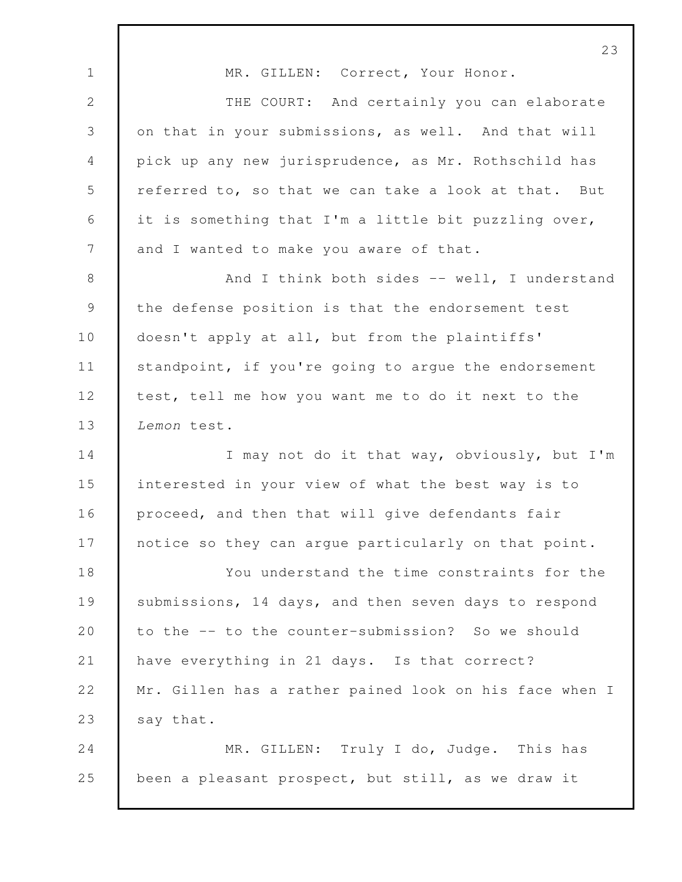MR. GILLEN: Correct, Your Honor.

THE COURT: And certainly you can elaborate on that in your submissions, as well. And that will pick up any new jurisprudence, as Mr. Rothschild has referred to, so that we can take a look at that. But it is something that I'm a little bit puzzling over, and I wanted to make you aware of that.

And I think both sides -- well, I understand the defense position is that the endorsement test doesn't apply at all, but from the plaintiffs' standpoint, if you're going to argue the endorsement test, tell me how you want me to do it next to the *Lemon* test.

I may not do it that way, obviously, but I'm interested in your view of what the best way is to proceed, and then that will give defendants fair notice so they can argue particularly on that point.

You understand the time constraints for the submissions, 14 days, and then seven days to respond to the -- to the counter-submission? So we should have everything in 21 days. Is that correct? Mr. Gillen has a rather pained look on his face when I say that.

MR. GILLEN: Truly I do, Judge. This has been a pleasant prospect, but still, as we draw it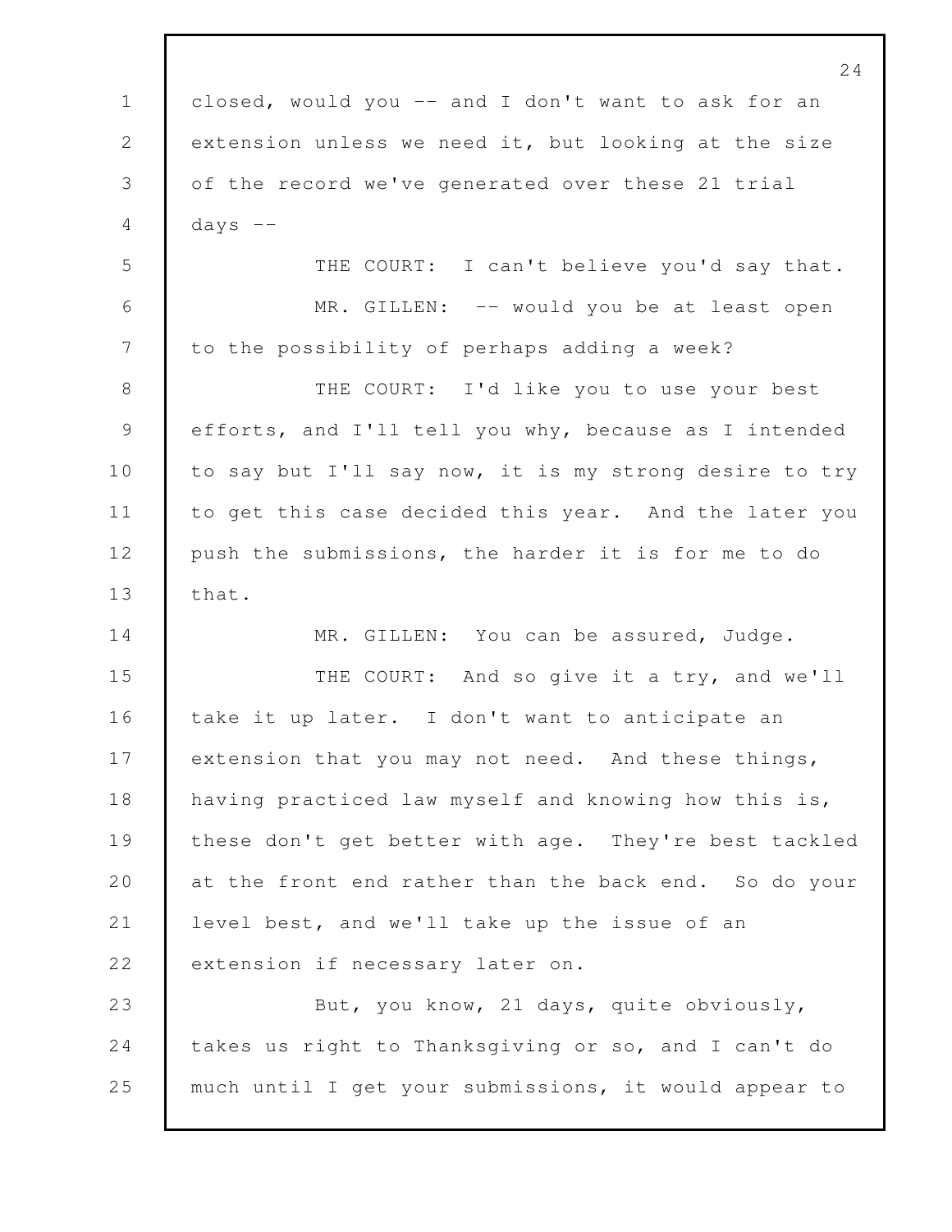closed, would you -- and I don't want to ask for an extension unless we need it, but looking at the size of the record we've generated over these 21 trial days --

THE COURT: I can't believe you'd say that.

MR. GILLEN: -- would you be at least open to the possibility of perhaps adding a week?

THE COURT: I'd like you to use your best efforts, and I'll tell you why, because as I intended to say but I'll say now, it is my strong desire to try to get this case decided this year. And the later you push the submissions, the harder it is for me to do that.

MR. GILLEN: You can be assured, Judge.

THE COURT: And so give it a try, and we'll take it up later. I don't want to anticipate an extension that you may not need. And these things, having practiced law myself and knowing how this is, these don't get better with age. They're best tackled at the front end rather than the back end. So do your level best, and we'll take up the issue of an extension if necessary later on.

But, you know, 21 days, quite obviously, takes us right to Thanksgiving or so, and I can't do much until I get your submissions, it would appear to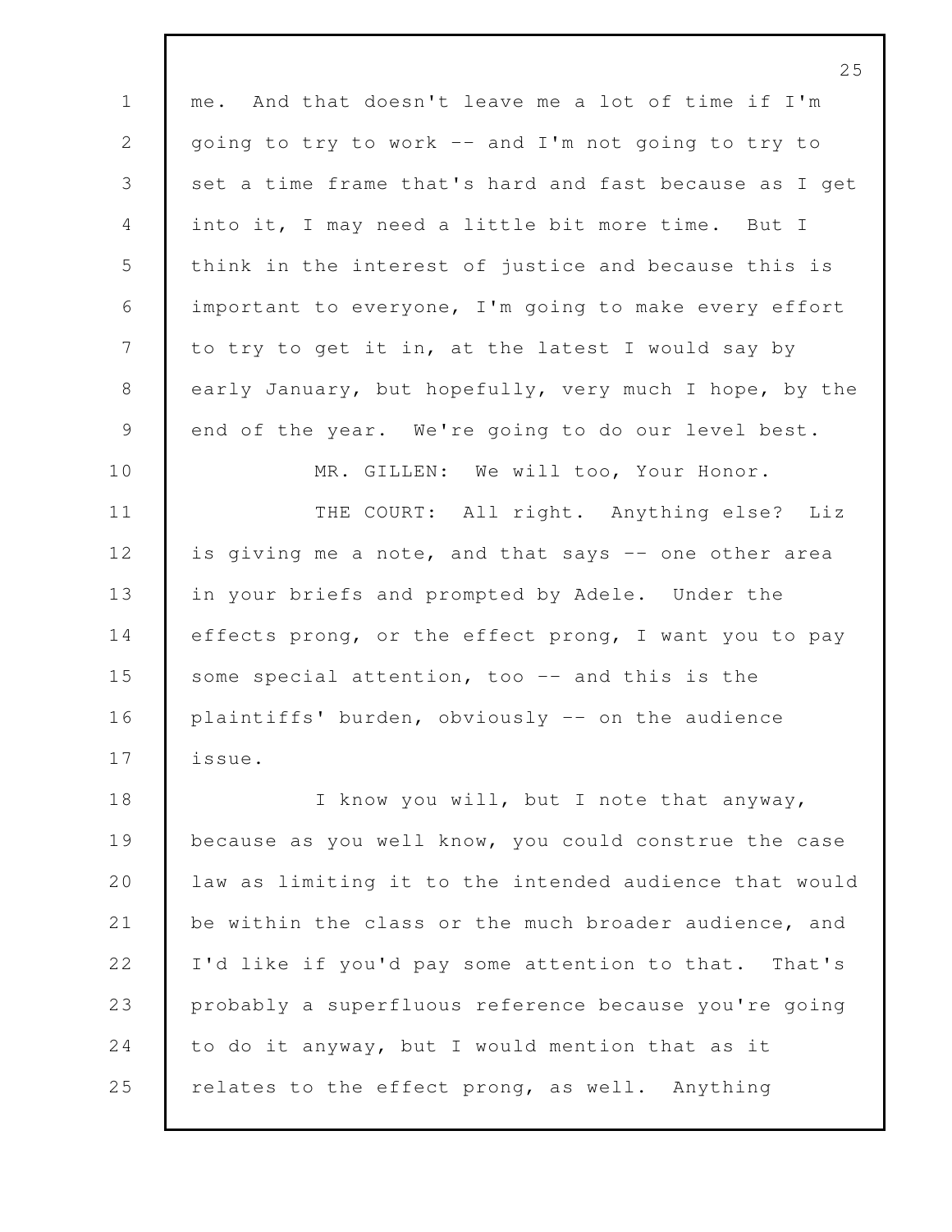me. And that doesn't leave me a lot of time if I'm going to try to work -- and I'm not going to try to set a time frame that's hard and fast because as I get into it, I may need a little bit more time. But I think in the interest of justice and because this is important to everyone, I'm going to make every effort to try to get it in, at the latest I would say by early January, but hopefully, very much I hope, by the end of the year. We're going to do our level best.

MR. GILLEN: We will too, Your Honor.

THE COURT: All right. Anything else? Liz is giving me a note, and that says -- one other area in your briefs and prompted by Adele. Under the effects prong, or the effect prong, I want you to pay some special attention, too -- and this is the plaintiffs' burden, obviously -- on the audience issue.

I know you will, but I note that anyway, because as you well know, you could construe the case law as limiting it to the intended audience that would be within the class or the much broader audience, and I'd like if you'd pay some attention to that. That's probably a superfluous reference because you're going to do it anyway, but I would mention that as it relates to the effect prong, as well. Anything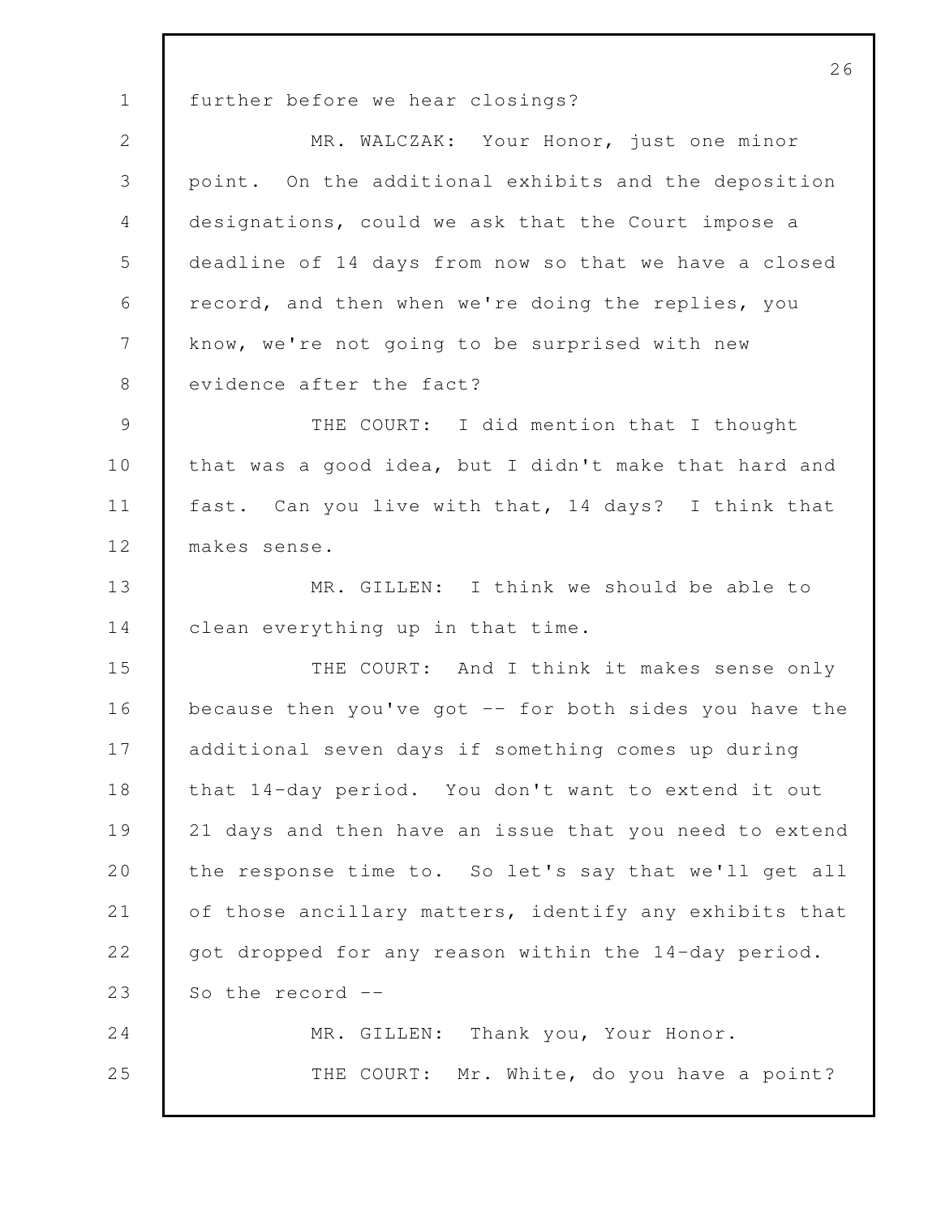further before we hear closings?

MR. WALCZAK: Your Honor, just one minor point. On the additional exhibits and the deposition designations, could we ask that the Court impose a deadline of 14 days from now so that we have a closed record, and then when we're doing the replies, you know, we're not going to be surprised with new evidence after the fact?

THE COURT: I did mention that I thought that was a good idea, but I didn't make that hard and fast. Can you live with that, 14 days? I think that makes sense.

MR. GILLEN: I think we should be able to clean everything up in that time.

THE COURT: And I think it makes sense only because then you've got -- for both sides you have the additional seven days if something comes up during that 14-day period. You don't want to extend it out 21 days and then have an issue that you need to extend the response time to. So let's say that we'll get all of those ancillary matters, identify any exhibits that got dropped for any reason within the 14-day period. So the record --

MR. GILLEN: Thank you, Your Honor.

THE COURT: Mr. White, do you have a point?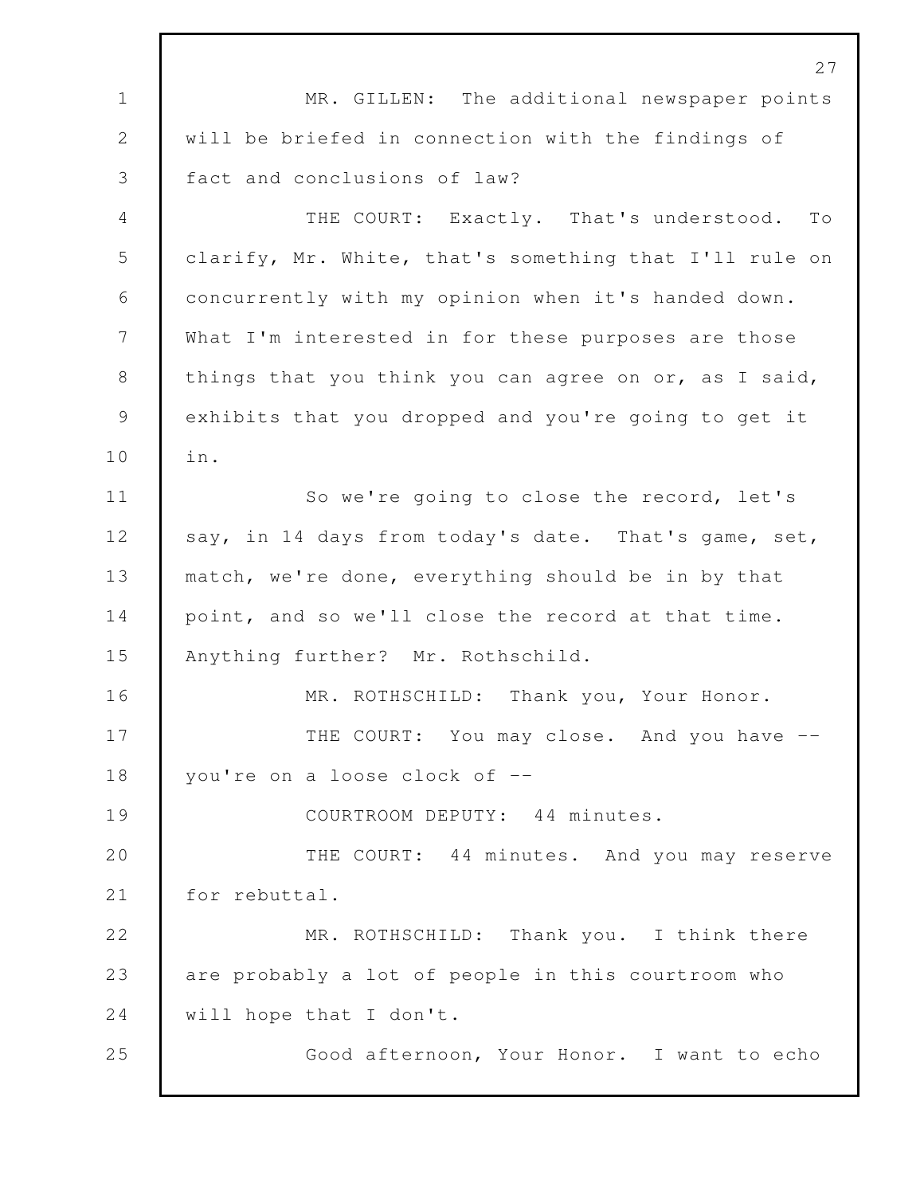MR. GILLEN: The additional newspaper points will be briefed in connection with the findings of fact and conclusions of law?

THE COURT: Exactly. That's understood. To clarify, Mr. White, that's something that I'll rule on concurrently with my opinion when it's handed down. What I'm interested in for these purposes are those things that you think you can agree on or, as I said, exhibits that you dropped and you're going to get it in.

So we're going to close the record, let's say, in 14 days from today's date. That's game, set, match, we're done, everything should be in by that point, and so we'll close the record at that time. Anything further? Mr. Rothschild.

MR. ROTHSCHILD: Thank you, Your Honor.

THE COURT: You may close. And you have -- you're on a loose clock of --

COURTROOM DEPUTY: 44 minutes.

THE COURT: 44 minutes. And you may reserve for rebuttal.

MR. ROTHSCHILD: Thank you. I think there are probably a lot of people in this courtroom who will hope that I don't.

Good afternoon, Your Honor. I want to echo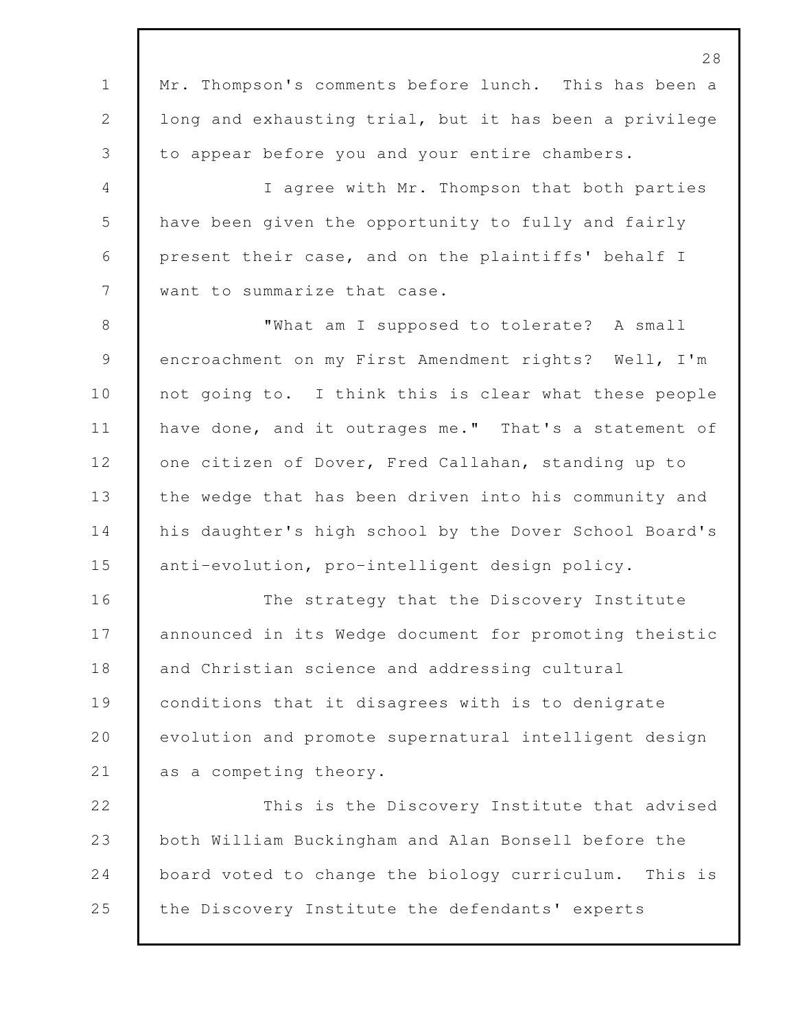Mr. Thompson's comments before lunch. This has been a long and exhausting trial, but it has been a privilege to appear before you and your entire chambers.

I agree with Mr. Thompson that both parties have been given the opportunity to fully and fairly present their case, and on the plaintiffs' behalf I want to summarize that case.

"What am I supposed to tolerate? A small encroachment on my First Amendment rights? Well, I'm not going to. I think this is clear what these people have done, and it outrages me." That's a statement of one citizen of Dover, Fred Callahan, standing up to the wedge that has been driven into his community and his daughter's high school by the Dover School Board's anti-evolution, pro-intelligent design policy.

The strategy that the Discovery Institute announced in its Wedge document for promoting theistic and Christian science and addressing cultural conditions that it disagrees with is to denigrate evolution and promote supernatural intelligent design as a competing theory.

This is the Discovery Institute that advised both William Buckingham and Alan Bonsell before the board voted to change the biology curriculum. This is the Discovery Institute the defendants' experts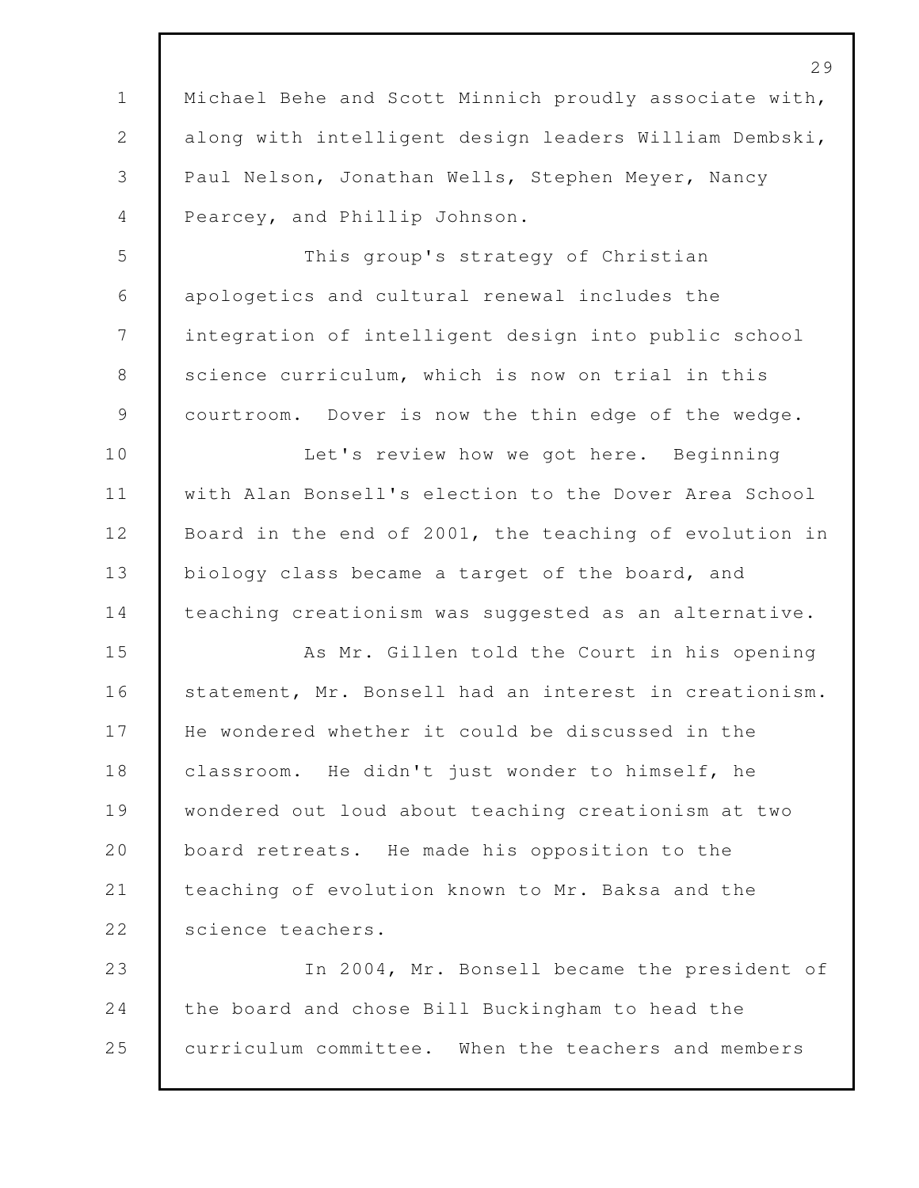Michael Behe and Scott Minnich proudly associate with, along with intelligent design leaders William Dembski, Paul Nelson, Jonathan Wells, Stephen Meyer, Nancy Pearcey, and Phillip Johnson.

This group's strategy of Christian apologetics and cultural renewal includes the integration of intelligent design into public school science curriculum, which is now on trial in this courtroom. Dover is now the thin edge of the wedge.

Let's review how we got here. Beginning with Alan Bonsell's election to the Dover Area School Board in the end of 2001, the teaching of evolution in biology class became a target of the board, and teaching creationism was suggested as an alternative.

As Mr. Gillen told the Court in his opening statement, Mr. Bonsell had an interest in creationism. He wondered whether it could be discussed in the classroom. He didn't just wonder to himself, he wondered out loud about teaching creationism at two board retreats. He made his opposition to the teaching of evolution known to Mr. Baksa and the science teachers.

In 2004, Mr. Bonsell became the president of the board and chose Bill Buckingham to head the curriculum committee. When the teachers and members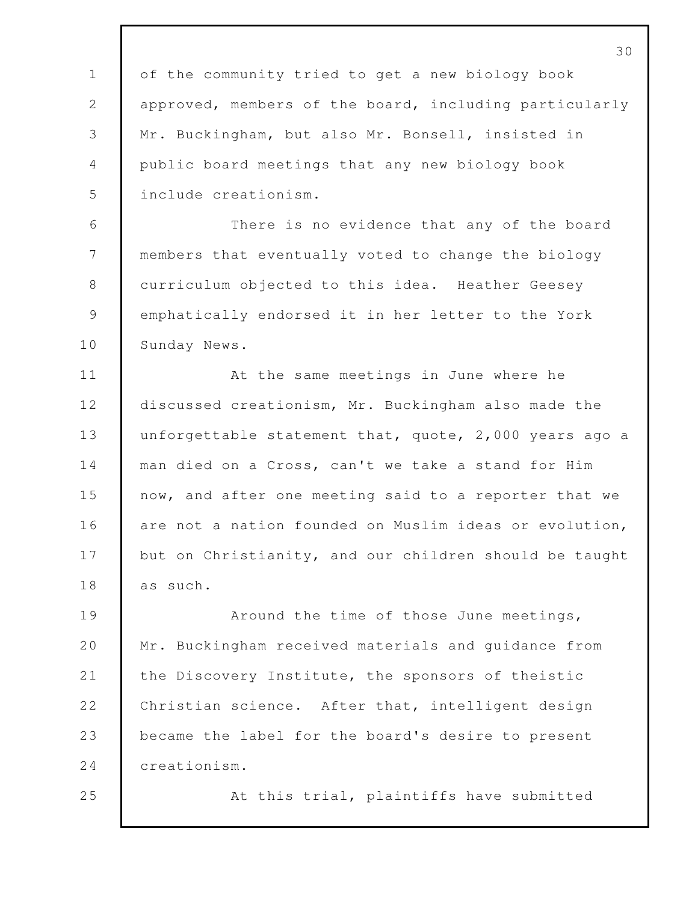of the community tried to get a new biology book approved, members of the board, including particularly Mr. Buckingham, but also Mr. Bonsell, insisted in public board meetings that any new biology book include creationism.

There is no evidence that any of the board members that eventually voted to change the biology curriculum objected to this idea. Heather Geesey emphatically endorsed it in her letter to the York Sunday News.

At the same meetings in June where he discussed creationism, Mr. Buckingham also made the unforgettable statement that, quote, 2,000 years ago a man died on a Cross, can't we take a stand for Him now, and after one meeting said to a reporter that we are not a nation founded on Muslim ideas or evolution, but on Christianity, and our children should be taught as such.

Around the time of those June meetings, Mr. Buckingham received materials and guidance from the Discovery Institute, the sponsors of theistic Christian science. After that, intelligent design became the label for the board's desire to present creationism.

At this trial, plaintiffs have submitted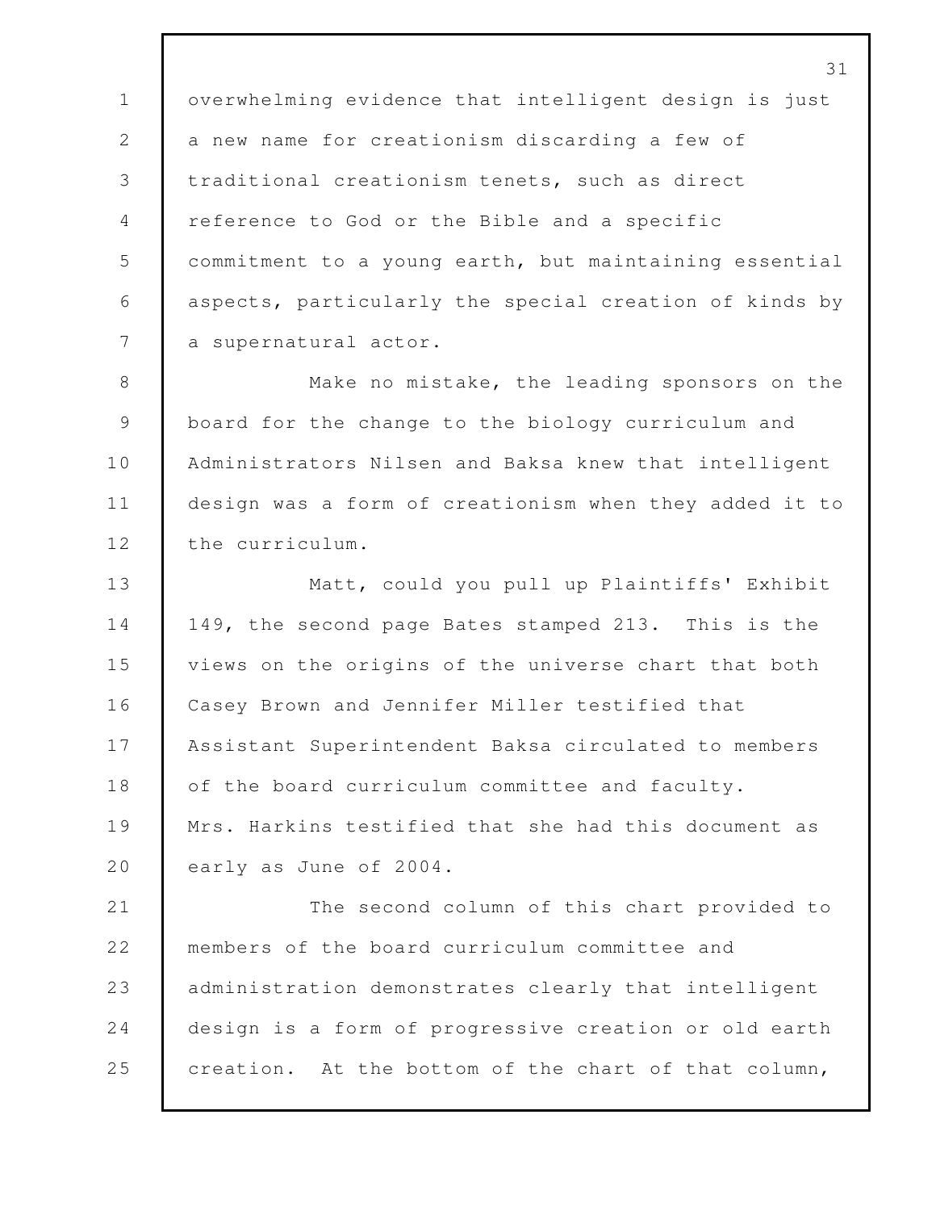overwhelming evidence that intelligent design is just a new name for creationism discarding a few of traditional creationism tenets, such as direct reference to God or the Bible and a specific commitment to a young earth, but maintaining essential aspects, particularly the special creation of kinds by a supernatural actor.

Make no mistake, the leading sponsors on the board for the change to the biology curriculum and Administrators Nilsen and Baksa knew that intelligent design was a form of creationism when they added it to the curriculum.

Matt, could you pull up Plaintiffs' Exhibit 149, the second page Bates stamped 213. This is the views on the origins of the universe chart that both Casey Brown and Jennifer Miller testified that Assistant Superintendent Baksa circulated to members of the board curriculum committee and faculty. Mrs. Harkins testified that she had this document as early as June of 2004.

The second column of this chart provided to members of the board curriculum committee and administration demonstrates clearly that intelligent design is a form of progressive creation or old earth creation. At the bottom of the chart of that column,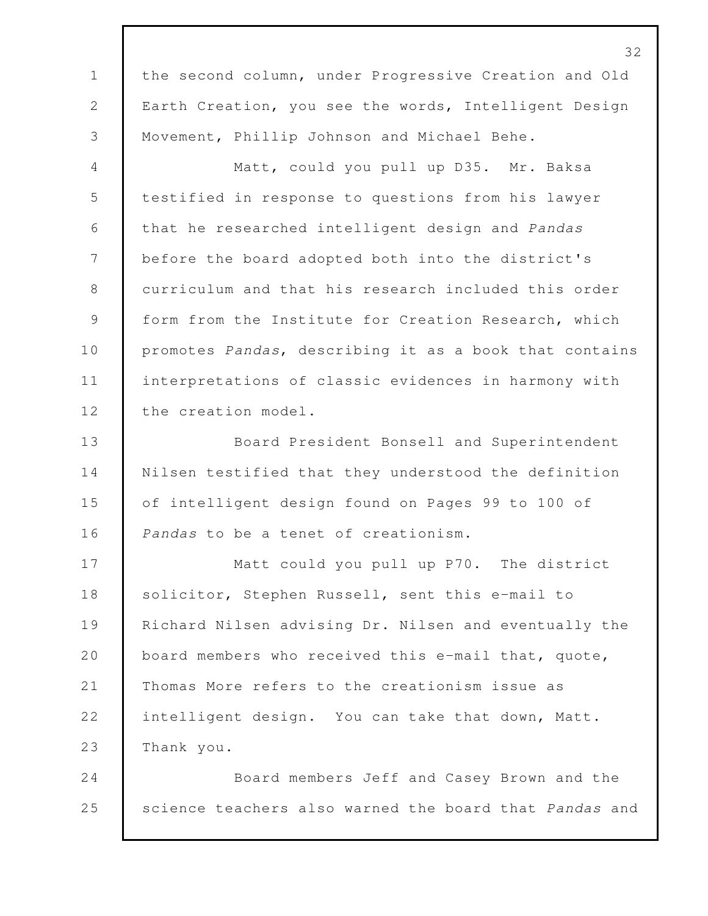the second column, under Progressive Creation and Old Earth Creation, you see the words, Intelligent Design Movement, Phillip Johnson and Michael Behe.

Matt, could you pull up D35. Mr. Baksa testified in response to questions from his lawyer that he researched intelligent design and *Pandas* before the board adopted both into the district's curriculum and that his research included this order form from the Institute for Creation Research, which promotes *Pandas*, describing it as a book that contains interpretations of classic evidences in harmony with the creation model.

Board President Bonsell and Superintendent Nilsen testified that they understood the definition of intelligent design found on Pages 99 to 100 of *Pandas* to be a tenet of creationism.

Matt could you pull up P70. The district solicitor, Stephen Russell, sent this e-mail to Richard Nilsen advising Dr. Nilsen and eventually the board members who received this e-mail that, quote, Thomas More refers to the creationism issue as intelligent design. You can take that down, Matt. Thank you.

Board members Jeff and Casey Brown and the science teachers also warned the board that *Pandas* and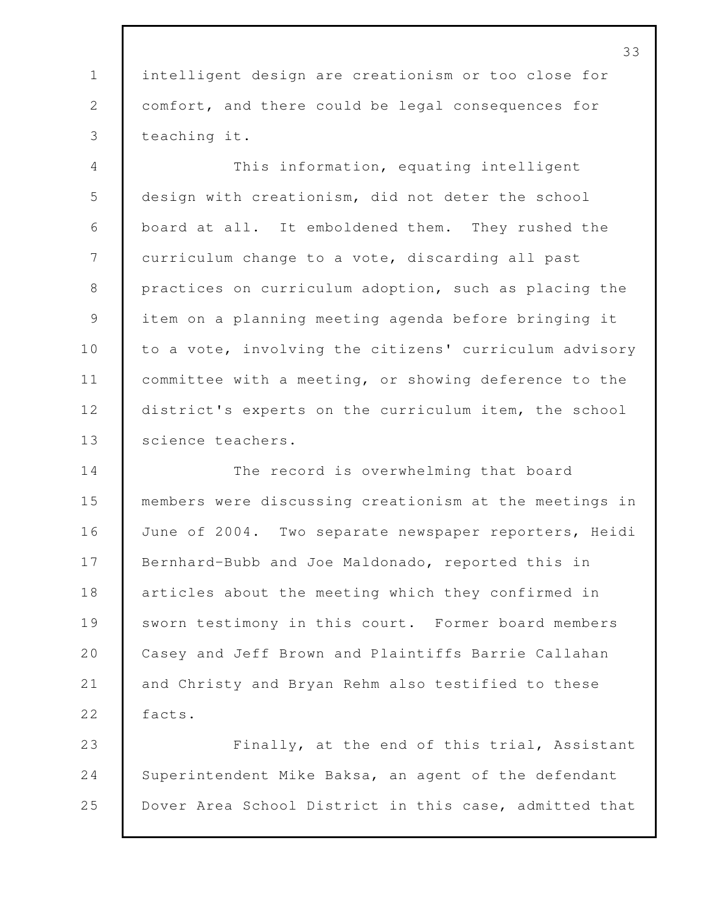intelligent design are creationism or too close for comfort, and there could be legal consequences for teaching it.

This information, equating intelligent design with creationism, did not deter the school board at all. It emboldened them. They rushed the curriculum change to a vote, discarding all past practices on curriculum adoption, such as placing the item on a planning meeting agenda before bringing it to a vote, involving the citizens' curriculum advisory committee with a meeting, or showing deference to the district's experts on the curriculum item, the school science teachers.

The record is overwhelming that board members were discussing creationism at the meetings in June of 2004. Two separate newspaper reporters, Heidi Bernhard-Bubb and Joe Maldonado, reported this in articles about the meeting which they confirmed in sworn testimony in this court. Former board members Casey and Jeff Brown and Plaintiffs Barrie Callahan and Christy and Bryan Rehm also testified to these facts.

Finally, at the end of this trial, Assistant Superintendent Mike Baksa, an agent of the defendant Dover Area School District in this case, admitted that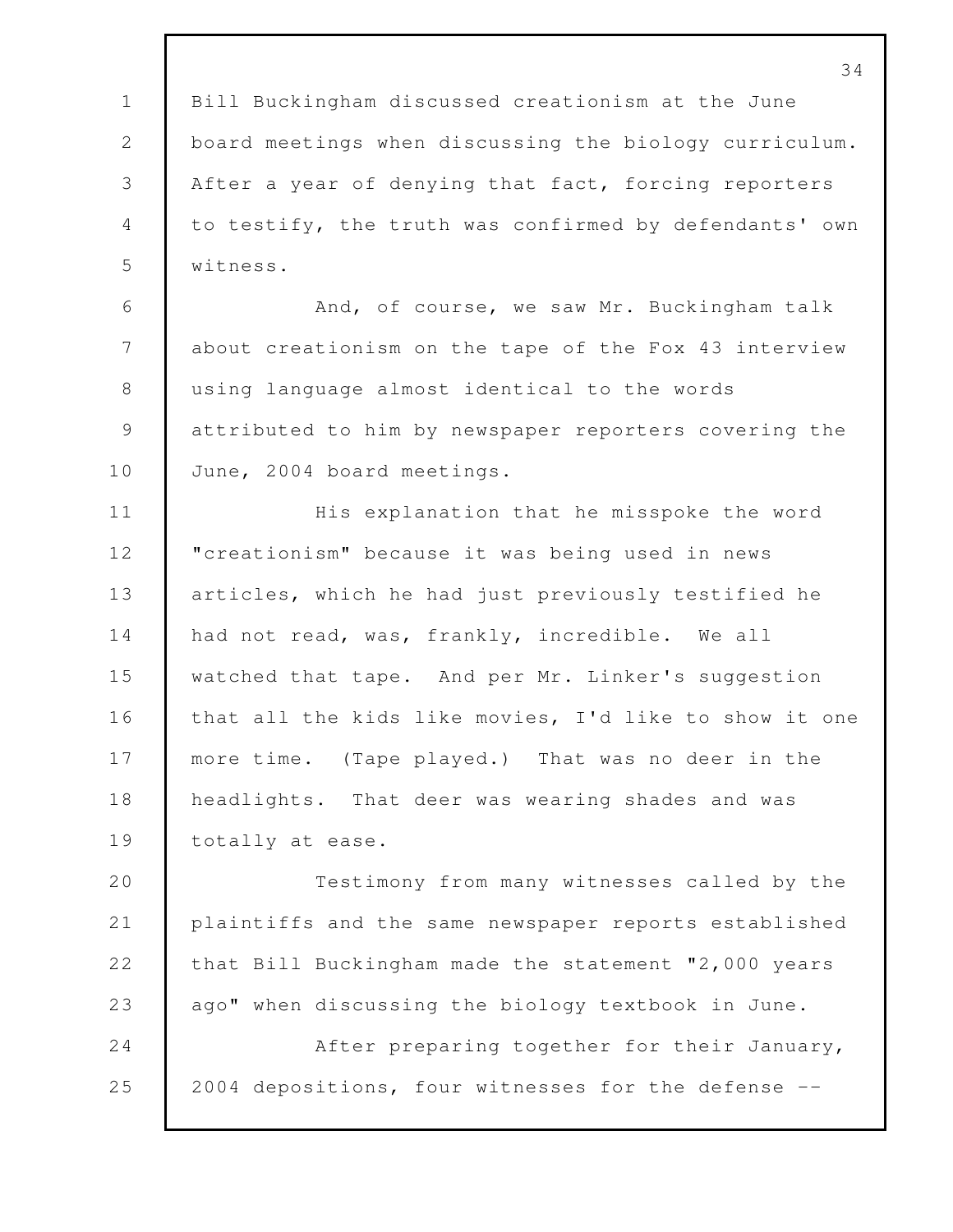Bill Buckingham discussed creationism at the June board meetings when discussing the biology curriculum. After a year of denying that fact, forcing reporters to testify, the truth was confirmed by defendants' own witness.

And, of course, we saw Mr. Buckingham talk about creationism on the tape of the Fox 43 interview using language almost identical to the words attributed to him by newspaper reporters covering the June, 2004 board meetings.

His explanation that he misspoke the word "creationism" because it was being used in news articles, which he had just previously testified he had not read, was, frankly, incredible. We all watched that tape. And per Mr. Linker's suggestion that all the kids like movies, I'd like to show it one more time. (Tape played.) That was no deer in the headlights. That deer was wearing shades and was totally at ease.

Testimony from many witnesses called by the plaintiffs and the same newspaper reports established that Bill Buckingham made the statement "2,000 years ago" when discussing the biology textbook in June.

After preparing together for their January, 2004 depositions, four witnesses for the defense --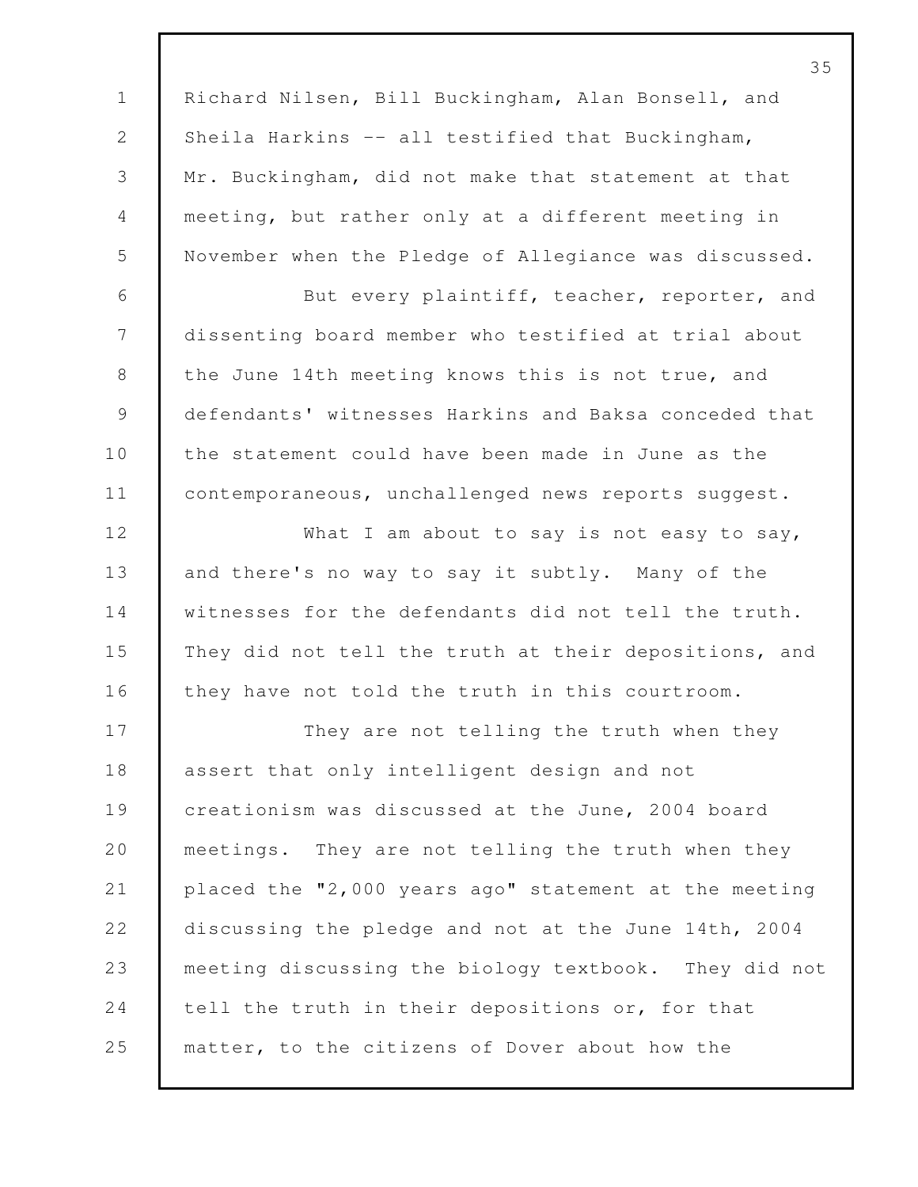Richard Nilsen, Bill Buckingham, Alan Bonsell, and Sheila Harkins -- all testified that Buckingham, Mr. Buckingham, did not make that statement at that meeting, but rather only at a different meeting in November when the Pledge of Allegiance was discussed.

But every plaintiff, teacher, reporter, and dissenting board member who testified at trial about the June 14th meeting knows this is not true, and defendants' witnesses Harkins and Baksa conceded that the statement could have been made in June as the contemporaneous, unchallenged news reports suggest.

What I am about to say is not easy to say, and there's no way to say it subtly. Many of the witnesses for the defendants did not tell the truth. They did not tell the truth at their depositions, and they have not told the truth in this courtroom.

They are not telling the truth when they assert that only intelligent design and not creationism was discussed at the June, 2004 board meetings. They are not telling the truth when they placed the "2,000 years ago" statement at the meeting discussing the pledge and not at the June 14th, 2004 meeting discussing the biology textbook. They did not tell the truth in their depositions or, for that matter, to the citizens of Dover about how the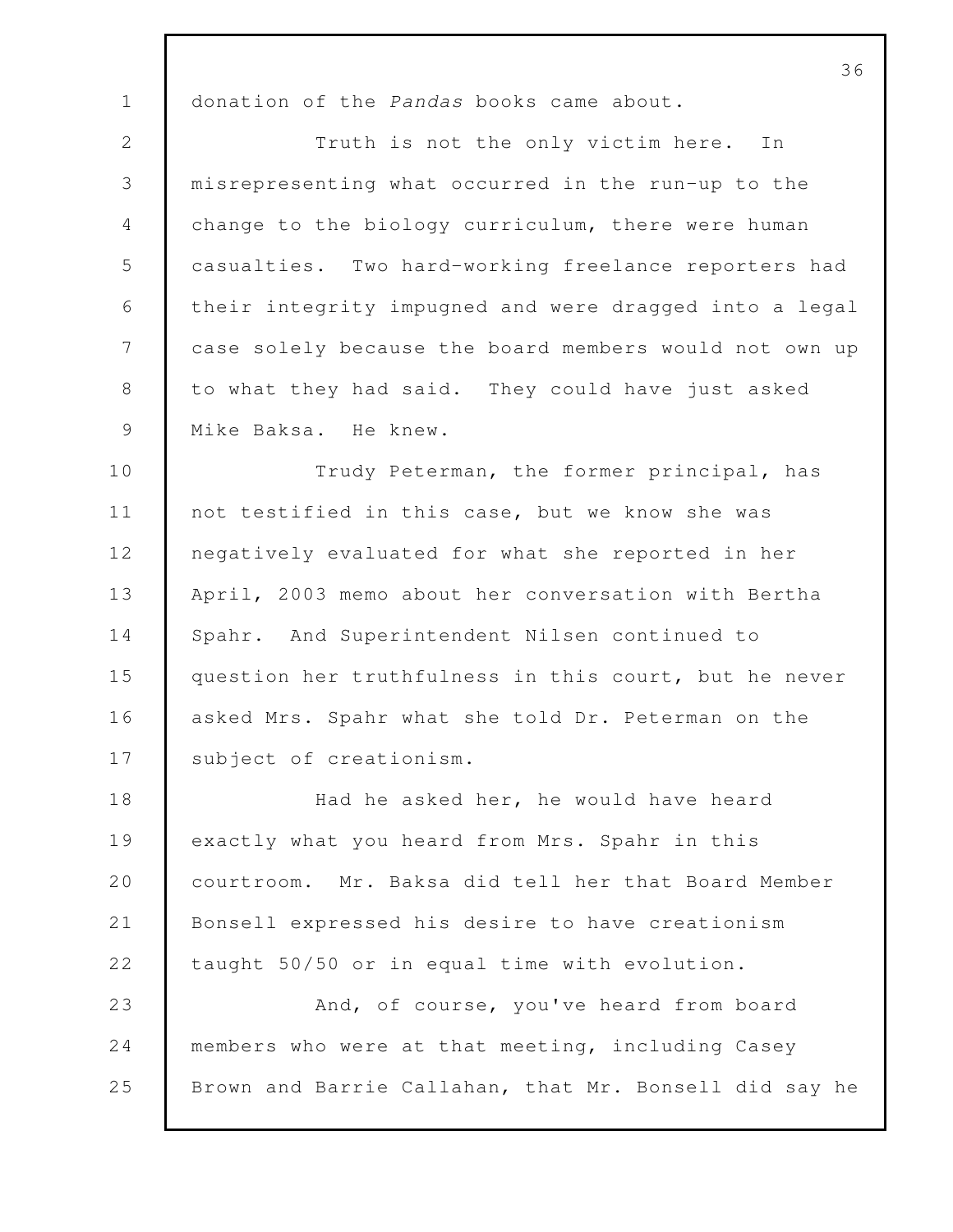donation of the *Pandas* books came about.

Truth is not the only victim here. In misrepresenting what occurred in the run-up to the change to the biology curriculum, there were human casualties. Two hard-working freelance reporters had their integrity impugned and were dragged into a legal case solely because the board members would not own up to what they had said. They could have just asked Mike Baksa. He knew.

Trudy Peterman, the former principal, has not testified in this case, but we know she was negatively evaluated for what she reported in her April, 2003 memo about her conversation with Bertha Spahr. And Superintendent Nilsen continued to question her truthfulness in this court, but he never asked Mrs. Spahr what she told Dr. Peterman on the subject of creationism.

Had he asked her, he would have heard exactly what you heard from Mrs. Spahr in this courtroom. Mr. Baksa did tell her that Board Member Bonsell expressed his desire to have creationism taught 50/50 or in equal time with evolution.

And, of course, you've heard from board members who were at that meeting, including Casey Brown and Barrie Callahan, that Mr. Bonsell did say he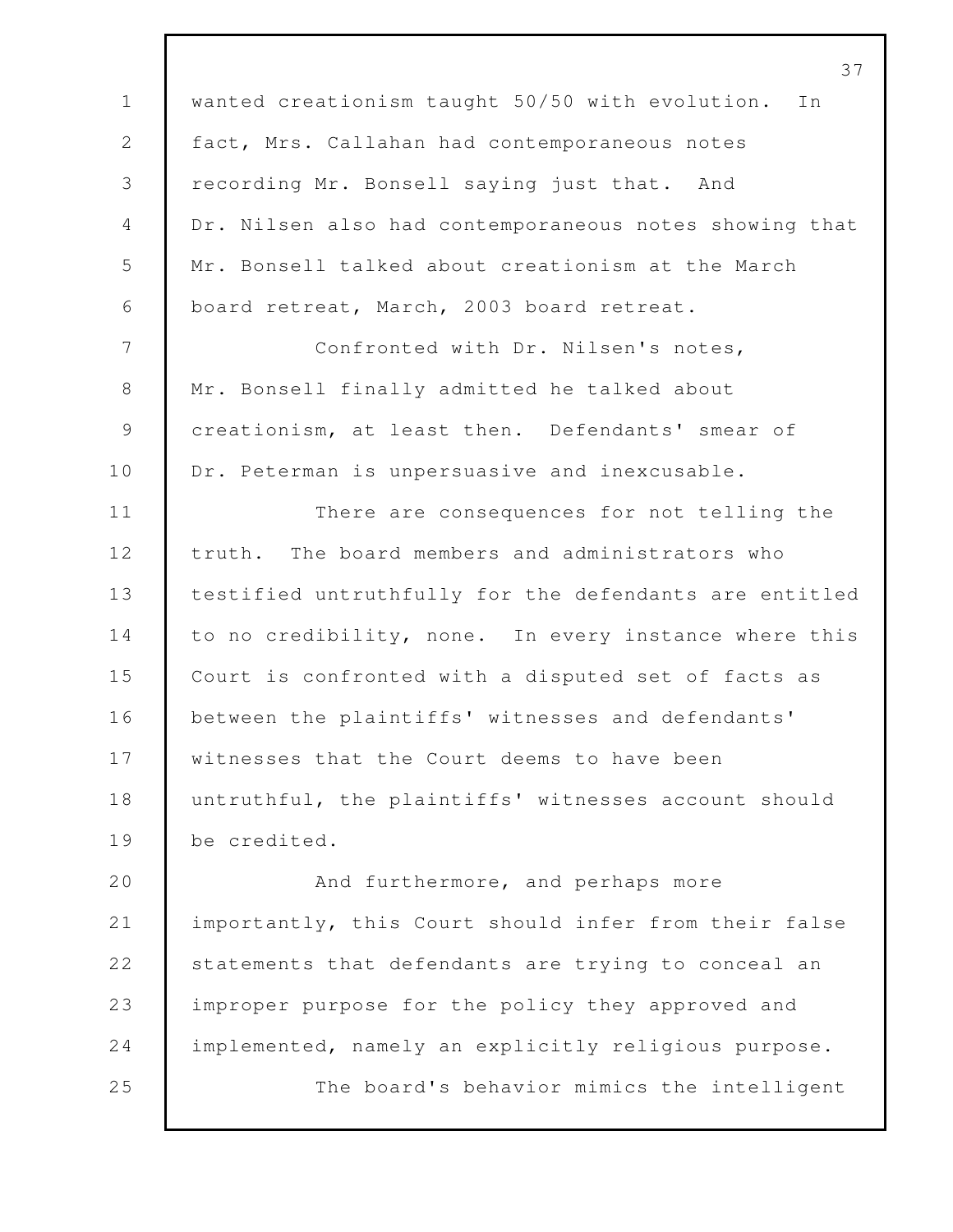wanted creationism taught 50/50 with evolution. In fact, Mrs. Callahan had contemporaneous notes recording Mr. Bonsell saying just that. And Dr. Nilsen also had contemporaneous notes showing that Mr. Bonsell talked about creationism at the March board retreat, March, 2003 board retreat.

Confronted with Dr. Nilsen's notes, Mr. Bonsell finally admitted he talked about creationism, at least then. Defendants' smear of Dr. Peterman is unpersuasive and inexcusable.

There are consequences for not telling the truth. The board members and administrators who testified untruthfully for the defendants are entitled to no credibility, none. In every instance where this Court is confronted with a disputed set of facts as between the plaintiffs' witnesses and defendants' witnesses that the Court deems to have been untruthful, the plaintiffs' witnesses account should be credited.

And furthermore, and perhaps more importantly, this Court should infer from their false statements that defendants are trying to conceal an improper purpose for the policy they approved and implemented, namely an explicitly religious purpose.

The board's behavior mimics the intelligent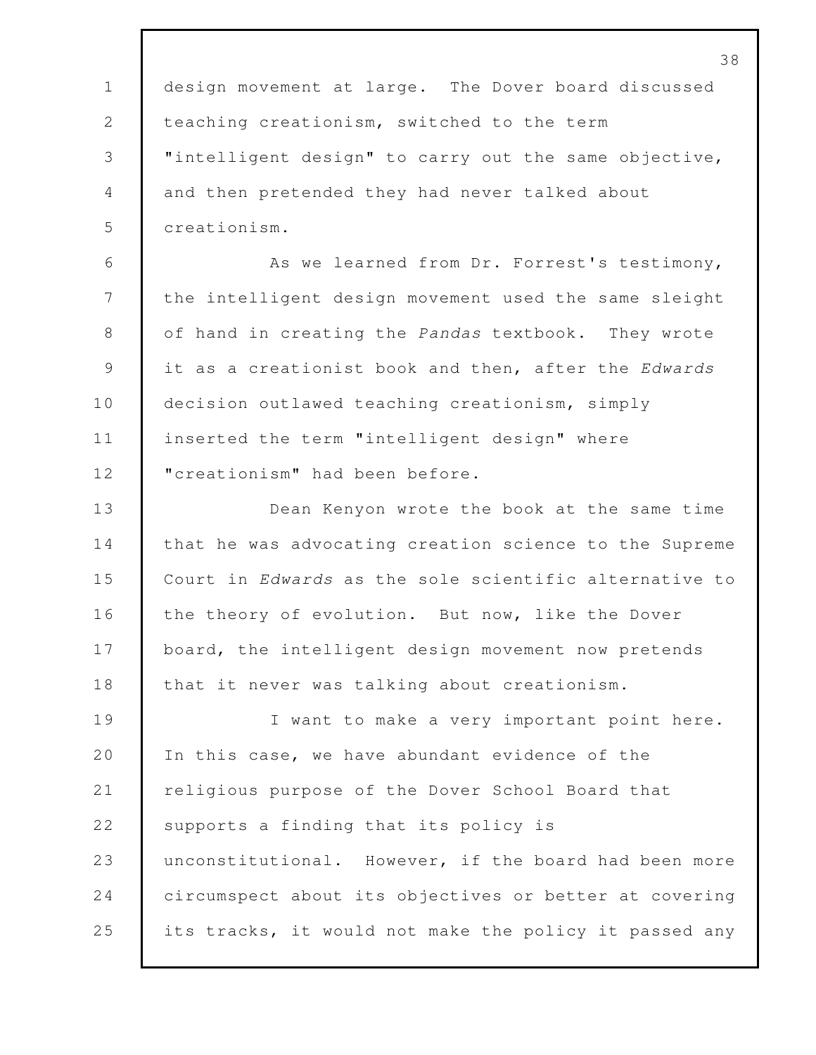design movement at large. The Dover board discussed teaching creationism, switched to the term "intelligent design" to carry out the same objective, and then pretended they had never talked about creationism.

As we learned from Dr. Forrest's testimony, the intelligent design movement used the same sleight of hand in creating the *Pandas* textbook. They wrote it as a creationist book and then, after the *Edwards* decision outlawed teaching creationism, simply inserted the term "intelligent design" where "creationism" had been before.

Dean Kenyon wrote the book at the same time that he was advocating creation science to the Supreme Court in *Edwards* as the sole scientific alternative to the theory of evolution. But now, like the Dover board, the intelligent design movement now pretends that it never was talking about creationism.

I want to make a very important point here. In this case, we have abundant evidence of the religious purpose of the Dover School Board that supports a finding that its policy is unconstitutional. However, if the board had been more circumspect about its objectives or better at covering its tracks, it would not make the policy it passed any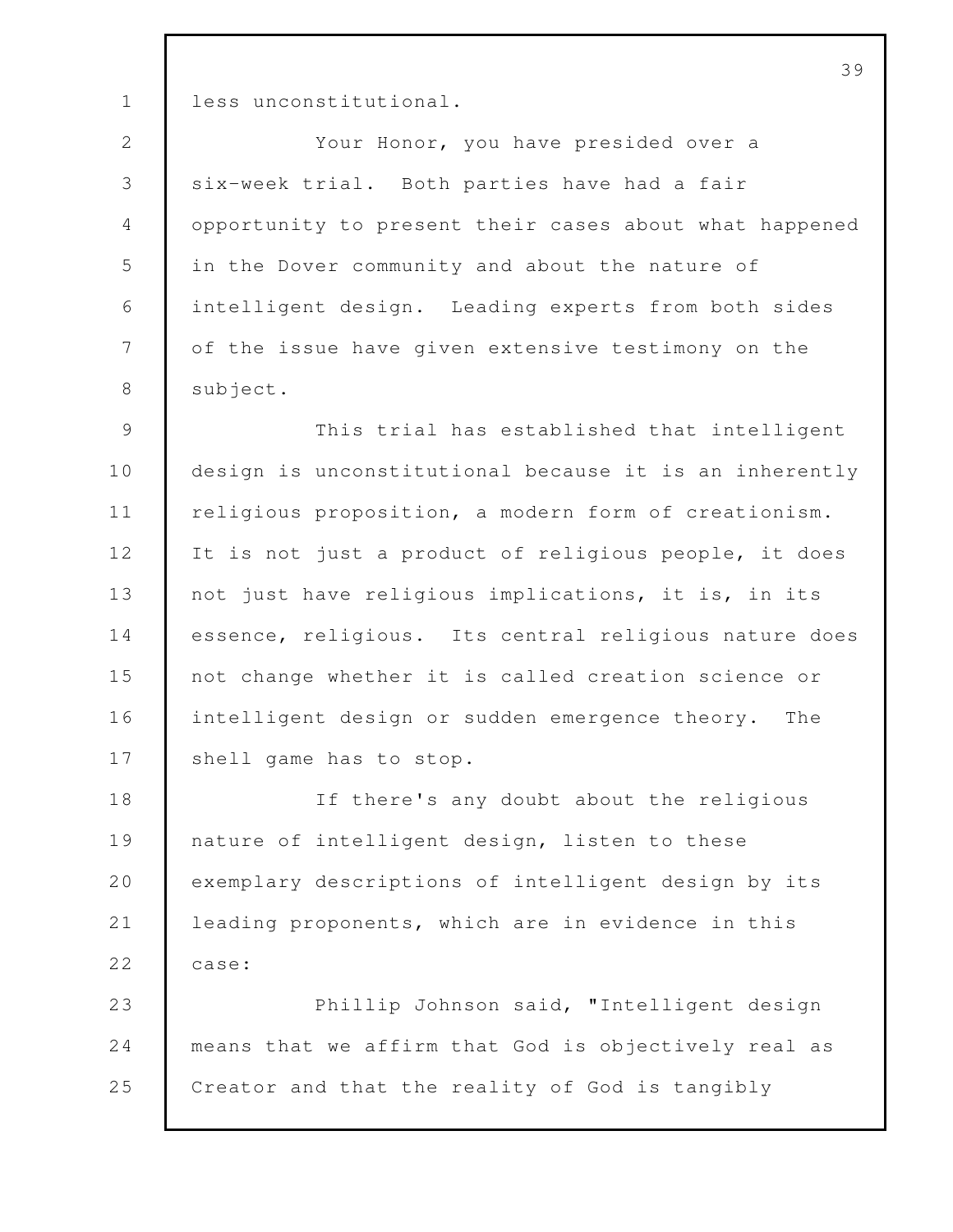less unconstitutional.

Your Honor, you have presided over a six-week trial. Both parties have had a fair opportunity to present their cases about what happened in the Dover community and about the nature of intelligent design. Leading experts from both sides of the issue have given extensive testimony on the subject.

This trial has established that intelligent design is unconstitutional because it is an inherently religious proposition, a modern form of creationism. It is not just a product of religious people, it does not just have religious implications, it is, in its essence, religious. Its central religious nature does not change whether it is called creation science or intelligent design or sudden emergence theory. The shell game has to stop.

If there's any doubt about the religious nature of intelligent design, listen to these exemplary descriptions of intelligent design by its leading proponents, which are in evidence in this case:

Phillip Johnson said, "Intelligent design means that we affirm that God is objectively real as Creator and that the reality of God is tangibly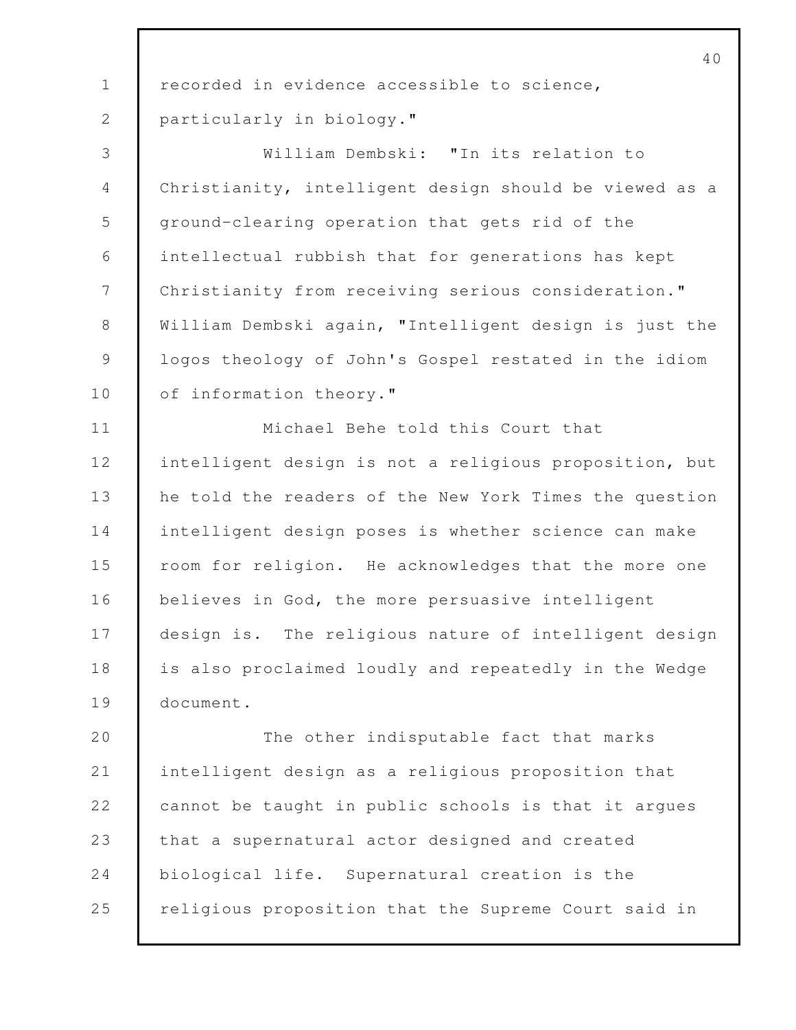recorded in evidence accessible to science, particularly in biology."

William Dembski: "In its relation to Christianity, intelligent design should be viewed as a ground-clearing operation that gets rid of the intellectual rubbish that for generations has kept Christianity from receiving serious consideration." William Dembski again, "Intelligent design is just the logos theology of John's Gospel restated in the idiom of information theory."

Michael Behe told this Court that intelligent design is not a religious proposition, but he told the readers of the New York Times the question intelligent design poses is whether science can make room for religion. He acknowledges that the more one believes in God, the more persuasive intelligent design is. The religious nature of intelligent design is also proclaimed loudly and repeatedly in the Wedge document.

The other indisputable fact that marks intelligent design as a religious proposition that cannot be taught in public schools is that it argues that a supernatural actor designed and created biological life. Supernatural creation is the religious proposition that the Supreme Court said in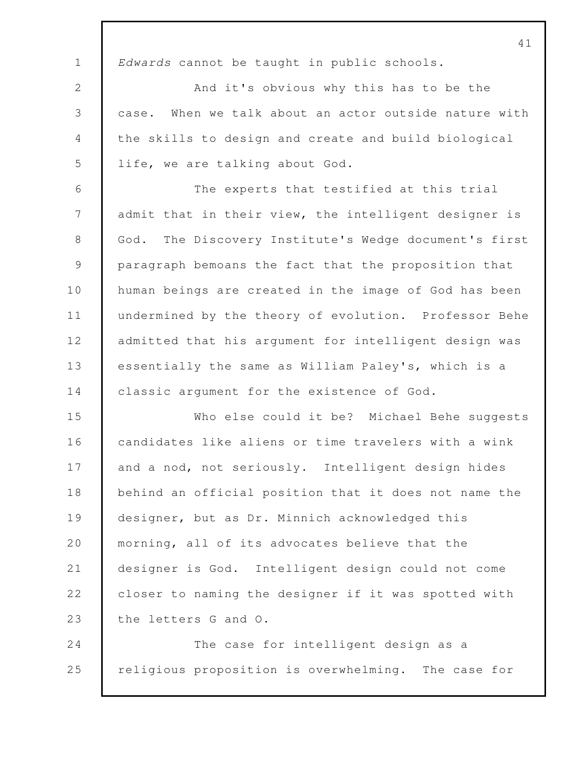*Edwards* cannot be taught in public schools.

And it's obvious why this has to be the case. When we talk about an actor outside nature with the skills to design and create and build biological life, we are talking about God.

The experts that testified at this trial admit that in their view, the intelligent designer is God. The Discovery Institute's Wedge document's first paragraph bemoans the fact that the proposition that human beings are created in the image of God has been undermined by the theory of evolution. Professor Behe admitted that his argument for intelligent design was essentially the same as William Paley's, which is a classic argument for the existence of God.

Who else could it be? Michael Behe suggests candidates like aliens or time travelers with a wink and a nod, not seriously. Intelligent design hides behind an official position that it does not name the designer, but as Dr. Minnich acknowledged this morning, all of its advocates believe that the designer is God. Intelligent design could not come closer to naming the designer if it was spotted with the letters G and O.

The case for intelligent design as a religious proposition is overwhelming. The case for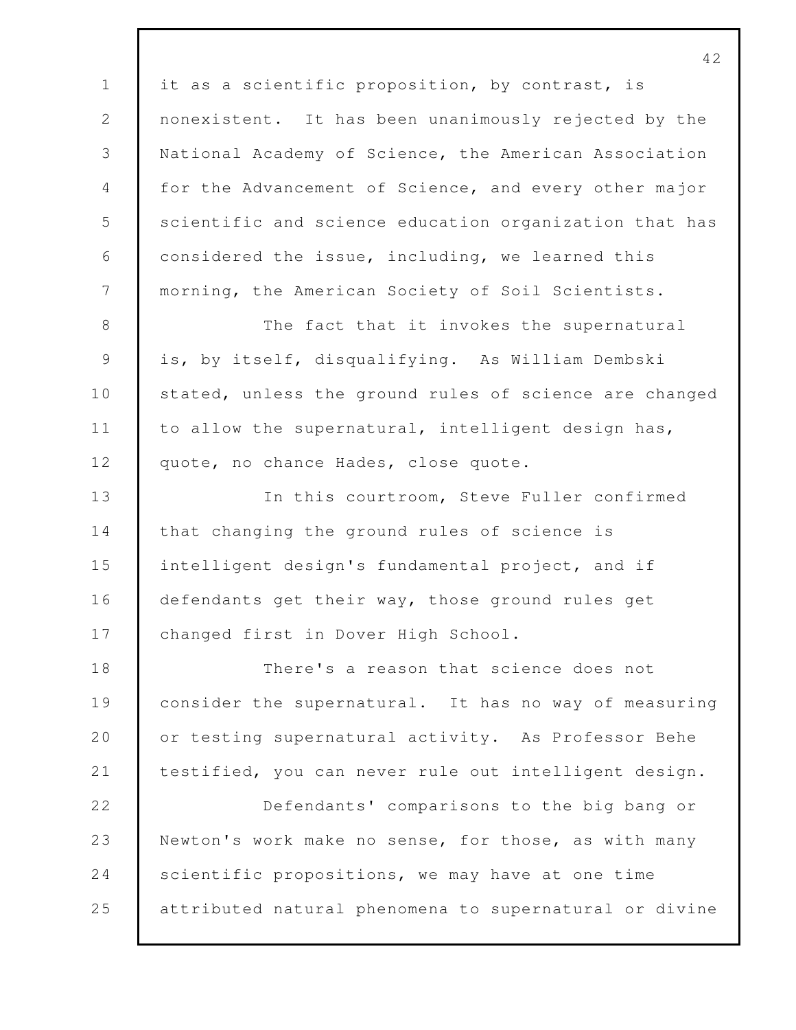it as a scientific proposition, by contrast, is nonexistent. It has been unanimously rejected by the National Academy of Science, the American Association for the Advancement of Science, and every other major scientific and science education organization that has considered the issue, including, we learned this morning, the American Society of Soil Scientists.

The fact that it invokes the supernatural is, by itself, disqualifying. As William Dembski stated, unless the ground rules of science are changed to allow the supernatural, intelligent design has, quote, no chance Hades, close quote.

In this courtroom, Steve Fuller confirmed that changing the ground rules of science is intelligent design's fundamental project, and if defendants get their way, those ground rules get changed first in Dover High School.

There's a reason that science does not consider the supernatural. It has no way of measuring or testing supernatural activity. As Professor Behe testified, you can never rule out intelligent design.

Defendants' comparisons to the big bang or Newton's work make no sense, for those, as with many scientific propositions, we may have at one time attributed natural phenomena to supernatural or divine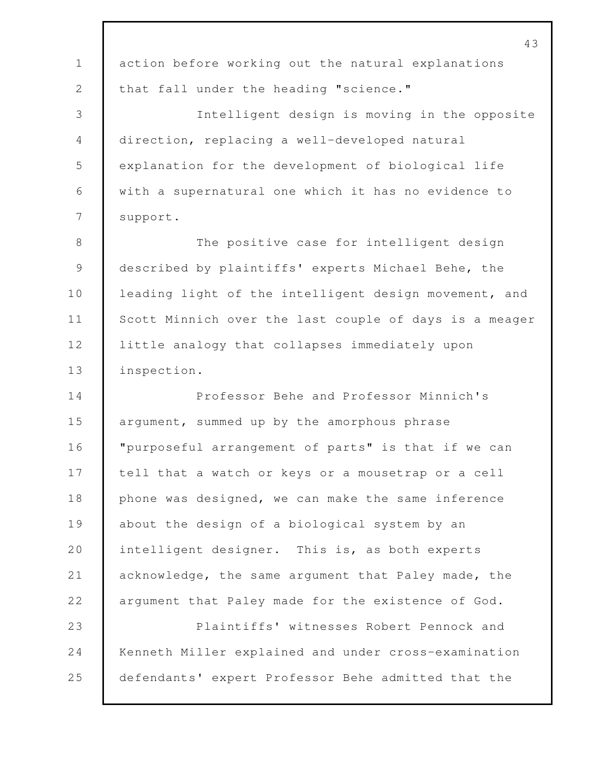action before working out the natural explanations that fall under the heading "science."

Intelligent design is moving in the opposite direction, replacing a well-developed natural explanation for the development of biological life with a supernatural one which it has no evidence to support.

The positive case for intelligent design described by plaintiffs' experts Michael Behe, the leading light of the intelligent design movement, and Scott Minnich over the last couple of days is a meager little analogy that collapses immediately upon inspection.

Professor Behe and Professor Minnich's argument, summed up by the amorphous phrase "purposeful arrangement of parts" is that if we can tell that a watch or keys or a mousetrap or a cell phone was designed, we can make the same inference about the design of a biological system by an intelligent designer. This is, as both experts acknowledge, the same argument that Paley made, the argument that Paley made for the existence of God.

Plaintiffs' witnesses Robert Pennock and Kenneth Miller explained and under cross-examination defendants' expert Professor Behe admitted that the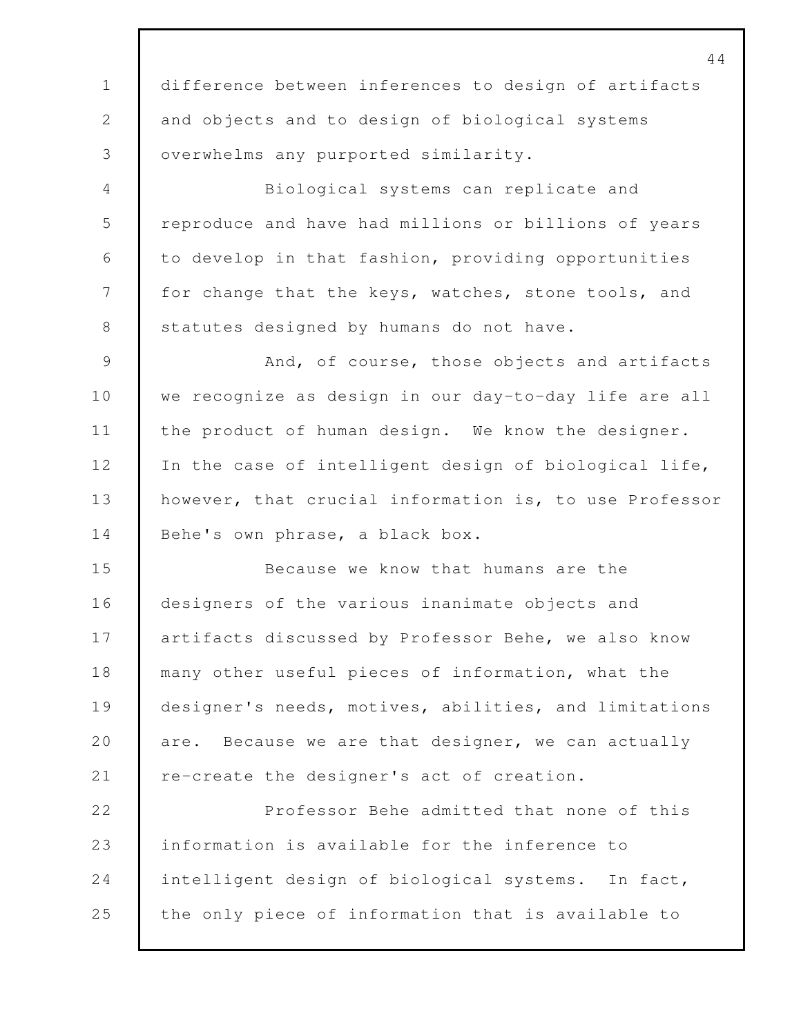difference between inferences to design of artifacts and objects and to design of biological systems overwhelms any purported similarity.

Biological systems can replicate and reproduce and have had millions or billions of years to develop in that fashion, providing opportunities for change that the keys, watches, stone tools, and statutes designed by humans do not have.

And, of course, those objects and artifacts we recognize as design in our day-to-day life are all the product of human design. We know the designer. In the case of intelligent design of biological life, however, that crucial information is, to use Professor Behe's own phrase, a black box.

Because we know that humans are the designers of the various inanimate objects and artifacts discussed by Professor Behe, we also know many other useful pieces of information, what the designer's needs, motives, abilities, and limitations are. Because we are that designer, we can actually re-create the designer's act of creation.

Professor Behe admitted that none of this information is available for the inference to intelligent design of biological systems. In fact, the only piece of information that is available to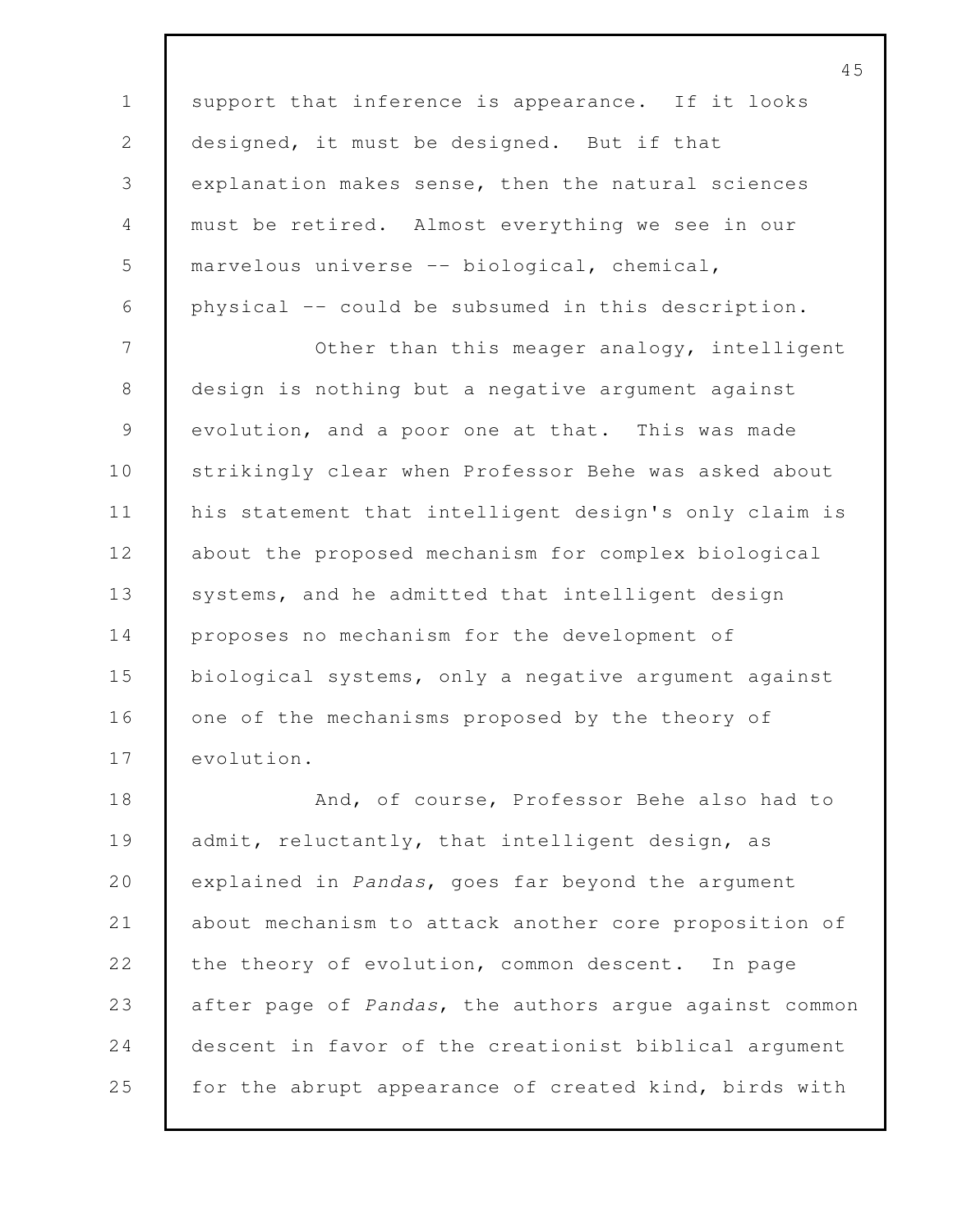support that inference is appearance. If it looks designed, it must be designed. But if that explanation makes sense, then the natural sciences must be retired. Almost everything we see in our marvelous universe -- biological, chemical, physical -- could be subsumed in this description.

Other than this meager analogy, intelligent design is nothing but a negative argument against evolution, and a poor one at that. This was made strikingly clear when Professor Behe was asked about his statement that intelligent design's only claim is about the proposed mechanism for complex biological systems, and he admitted that intelligent design proposes no mechanism for the development of biological systems, only a negative argument against one of the mechanisms proposed by the theory of evolution.

And, of course, Professor Behe also had to admit, reluctantly, that intelligent design, as explained in *Pandas*, goes far beyond the argument about mechanism to attack another core proposition of the theory of evolution, common descent. In page after page of *Pandas*, the authors argue against common descent in favor of the creationist biblical argument for the abrupt appearance of created kind, birds with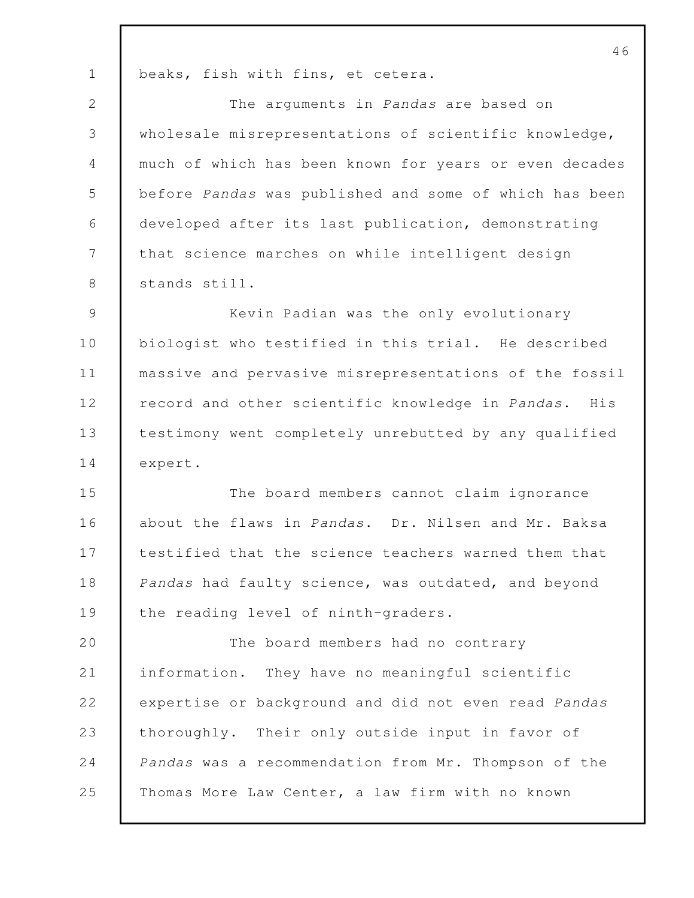beaks, fish with fins, et cetera.

The arguments in *Pandas* are based on wholesale misrepresentations of scientific knowledge, much of which has been known for years or even decades before *Pandas* was published and some of which has been developed after its last publication, demonstrating that science marches on while intelligent design stands still.

Kevin Padian was the only evolutionary biologist who testified in this trial. He described massive and pervasive misrepresentations of the fossil record and other scientific knowledge in *Pandas*. His testimony went completely unrebutted by any qualified expert.

The board members cannot claim ignorance about the flaws in *Pandas*. Dr. Nilsen and Mr. Baksa testified that the science teachers warned them that *Pandas* had faulty science, was outdated, and beyond the reading level of ninth-graders.

The board members had no contrary information. They have no meaningful scientific expertise or background and did not even read *Pandas* thoroughly. Their only outside input in favor of *Pandas* was a recommendation from Mr. Thompson of the Thomas More Law Center, a law firm with no known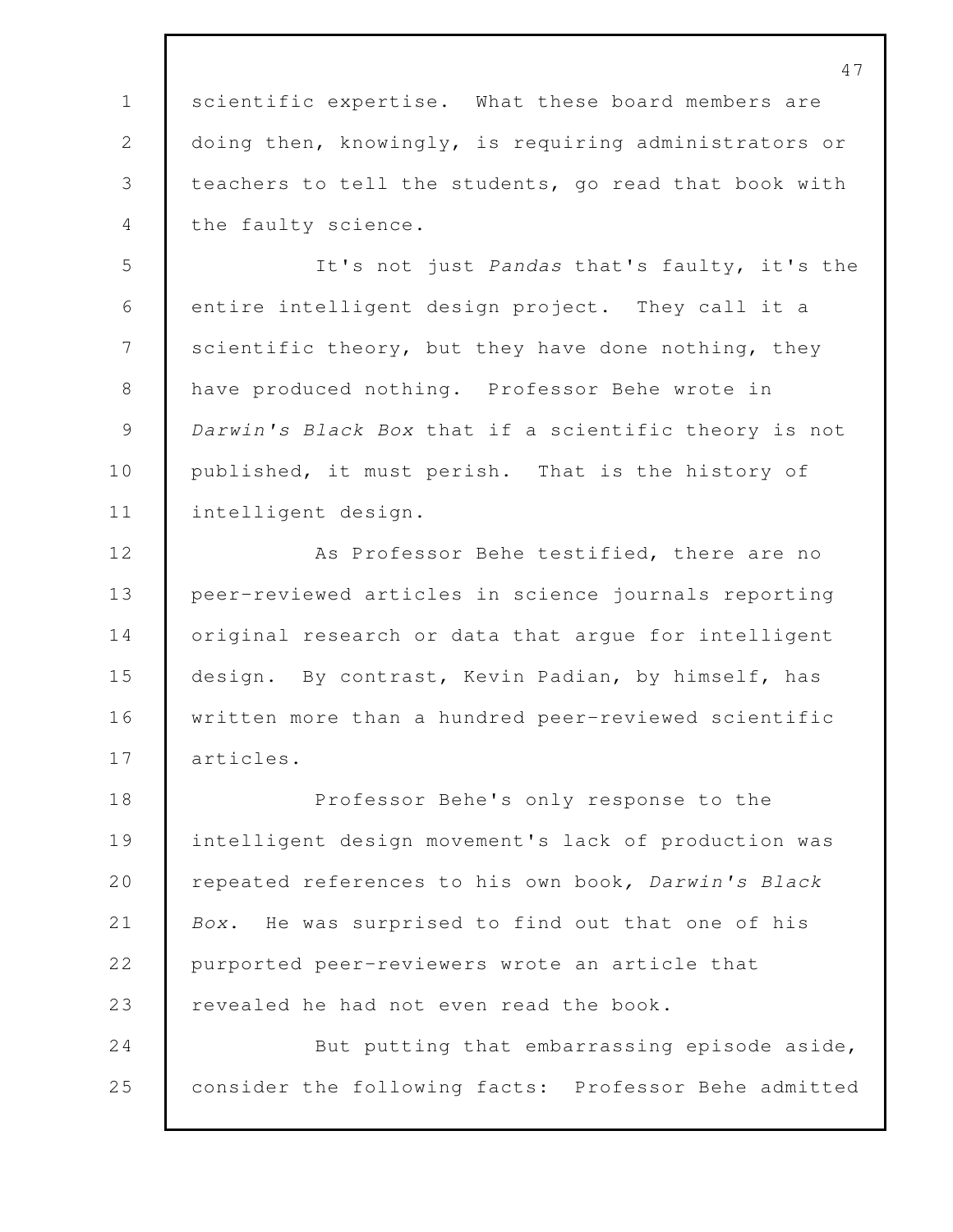scientific expertise. What these board members are doing then, knowingly, is requiring administrators or teachers to tell the students, go read that book with the faulty science.

It's not just *Pandas* that's faulty, it's the entire intelligent design project. They call it a scientific theory, but they have done nothing, they have produced nothing. Professor Behe wrote in *Darwin's Black Box* that if a scientific theory is not published, it must perish. That is the history of intelligent design.

As Professor Behe testified, there are no peer-reviewed articles in science journals reporting original research or data that argue for intelligent design. By contrast, Kevin Padian, by himself, has written more than a hundred peer-reviewed scientific articles.

Professor Behe's only response to the intelligent design movement's lack of production was repeated references to his own book, *Darwin's Black Box*. He was surprised to find out that one of his purported peer-reviewers wrote an article that revealed he had not even read the book.

But putting that embarrassing episode aside, consider the following facts: Professor Behe admitted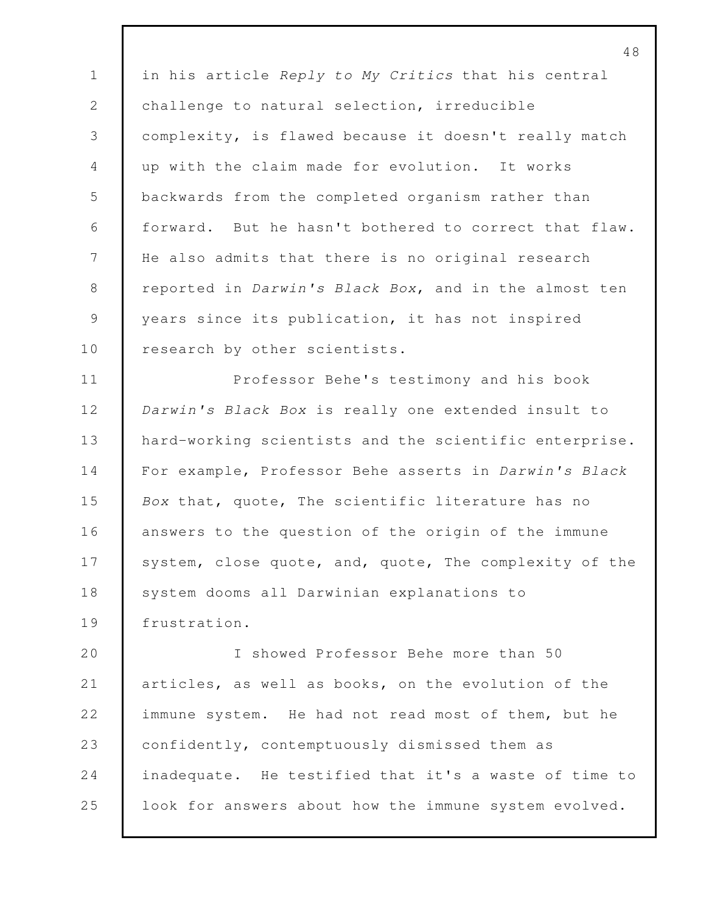in his article *Reply to My Critics* that his central challenge to natural selection, irreducible complexity, is flawed because it doesn't really match up with the claim made for evolution. It works backwards from the completed organism rather than forward. But he hasn't bothered to correct that flaw. He also admits that there is no original research reported in *Darwin's Black Box*, and in the almost ten years since its publication, it has not inspired research by other scientists.

Professor Behe's testimony and his book *Darwin's Black Box* is really one extended insult to hard-working scientists and the scientific enterprise. For example, Professor Behe asserts in *Darwin's Black Box* that, quote, The scientific literature has no answers to the question of the origin of the immune system, close quote, and, quote, The complexity of the system dooms all Darwinian explanations to frustration.

I showed Professor Behe more than 50 articles, as well as books, on the evolution of the immune system. He had not read most of them, but he confidently, contemptuously dismissed them as inadequate. He testified that it's a waste of time to look for answers about how the immune system evolved.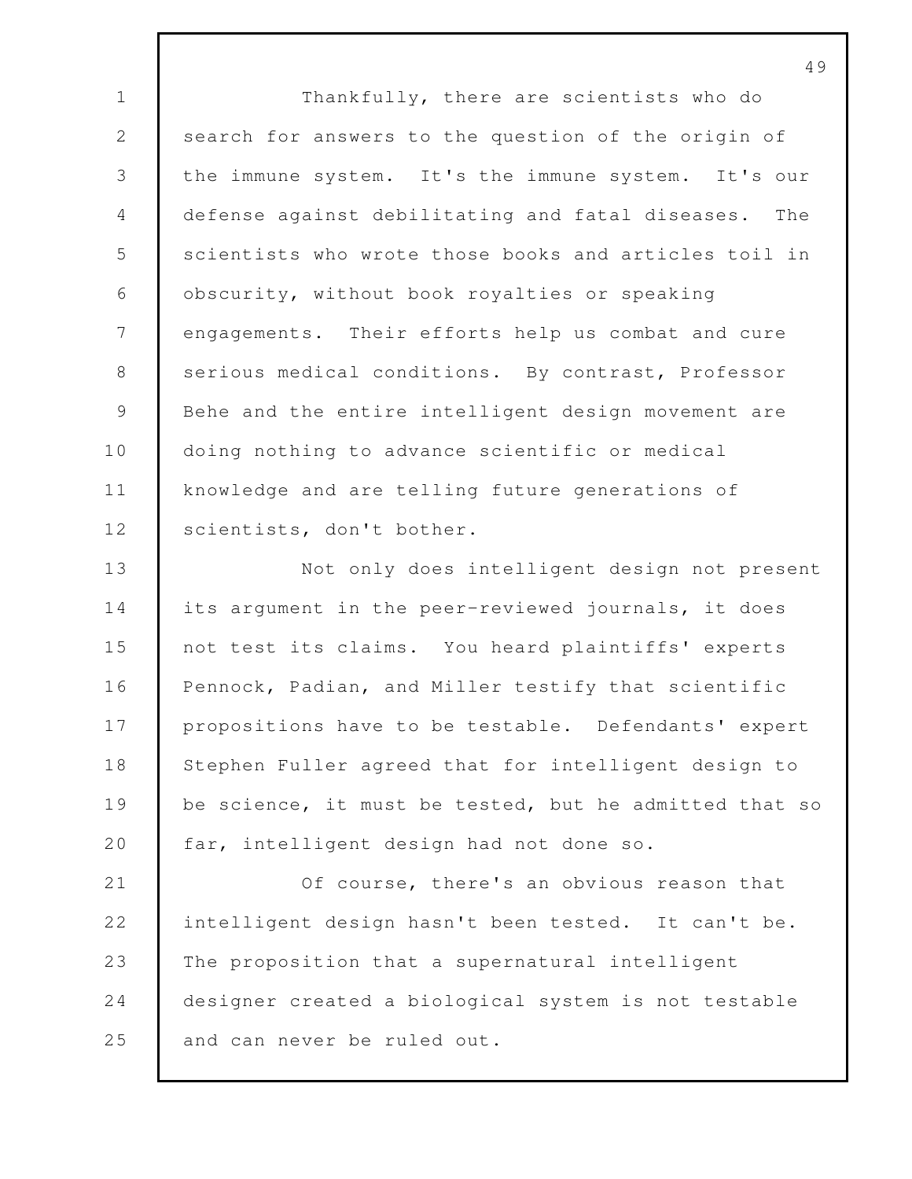Thankfully, there are scientists who do search for answers to the question of the origin of the immune system. It's the immune system. It's our defense against debilitating and fatal diseases. The scientists who wrote those books and articles toil in obscurity, without book royalties or speaking engagements. Their efforts help us combat and cure serious medical conditions. By contrast, Professor Behe and the entire intelligent design movement are doing nothing to advance scientific or medical knowledge and are telling future generations of scientists, don't bother.

Not only does intelligent design not present its argument in the peer-reviewed journals, it does not test its claims. You heard plaintiffs' experts Pennock, Padian, and Miller testify that scientific propositions have to be testable. Defendants' expert Stephen Fuller agreed that for intelligent design to be science, it must be tested, but he admitted that so far, intelligent design had not done so.

Of course, there's an obvious reason that intelligent design hasn't been tested. It can't be. The proposition that a supernatural intelligent designer created a biological system is not testable and can never be ruled out.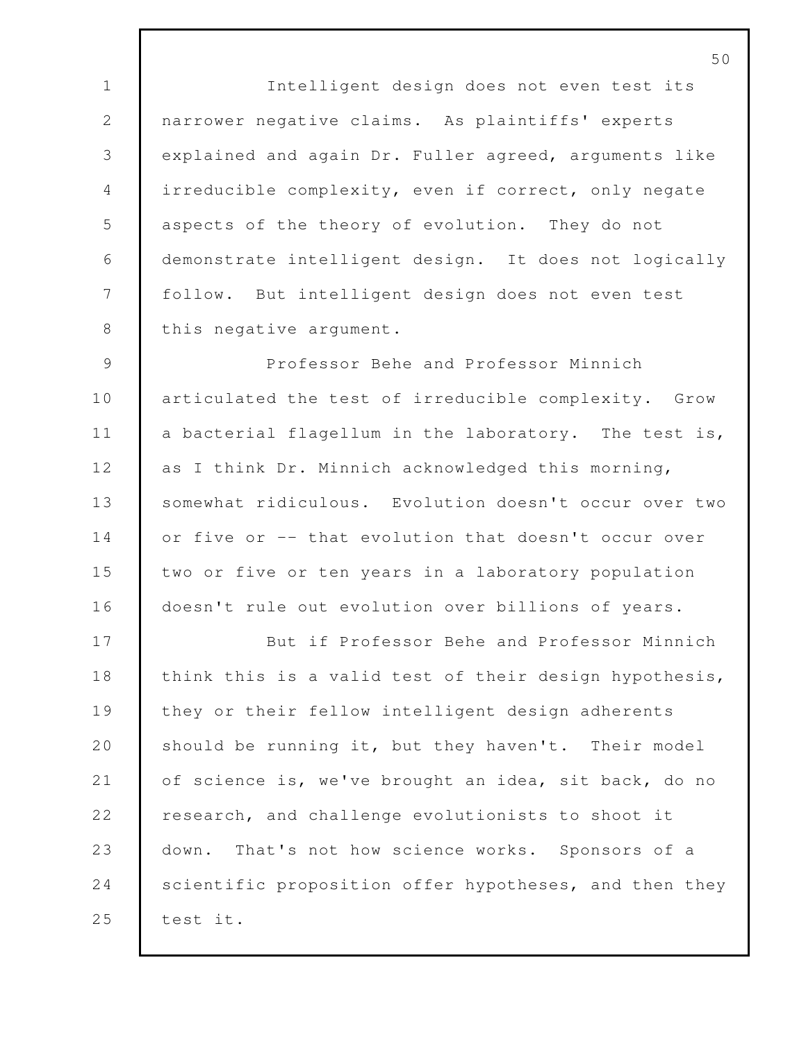Intelligent design does not even test its narrower negative claims. As plaintiffs' experts explained and again Dr. Fuller agreed, arguments like irreducible complexity, even if correct, only negate aspects of the theory of evolution. They do not demonstrate intelligent design. It does not logically follow. But intelligent design does not even test this negative argument.

Professor Behe and Professor Minnich articulated the test of irreducible complexity. Grow a bacterial flagellum in the laboratory. The test is, as I think Dr. Minnich acknowledged this morning, somewhat ridiculous. Evolution doesn't occur over two or five or -- that evolution that doesn't occur over two or five or ten years in a laboratory population doesn't rule out evolution over billions of years.

But if Professor Behe and Professor Minnich think this is a valid test of their design hypothesis, they or their fellow intelligent design adherents should be running it, but they haven't. Their model of science is, we've brought an idea, sit back, do no research, and challenge evolutionists to shoot it down. That's not how science works. Sponsors of a scientific proposition offer hypotheses, and then they test it.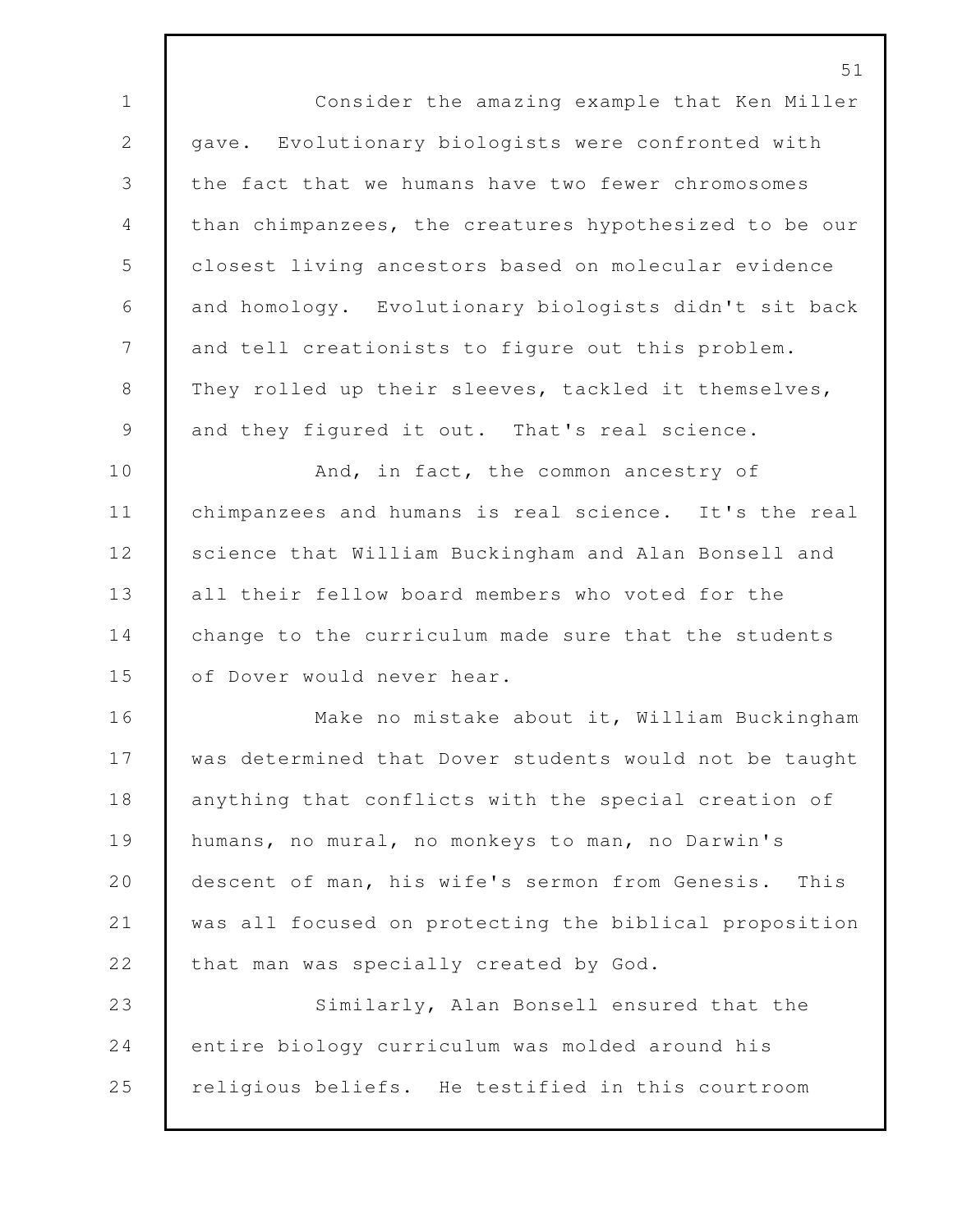Consider the amazing example that Ken Miller gave. Evolutionary biologists were confronted with the fact that we humans have two fewer chromosomes than chimpanzees, the creatures hypothesized to be our closest living ancestors based on molecular evidence and homology. Evolutionary biologists didn't sit back and tell creationists to figure out this problem. They rolled up their sleeves, tackled it themselves, and they figured it out. That's real science.

And, in fact, the common ancestry of chimpanzees and humans is real science. It's the real science that William Buckingham and Alan Bonsell and all their fellow board members who voted for the change to the curriculum made sure that the students of Dover would never hear.

Make no mistake about it, William Buckingham was determined that Dover students would not be taught anything that conflicts with the special creation of humans, no mural, no monkeys to man, no Darwin's descent of man, his wife's sermon from Genesis. This was all focused on protecting the biblical proposition that man was specially created by God.

Similarly, Alan Bonsell ensured that the entire biology curriculum was molded around his religious beliefs. He testified in this courtroom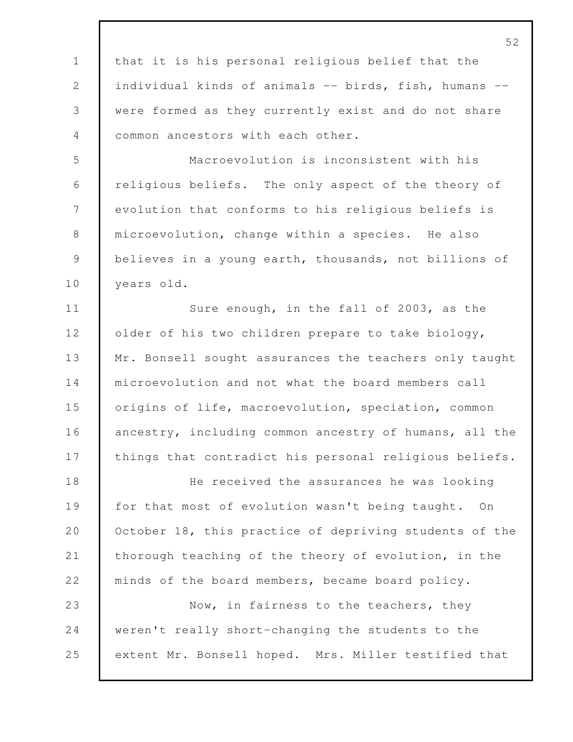that it is his personal religious belief that the individual kinds of animals -- birds, fish, humans -- were formed as they currently exist and do not share common ancestors with each other.

Macroevolution is inconsistent with his religious beliefs. The only aspect of the theory of evolution that conforms to his religious beliefs is microevolution, change within a species. He also believes in a young earth, thousands, not billions of years old.

Sure enough, in the fall of 2003, as the older of his two children prepare to take biology, Mr. Bonsell sought assurances the teachers only taught microevolution and not what the board members call origins of life, macroevolution, speciation, common ancestry, including common ancestry of humans, all the things that contradict his personal religious beliefs.

He received the assurances he was looking for that most of evolution wasn't being taught. On October 18, this practice of depriving students of the thorough teaching of the theory of evolution, in the minds of the board members, became board policy.

Now, in fairness to the teachers, they weren't really short-changing the students to the extent Mr. Bonsell hoped. Mrs. Miller testified that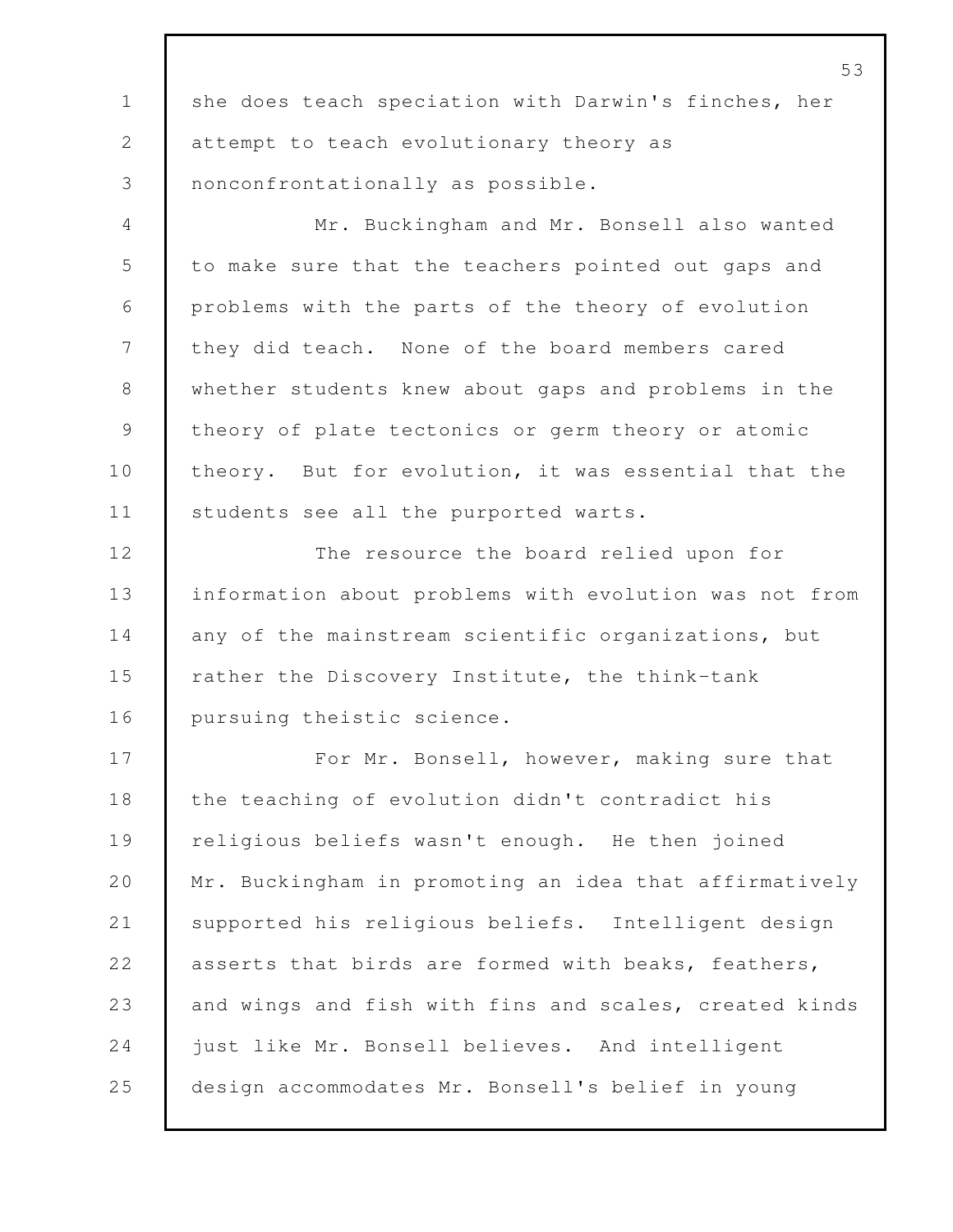she does teach speciation with Darwin's finches, her attempt to teach evolutionary theory as nonconfrontationally as possible.

Mr. Buckingham and Mr. Bonsell also wanted to make sure that the teachers pointed out gaps and problems with the parts of the theory of evolution they did teach. None of the board members cared whether students knew about gaps and problems in the theory of plate tectonics or germ theory or atomic theory. But for evolution, it was essential that the students see all the purported warts.

The resource the board relied upon for information about problems with evolution was not from any of the mainstream scientific organizations, but rather the Discovery Institute, the think-tank pursuing theistic science.

For Mr. Bonsell, however, making sure that the teaching of evolution didn't contradict his religious beliefs wasn't enough. He then joined Mr. Buckingham in promoting an idea that affirmatively supported his religious beliefs. Intelligent design asserts that birds are formed with beaks, feathers, and wings and fish with fins and scales, created kinds just like Mr. Bonsell believes. And intelligent design accommodates Mr. Bonsell's belief in young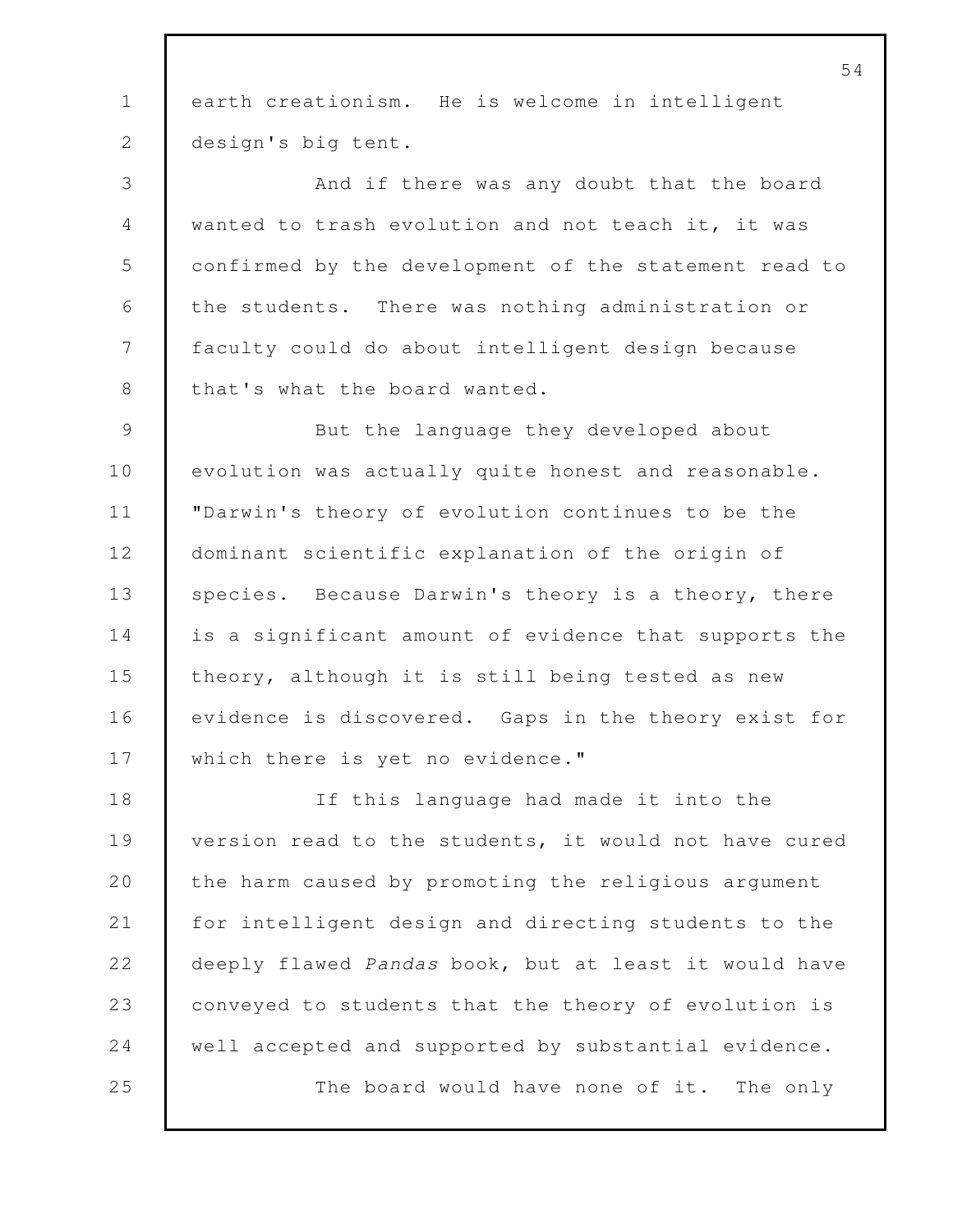earth creationism. He is welcome in intelligent design's big tent.

And if there was any doubt that the board wanted to trash evolution and not teach it, it was confirmed by the development of the statement read to the students. There was nothing administration or faculty could do about intelligent design because that's what the board wanted.

But the language they developed about evolution was actually quite honest and reasonable. "Darwin's theory of evolution continues to be the dominant scientific explanation of the origin of species. Because Darwin's theory is a theory, there is a significant amount of evidence that supports the theory, although it is still being tested as new evidence is discovered. Gaps in the theory exist for which there is yet no evidence."

If this language had made it into the version read to the students, it would not have cured the harm caused by promoting the religious argument for intelligent design and directing students to the deeply flawed *Pandas* book, but at least it would have conveyed to students that the theory of evolution is well accepted and supported by substantial evidence.

The board would have none of it. The only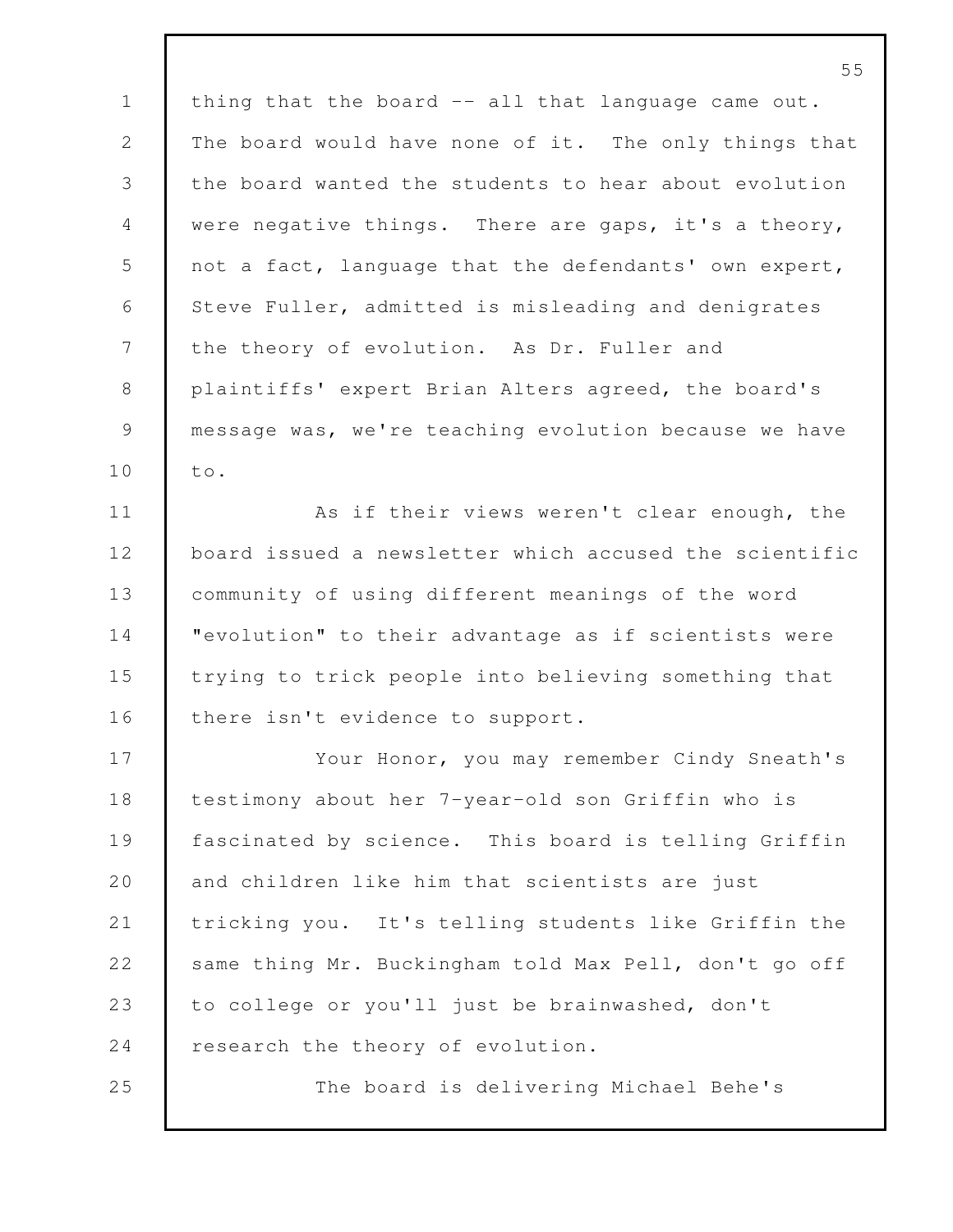thing that the board -- all that language came out. The board would have none of it. The only things that the board wanted the students to hear about evolution were negative things. There are gaps, it's a theory, not a fact, language that the defendants' own expert, Steve Fuller, admitted is misleading and denigrates the theory of evolution. As Dr. Fuller and plaintiffs' expert Brian Alters agreed, the board's message was, we're teaching evolution because we have to.

As if their views weren't clear enough, the board issued a newsletter which accused the scientific community of using different meanings of the word "evolution" to their advantage as if scientists were trying to trick people into believing something that there isn't evidence to support.

Your Honor, you may remember Cindy Sneath's testimony about her 7-year-old son Griffin who is fascinated by science. This board is telling Griffin and children like him that scientists are just tricking you. It's telling students like Griffin the same thing Mr. Buckingham told Max Pell, don't go off to college or you'll just be brainwashed, don't research the theory of evolution.

The board is delivering Michael Behe's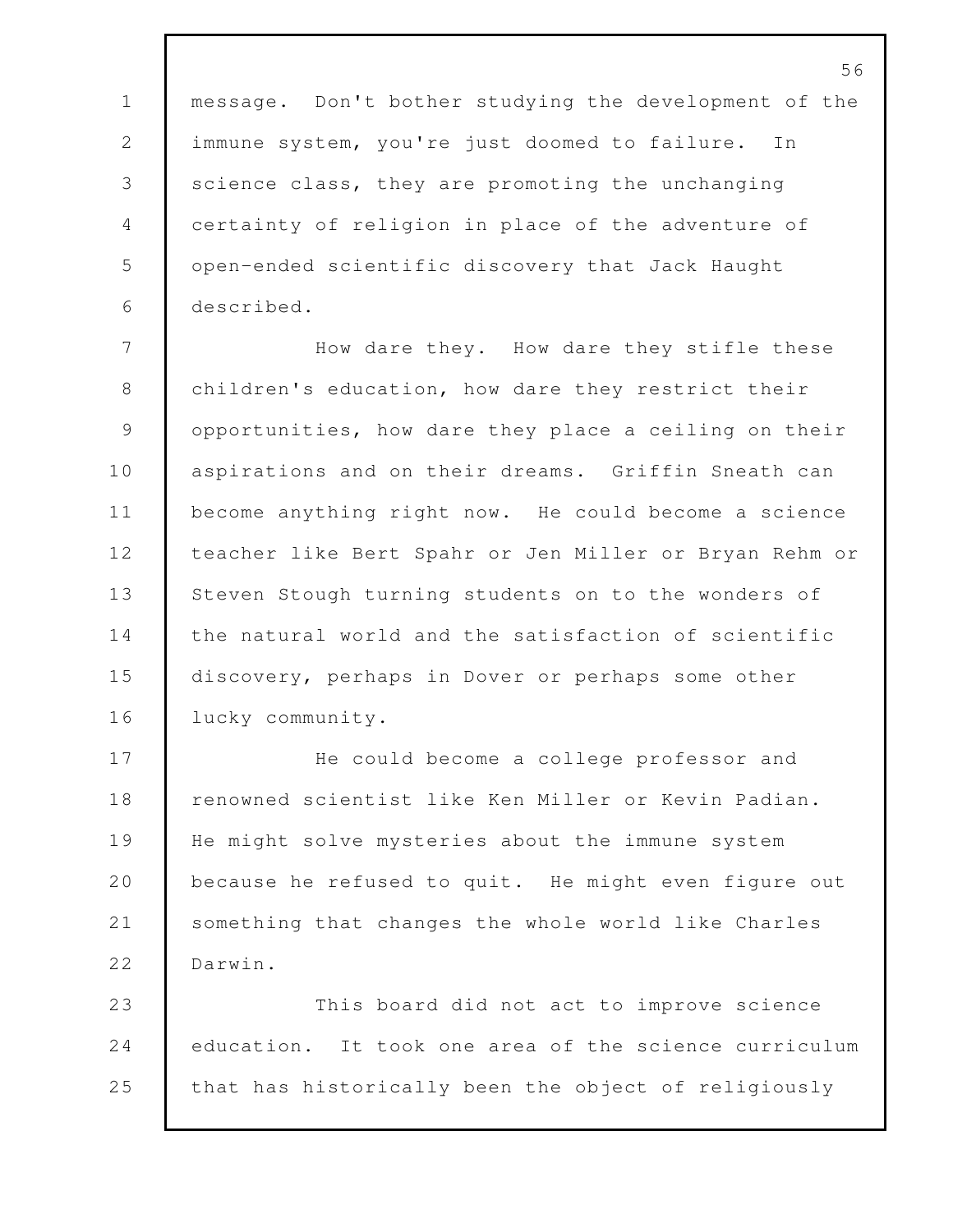message. Don't bother studying the development of the immune system, you're just doomed to failure. In science class, they are promoting the unchanging certainty of religion in place of the adventure of open-ended scientific discovery that Jack Haught described.

How dare they. How dare they stifle these children's education, how dare they restrict their opportunities, how dare they place a ceiling on their aspirations and on their dreams. Griffin Sneath can become anything right now. He could become a science teacher like Bert Spahr or Jen Miller or Bryan Rehm or Steven Stough turning students on to the wonders of the natural world and the satisfaction of scientific discovery, perhaps in Dover or perhaps some other lucky community.

He could become a college professor and renowned scientist like Ken Miller or Kevin Padian. He might solve mysteries about the immune system because he refused to quit. He might even figure out something that changes the whole world like Charles Darwin.

This board did not act to improve science education. It took one area of the science curriculum that has historically been the object of religiously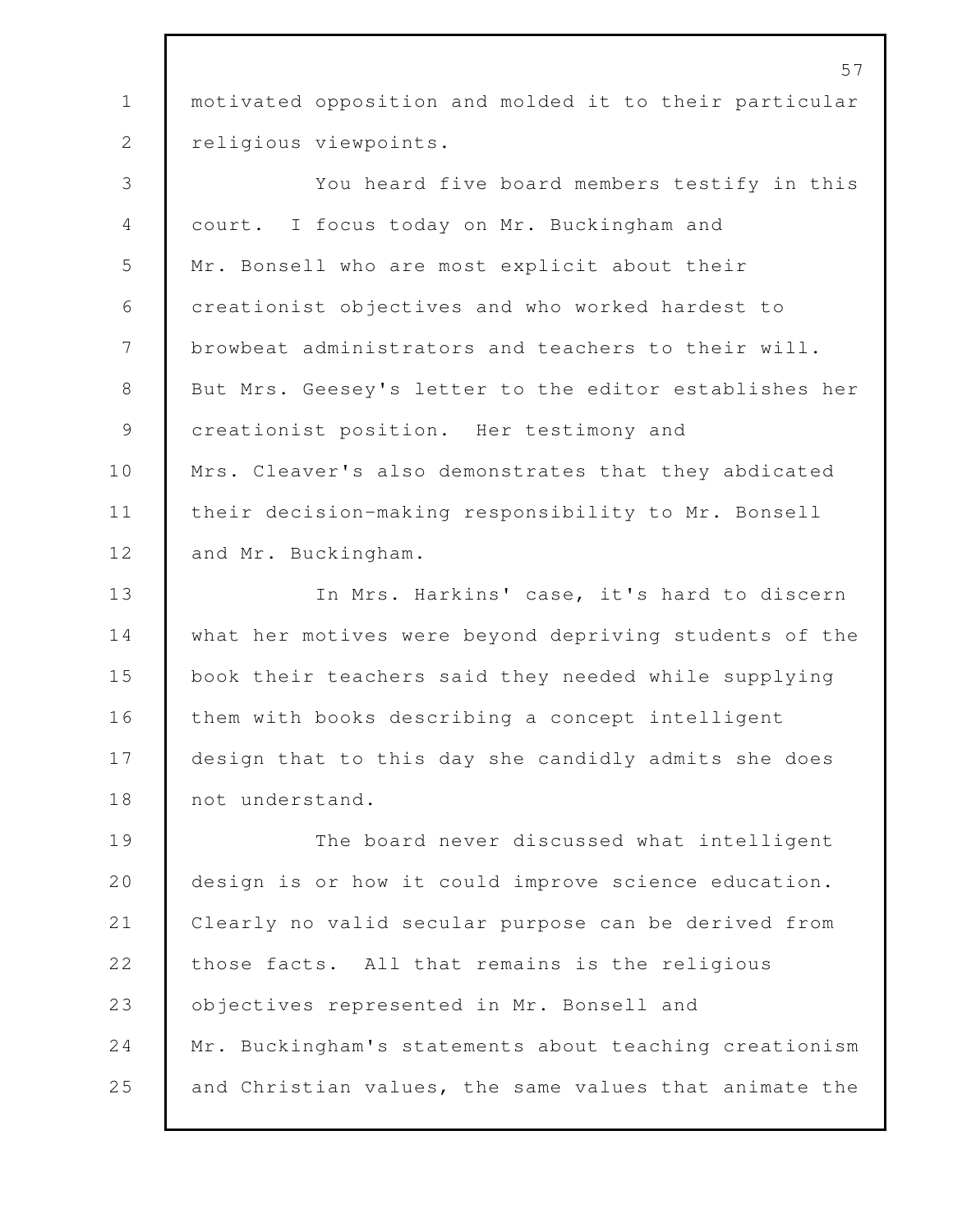motivated opposition and molded it to their particular religious viewpoints.

You heard five board members testify in this court. I focus today on Mr. Buckingham and Mr. Bonsell who are most explicit about their creationist objectives and who worked hardest to browbeat administrators and teachers to their will. But Mrs. Geesey's letter to the editor establishes her creationist position. Her testimony and Mrs. Cleaver's also demonstrates that they abdicated their decision-making responsibility to Mr. Bonsell and Mr. Buckingham.

In Mrs. Harkins' case, it's hard to discern what her motives were beyond depriving students of the book their teachers said they needed while supplying them with books describing a concept intelligent design that to this day she candidly admits she does not understand.

The board never discussed what intelligent design is or how it could improve science education. Clearly no valid secular purpose can be derived from those facts. All that remains is the religious objectives represented in Mr. Bonsell and Mr. Buckingham's statements about teaching creationism and Christian values, the same values that animate the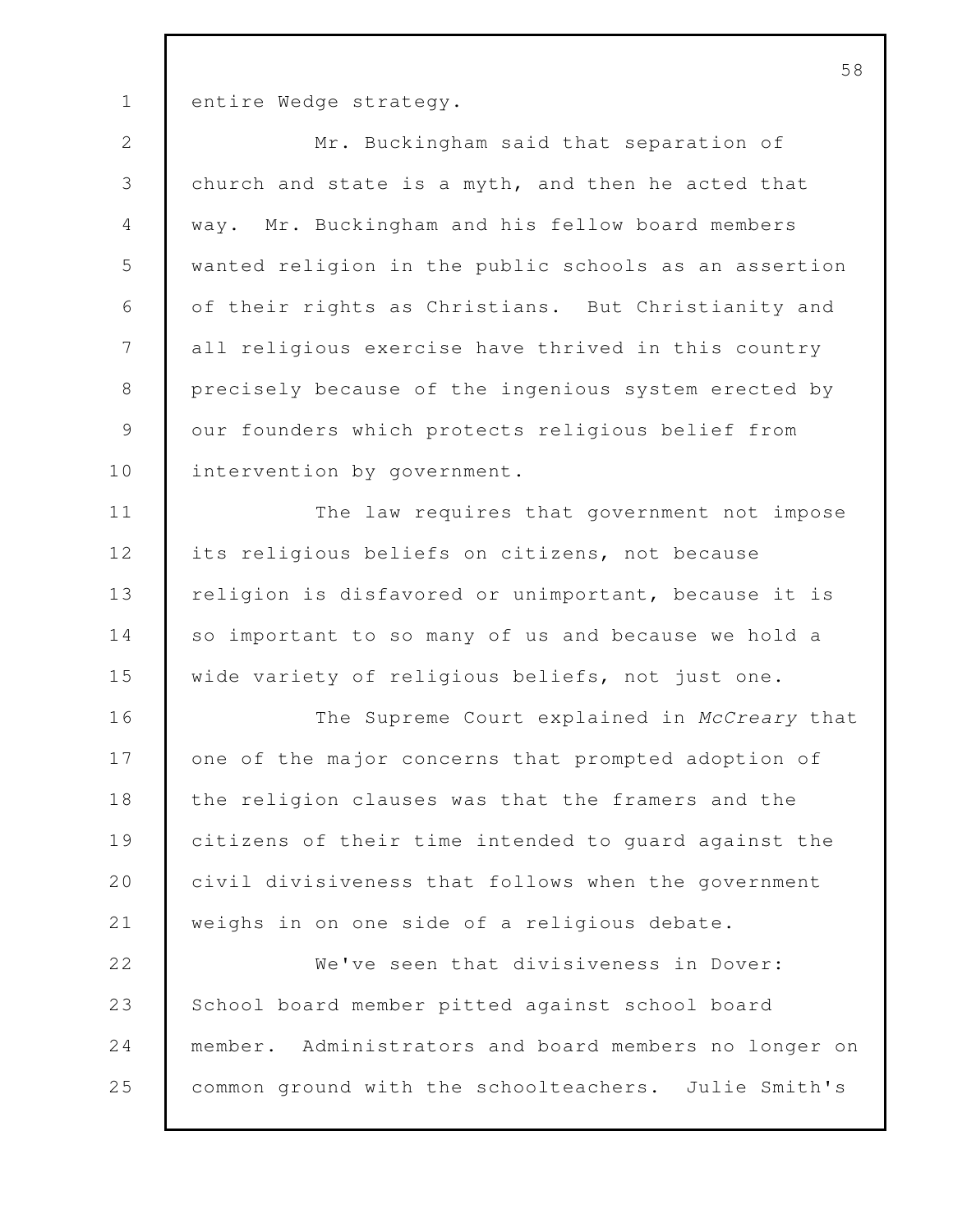entire Wedge strategy.

Mr. Buckingham said that separation of church and state is a myth, and then he acted that way. Mr. Buckingham and his fellow board members wanted religion in the public schools as an assertion of their rights as Christians. But Christianity and all religious exercise have thrived in this country precisely because of the ingenious system erected by our founders which protects religious belief from intervention by government.

The law requires that government not impose its religious beliefs on citizens, not because religion is disfavored or unimportant, because it is so important to so many of us and because we hold a wide variety of religious beliefs, not just one.

The Supreme Court explained in *McCreary* that one of the major concerns that prompted adoption of the religion clauses was that the framers and the citizens of their time intended to guard against the civil divisiveness that follows when the government weighs in on one side of a religious debate.

We've seen that divisiveness in Dover: School board member pitted against school board member. Administrators and board members no longer on common ground with the schoolteachers. Julie Smith's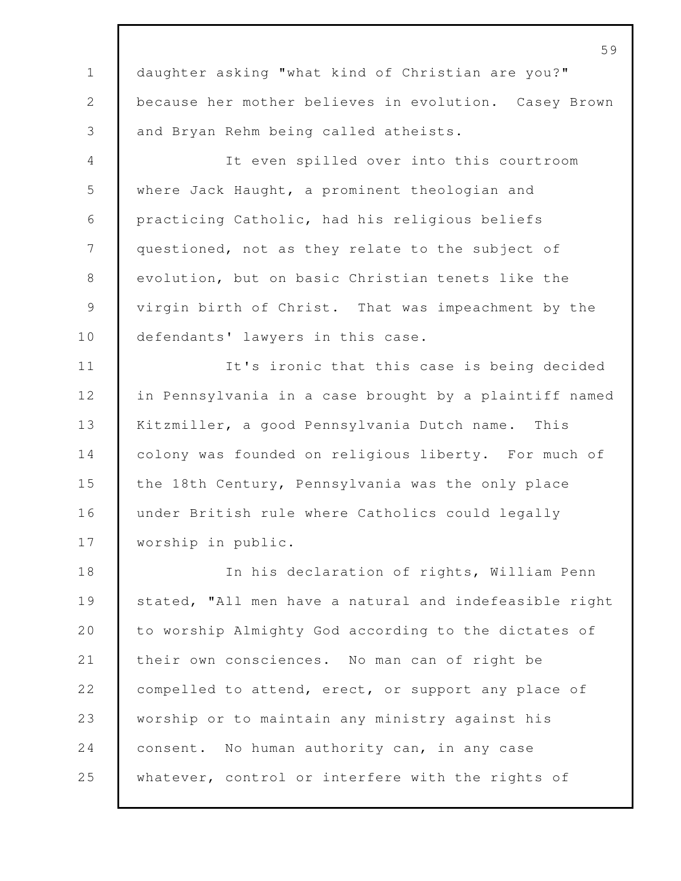daughter asking "what kind of Christian are you?" because her mother believes in evolution. Casey Brown and Bryan Rehm being called atheists.

It even spilled over into this courtroom where Jack Haught, a prominent theologian and practicing Catholic, had his religious beliefs questioned, not as they relate to the subject of evolution, but on basic Christian tenets like the virgin birth of Christ. That was impeachment by the defendants' lawyers in this case.

It's ironic that this case is being decided in Pennsylvania in a case brought by a plaintiff named Kitzmiller, a good Pennsylvania Dutch name. This colony was founded on religious liberty. For much of the 18th Century, Pennsylvania was the only place under British rule where Catholics could legally worship in public.

In his declaration of rights, William Penn stated, "All men have a natural and indefeasible right to worship Almighty God according to the dictates of their own consciences. No man can of right be compelled to attend, erect, or support any place of worship or to maintain any ministry against his consent. No human authority can, in any case whatever, control or interfere with the rights of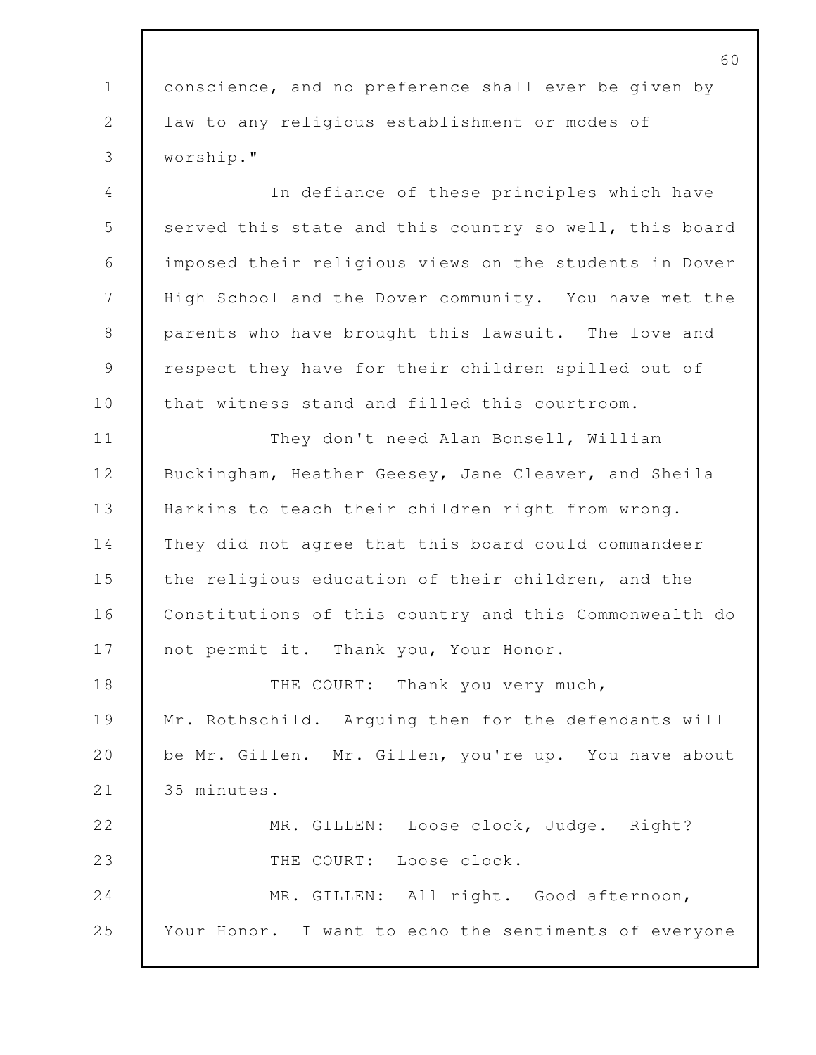conscience, and no preference shall ever be given by law to any religious establishment or modes of worship."

In defiance of these principles which have served this state and this country so well, this board imposed their religious views on the students in Dover High School and the Dover community. You have met the parents who have brought this lawsuit. The love and respect they have for their children spilled out of that witness stand and filled this courtroom.

They don't need Alan Bonsell, William Buckingham, Heather Geesey, Jane Cleaver, and Sheila Harkins to teach their children right from wrong. They did not agree that this board could commandeer the religious education of their children, and the Constitutions of this country and this Commonwealth do not permit it. Thank you, Your Honor.

THE COURT: Thank you very much, Mr. Rothschild. Arguing then for the defendants will be Mr. Gillen. Mr. Gillen, you're up. You have about 35 minutes.

MR. GILLEN: Loose clock, Judge. Right?

THE COURT: Loose clock.

MR. GILLEN: All right. Good afternoon, Your Honor. I want to echo the sentiments of everyone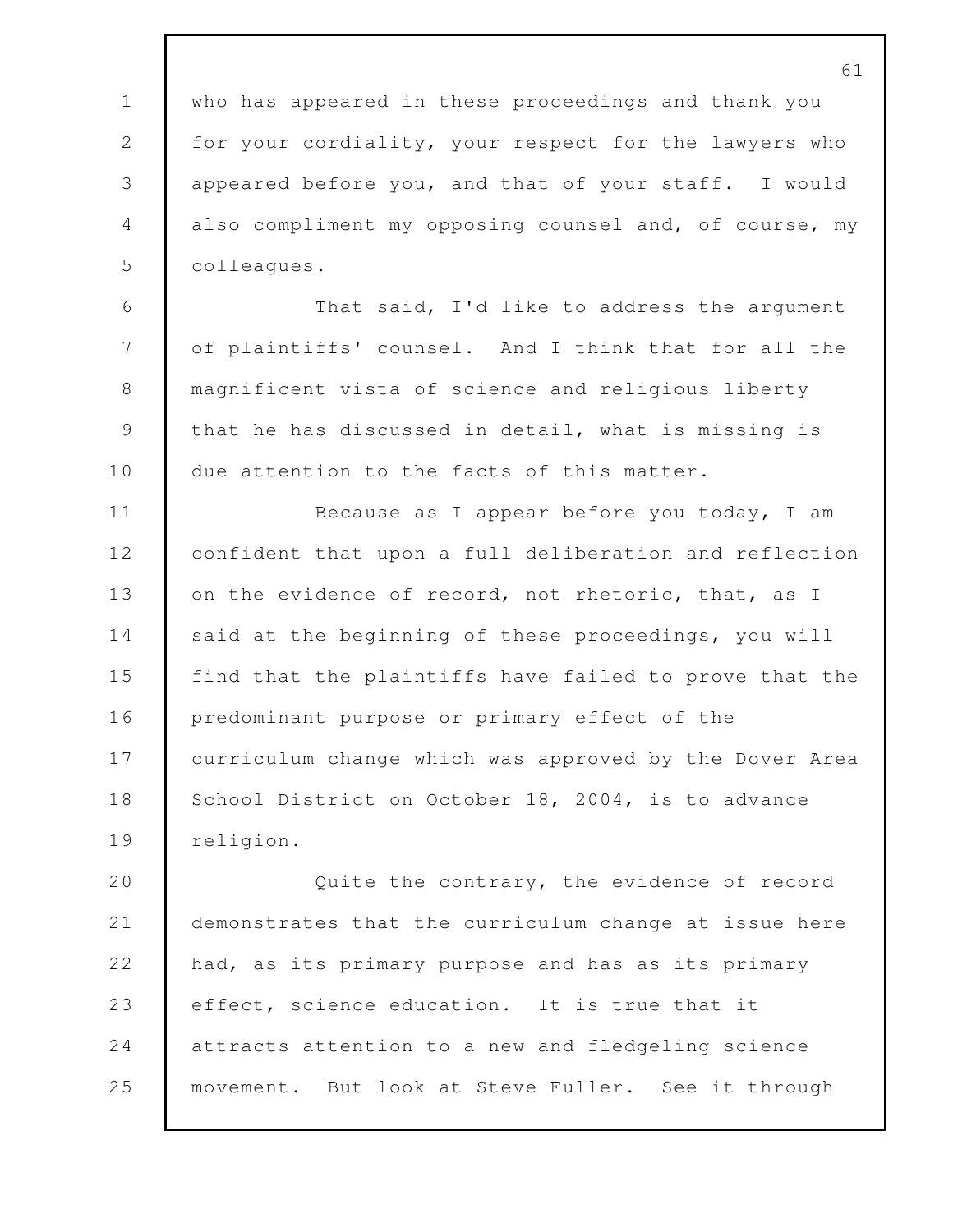who has appeared in these proceedings and thank you for your cordiality, your respect for the lawyers who appeared before you, and that of your staff. I would also compliment my opposing counsel and, of course, my colleagues.

That said, I'd like to address the argument of plaintiffs' counsel. And I think that for all the magnificent vista of science and religious liberty that he has discussed in detail, what is missing is due attention to the facts of this matter.

Because as I appear before you today, I am confident that upon a full deliberation and reflection on the evidence of record, not rhetoric, that, as I said at the beginning of these proceedings, you will find that the plaintiffs have failed to prove that the predominant purpose or primary effect of the curriculum change which was approved by the Dover Area School District on October 18, 2004, is to advance religion.

Quite the contrary, the evidence of record demonstrates that the curriculum change at issue here had, as its primary purpose and has as its primary effect, science education. It is true that it attracts attention to a new and fledgeling science movement. But look at Steve Fuller. See it through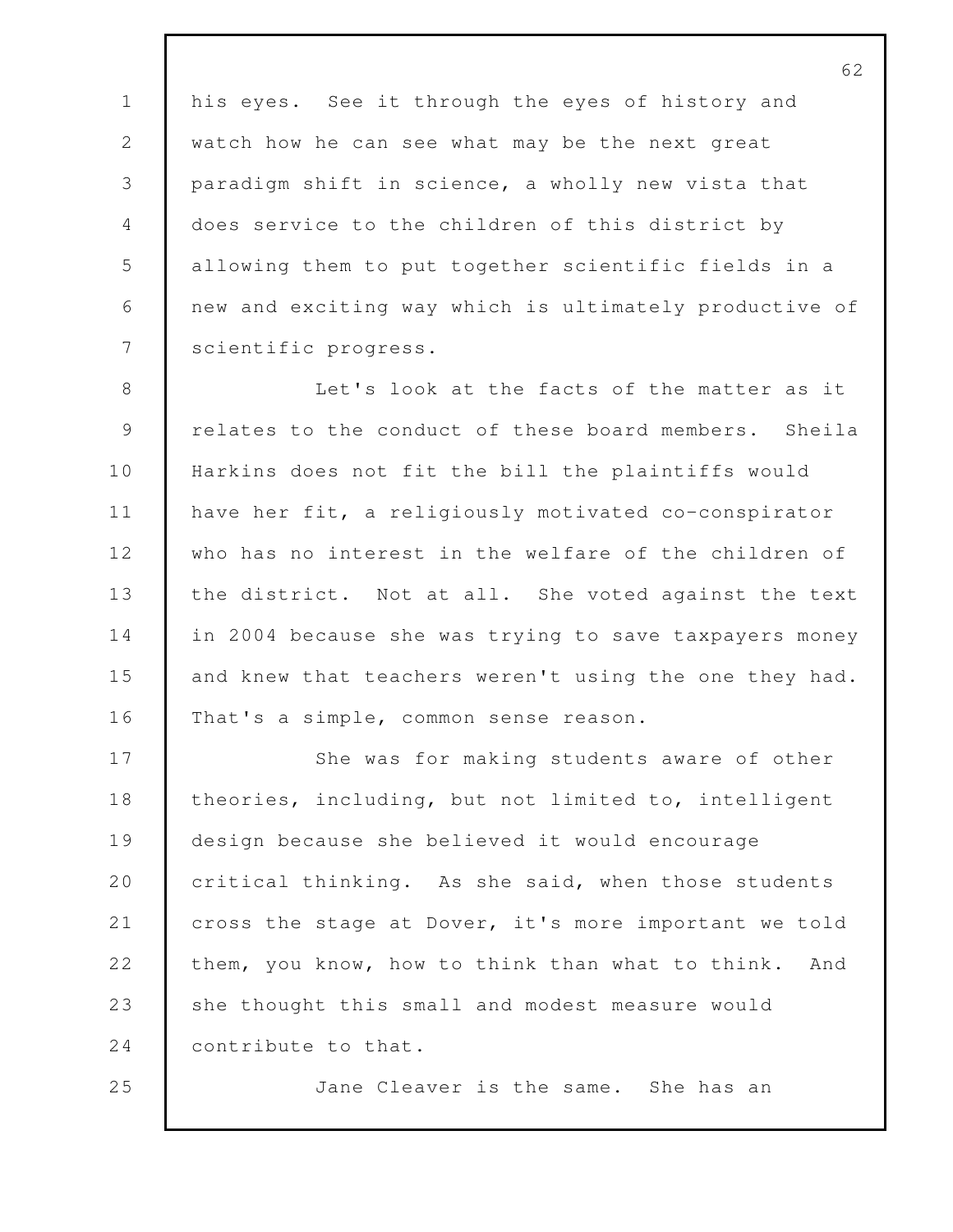his eyes. See it through the eyes of history and watch how he can see what may be the next great paradigm shift in science, a wholly new vista that does service to the children of this district by allowing them to put together scientific fields in a new and exciting way which is ultimately productive of scientific progress.

Let's look at the facts of the matter as it relates to the conduct of these board members. Sheila Harkins does not fit the bill the plaintiffs would have her fit, a religiously motivated co-conspirator who has no interest in the welfare of the children of the district. Not at all. She voted against the text in 2004 because she was trying to save taxpayers money and knew that teachers weren't using the one they had. That's a simple, common sense reason.

She was for making students aware of other theories, including, but not limited to, intelligent design because she believed it would encourage critical thinking. As she said, when those students cross the stage at Dover, it's more important we told them, you know, how to think than what to think. And she thought this small and modest measure would contribute to that.

Jane Cleaver is the same. She has an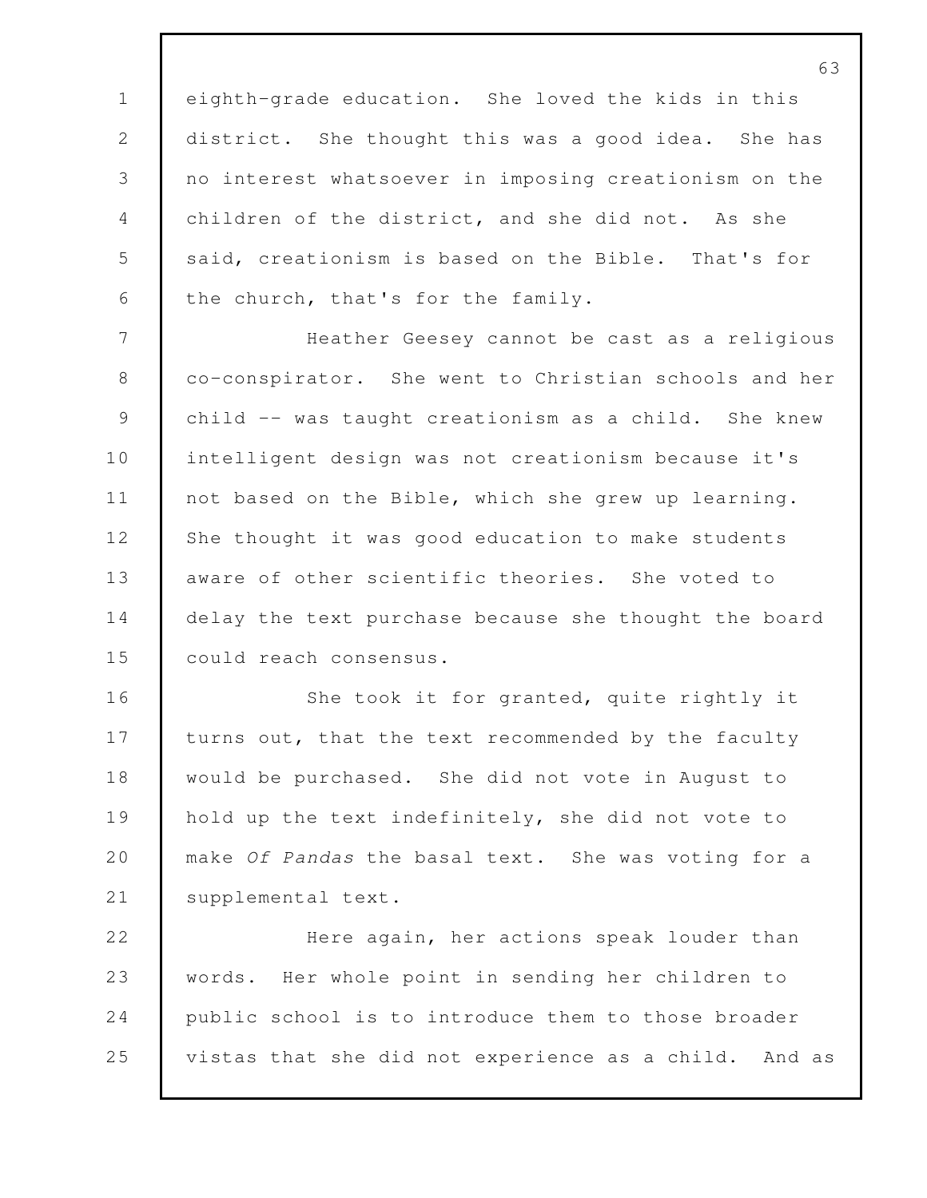eighth-grade education. She loved the kids in this district. She thought this was a good idea. She has no interest whatsoever in imposing creationism on the children of the district, and she did not. As she said, creationism is based on the Bible. That's for the church, that's for the family.

Heather Geesey cannot be cast as a religious co-conspirator. She went to Christian schools and her child -- was taught creationism as a child. She knew intelligent design was not creationism because it's not based on the Bible, which she grew up learning. She thought it was good education to make students aware of other scientific theories. She voted to delay the text purchase because she thought the board could reach consensus.

She took it for granted, quite rightly it turns out, that the text recommended by the faculty would be purchased. She did not vote in August to hold up the text indefinitely, she did not vote to make *Of Pandas* the basal text. She was voting for a supplemental text.

Here again, her actions speak louder than words. Her whole point in sending her children to public school is to introduce them to those broader vistas that she did not experience as a child. And as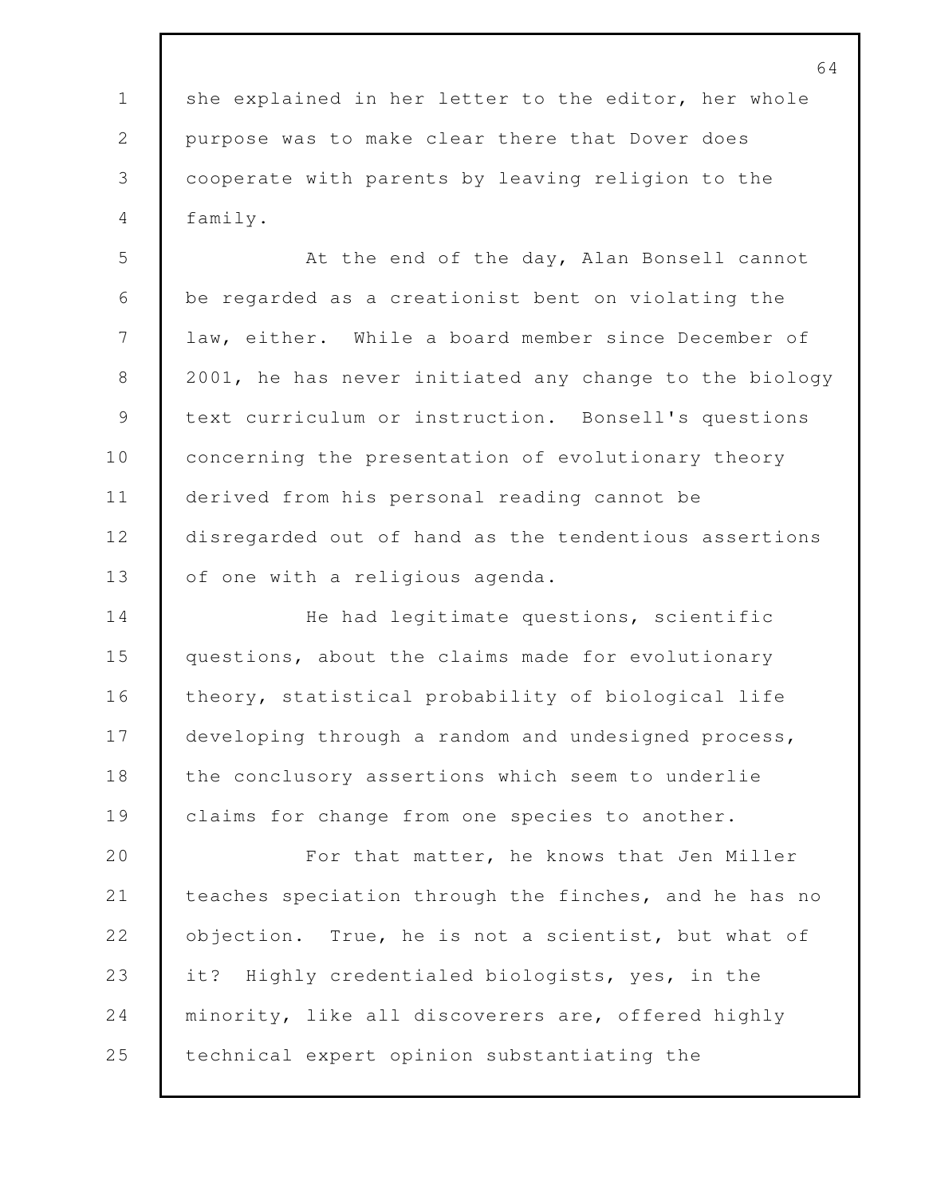she explained in her letter to the editor, her whole purpose was to make clear there that Dover does cooperate with parents by leaving religion to the family.

At the end of the day, Alan Bonsell cannot be regarded as a creationist bent on violating the law, either. While a board member since December of 2001, he has never initiated any change to the biology text curriculum or instruction. Bonsell's questions concerning the presentation of evolutionary theory derived from his personal reading cannot be disregarded out of hand as the tendentious assertions of one with a religious agenda.

He had legitimate questions, scientific questions, about the claims made for evolutionary theory, statistical probability of biological life developing through a random and undesigned process, the conclusory assertions which seem to underlie claims for change from one species to another.

For that matter, he knows that Jen Miller teaches speciation through the finches, and he has no objection. True, he is not a scientist, but what of it? Highly credentialed biologists, yes, in the minority, like all discoverers are, offered highly technical expert opinion substantiating the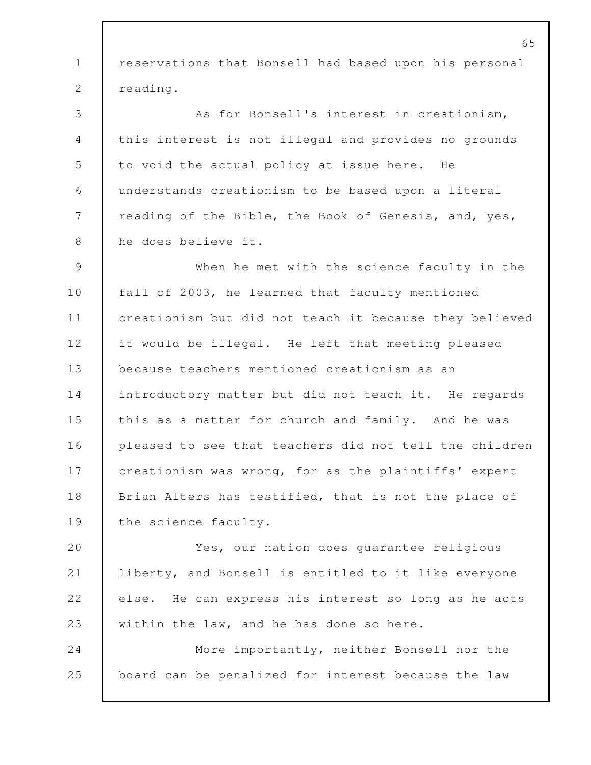reservations that Bonsell had based upon his personal reading.

As for Bonsell's interest in creationism, this interest is not illegal and provides no grounds to void the actual policy at issue here. He understands creationism to be based upon a literal reading of the Bible, the Book of Genesis, and, yes, he does believe it.

When he met with the science faculty in the fall of 2003, he learned that faculty mentioned creationism but did not teach it because they believed it would be illegal. He left that meeting pleased because teachers mentioned creationism as an introductory matter but did not teach it. He regards this as a matter for church and family. And he was pleased to see that teachers did not tell the children creationism was wrong, for as the plaintiffs' expert Brian Alters has testified, that is not the place of the science faculty.

Yes, our nation does guarantee religious liberty, and Bonsell is entitled to it like everyone else. He can express his interest so long as he acts within the law, and he has done so here.

More importantly, neither Bonsell nor the board can be penalized for interest because the law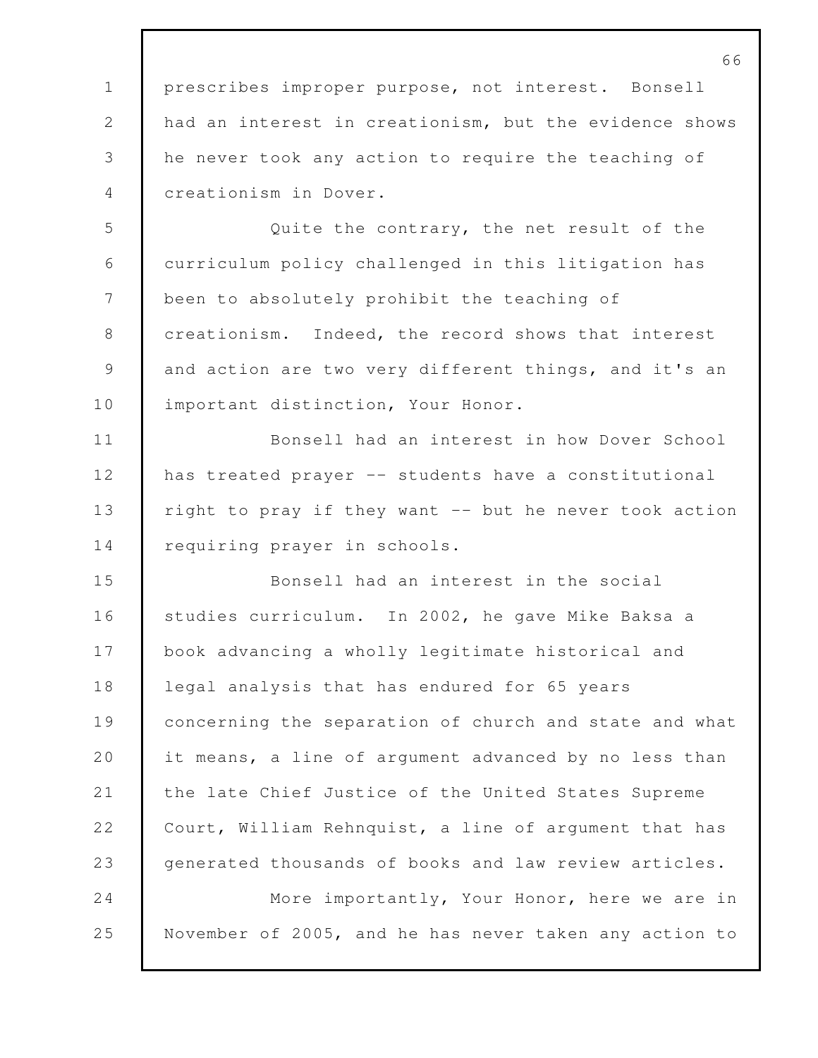prescribes improper purpose, not interest. Bonsell had an interest in creationism, but the evidence shows he never took any action to require the teaching of creationism in Dover.

Quite the contrary, the net result of the curriculum policy challenged in this litigation has been to absolutely prohibit the teaching of creationism. Indeed, the record shows that interest and action are two very different things, and it's an important distinction, Your Honor.

Bonsell had an interest in how Dover School has treated prayer -- students have a constitutional right to pray if they want -- but he never took action requiring prayer in schools.

Bonsell had an interest in the social studies curriculum. In 2002, he gave Mike Baksa a book advancing a wholly legitimate historical and legal analysis that has endured for 65 years concerning the separation of church and state and what it means, a line of argument advanced by no less than the late Chief Justice of the United States Supreme Court, William Rehnquist, a line of argument that has generated thousands of books and law review articles.

More importantly, Your Honor, here we are in November of 2005, and he has never taken any action to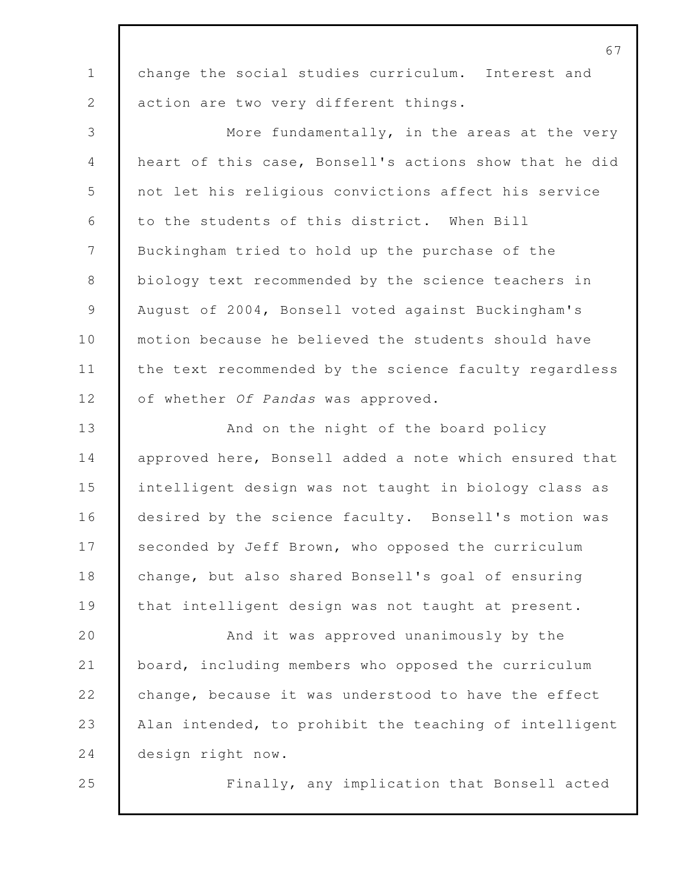change the social studies curriculum. Interest and action are two very different things.

More fundamentally, in the areas at the very heart of this case, Bonsell's actions show that he did not let his religious convictions affect his service to the students of this district. When Bill Buckingham tried to hold up the purchase of the biology text recommended by the science teachers in August of 2004, Bonsell voted against Buckingham's motion because he believed the students should have the text recommended by the science faculty regardless of whether *Of Pandas* was approved.

And on the night of the board policy approved here, Bonsell added a note which ensured that intelligent design was not taught in biology class as desired by the science faculty. Bonsell's motion was seconded by Jeff Brown, who opposed the curriculum change, but also shared Bonsell's goal of ensuring that intelligent design was not taught at present.

And it was approved unanimously by the board, including members who opposed the curriculum change, because it was understood to have the effect Alan intended, to prohibit the teaching of intelligent design right now.

Finally, any implication that Bonsell acted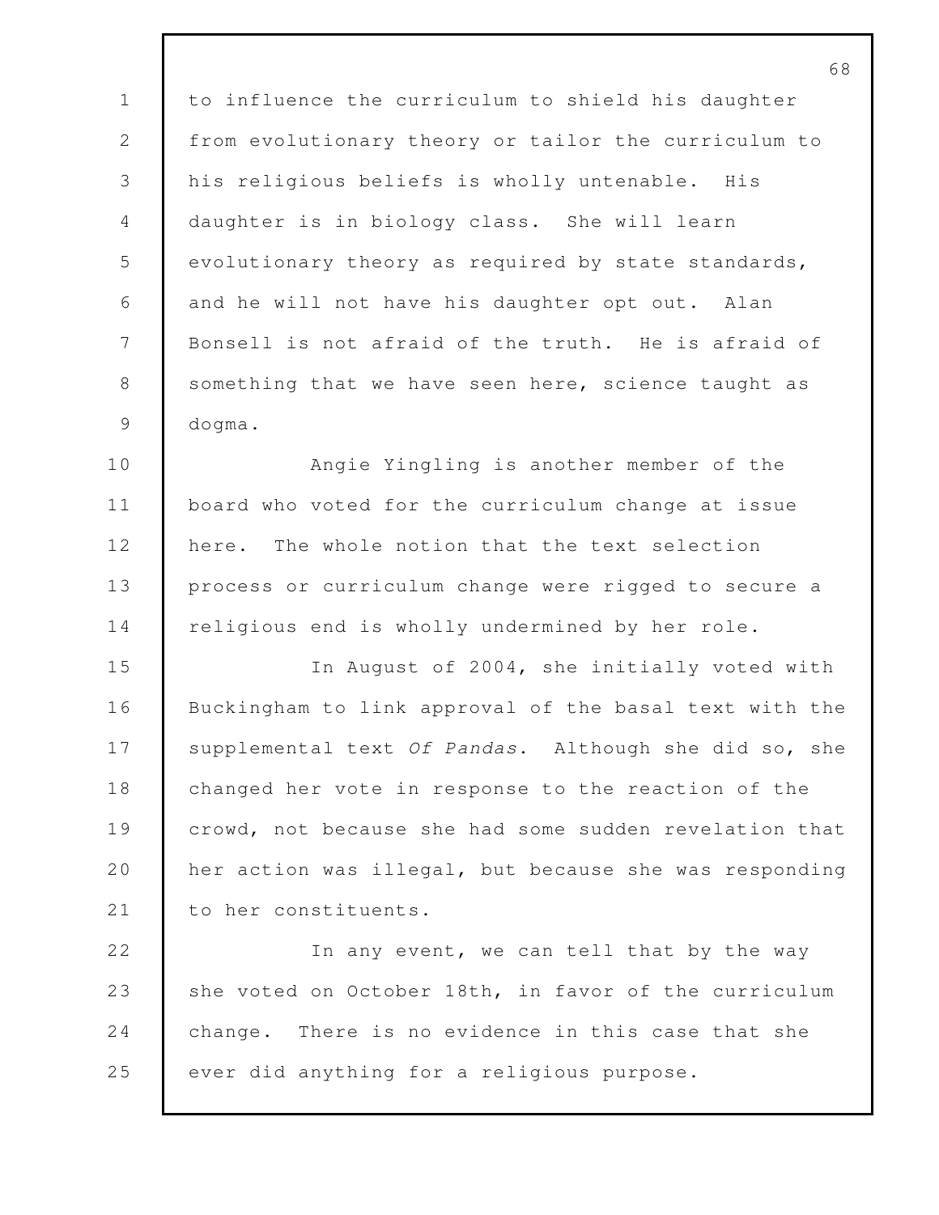to influence the curriculum to shield his daughter from evolutionary theory or tailor the curriculum to his religious beliefs is wholly untenable. His daughter is in biology class. She will learn evolutionary theory as required by state standards, and he will not have his daughter opt out. Alan Bonsell is not afraid of the truth. He is afraid of something that we have seen here, science taught as dogma.

Angie Yingling is another member of the board who voted for the curriculum change at issue here. The whole notion that the text selection process or curriculum change were rigged to secure a religious end is wholly undermined by her role.

In August of 2004, she initially voted with Buckingham to link approval of the basal text with the supplemental text *Of Pandas*. Although she did so, she changed her vote in response to the reaction of the crowd, not because she had some sudden revelation that her action was illegal, but because she was responding to her constituents.

In any event, we can tell that by the way she voted on October 18th, in favor of the curriculum change. There is no evidence in this case that she ever did anything for a religious purpose.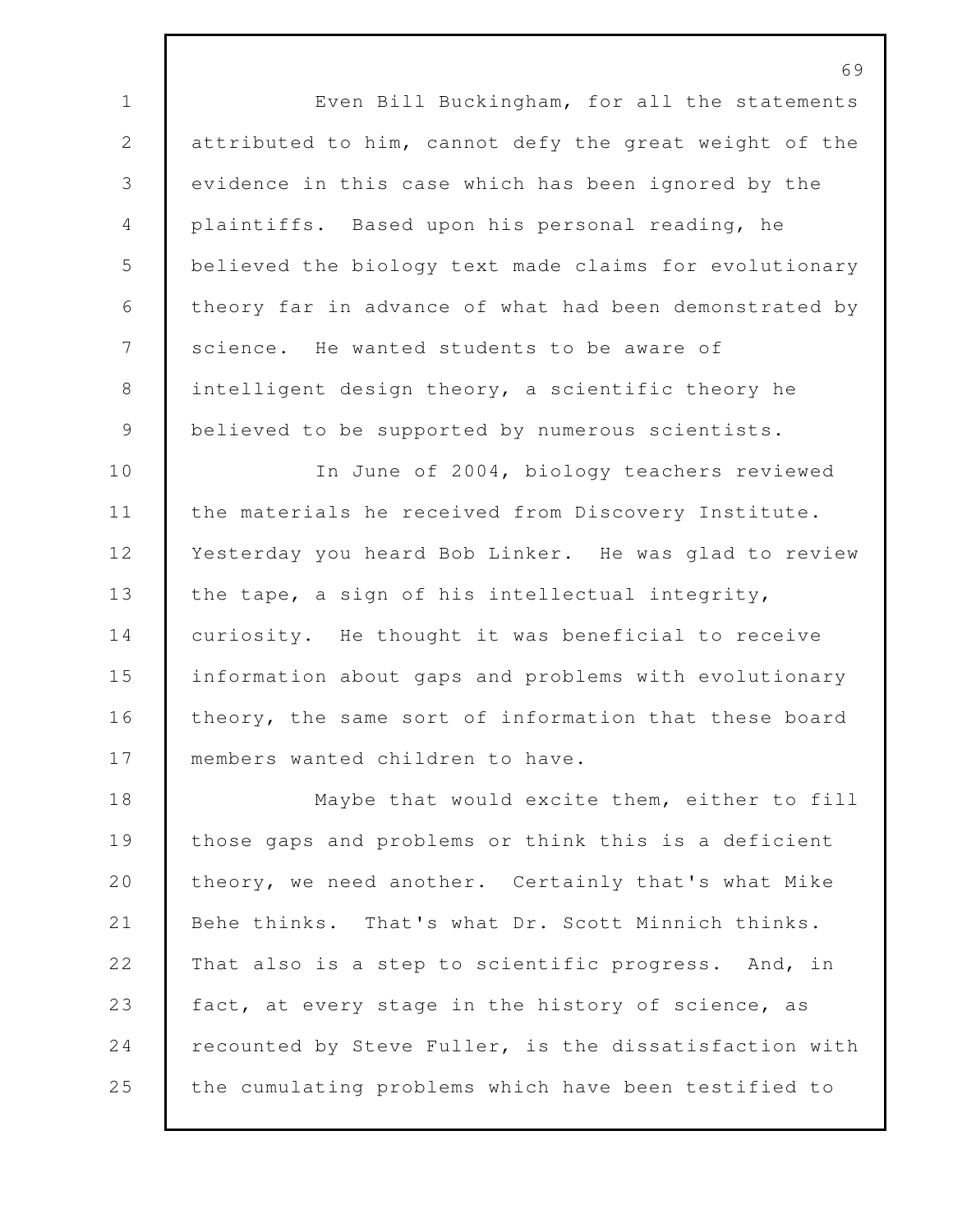Even Bill Buckingham, for all the statements attributed to him, cannot defy the great weight of the evidence in this case which has been ignored by the plaintiffs. Based upon his personal reading, he believed the biology text made claims for evolutionary theory far in advance of what had been demonstrated by science. He wanted students to be aware of intelligent design theory, a scientific theory he believed to be supported by numerous scientists.

In June of 2004, biology teachers reviewed the materials he received from Discovery Institute. Yesterday you heard Bob Linker. He was glad to review the tape, a sign of his intellectual integrity, curiosity. He thought it was beneficial to receive information about gaps and problems with evolutionary theory, the same sort of information that these board members wanted children to have.

Maybe that would excite them, either to fill those gaps and problems or think this is a deficient theory, we need another. Certainly that's what Mike Behe thinks. That's what Dr. Scott Minnich thinks. That also is a step to scientific progress. And, in fact, at every stage in the history of science, as recounted by Steve Fuller, is the dissatisfaction with the cumulating problems which have been testified to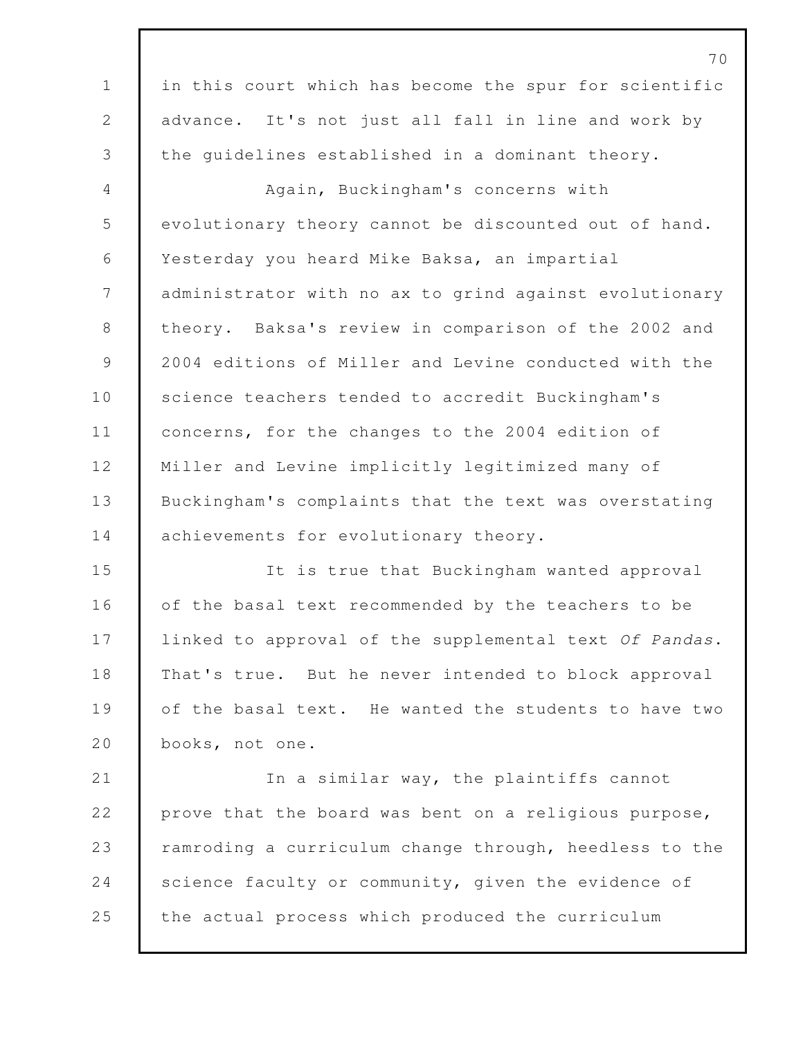in this court which has become the spur for scientific advance. It's not just all fall in line and work by the guidelines established in a dominant theory.

Again, Buckingham's concerns with evolutionary theory cannot be discounted out of hand. Yesterday you heard Mike Baksa, an impartial administrator with no ax to grind against evolutionary theory. Baksa's review in comparison of the 2002 and 2004 editions of Miller and Levine conducted with the science teachers tended to accredit Buckingham's concerns, for the changes to the 2004 edition of Miller and Levine implicitly legitimized many of Buckingham's complaints that the text was overstating achievements for evolutionary theory.

It is true that Buckingham wanted approval of the basal text recommended by the teachers to be linked to approval of the supplemental text *Of Pandas*. That's true. But he never intended to block approval of the basal text. He wanted the students to have two books, not one.

In a similar way, the plaintiffs cannot prove that the board was bent on a religious purpose, ramroding a curriculum change through, heedless to the science faculty or community, given the evidence of the actual process which produced the curriculum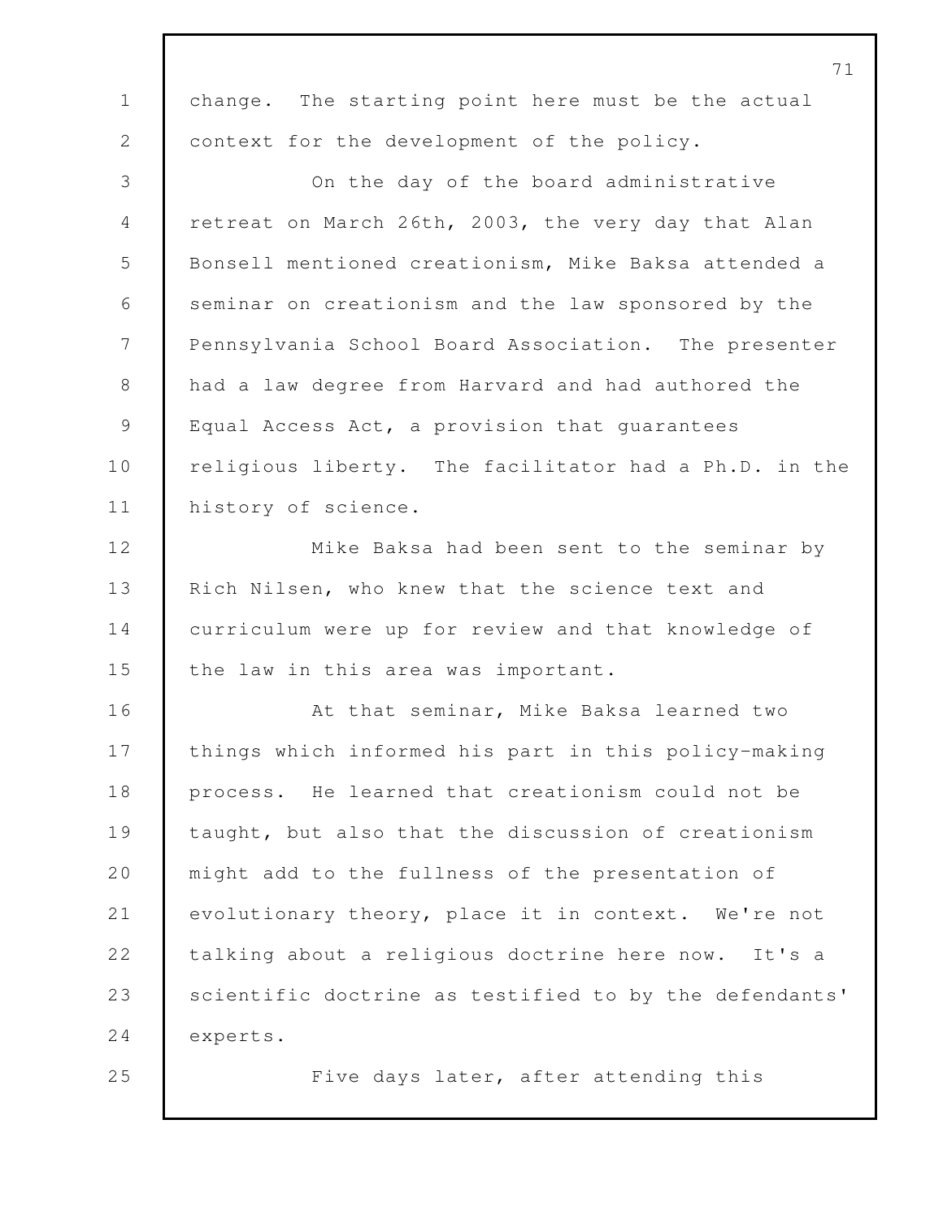change. The starting point here must be the actual context for the development of the policy.

On the day of the board administrative retreat on March 26th, 2003, the very day that Alan Bonsell mentioned creationism, Mike Baksa attended a seminar on creationism and the law sponsored by the Pennsylvania School Board Association. The presenter had a law degree from Harvard and had authored the Equal Access Act, a provision that guarantees religious liberty. The facilitator had a Ph.D. in the history of science.

Mike Baksa had been sent to the seminar by Rich Nilsen, who knew that the science text and curriculum were up for review and that knowledge of the law in this area was important.

At that seminar, Mike Baksa learned two things which informed his part in this policy-making process. He learned that creationism could not be taught, but also that the discussion of creationism might add to the fullness of the presentation of evolutionary theory, place it in context. We're not talking about a religious doctrine here now. It's a scientific doctrine as testified to by the defendants' experts.

Five days later, after attending this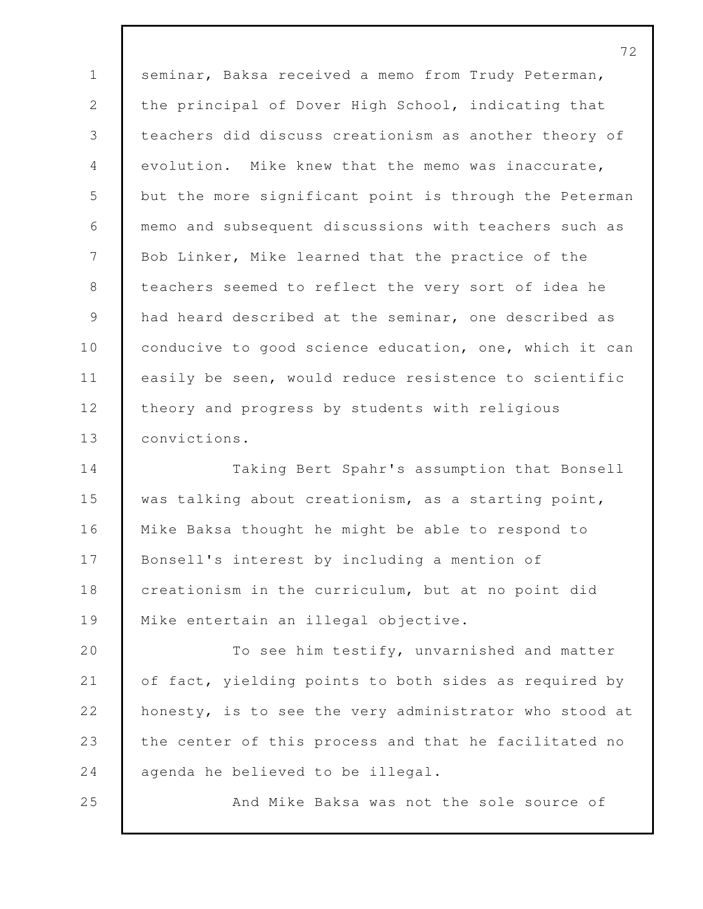seminar, Baksa received a memo from Trudy Peterman, the principal of Dover High School, indicating that teachers did discuss creationism as another theory of evolution. Mike knew that the memo was inaccurate, but the more significant point is through the Peterman memo and subsequent discussions with teachers such as Bob Linker, Mike learned that the practice of the teachers seemed to reflect the very sort of idea he had heard described at the seminar, one described as conducive to good science education, one, which it can easily be seen, would reduce resistence to scientific theory and progress by students with religious convictions.

Taking Bert Spahr's assumption that Bonsell was talking about creationism, as a starting point, Mike Baksa thought he might be able to respond to Bonsell's interest by including a mention of creationism in the curriculum, but at no point did Mike entertain an illegal objective.

To see him testify, unvarnished and matter of fact, yielding points to both sides as required by honesty, is to see the very administrator who stood at the center of this process and that he facilitated no agenda he believed to be illegal.

And Mike Baksa was not the sole source of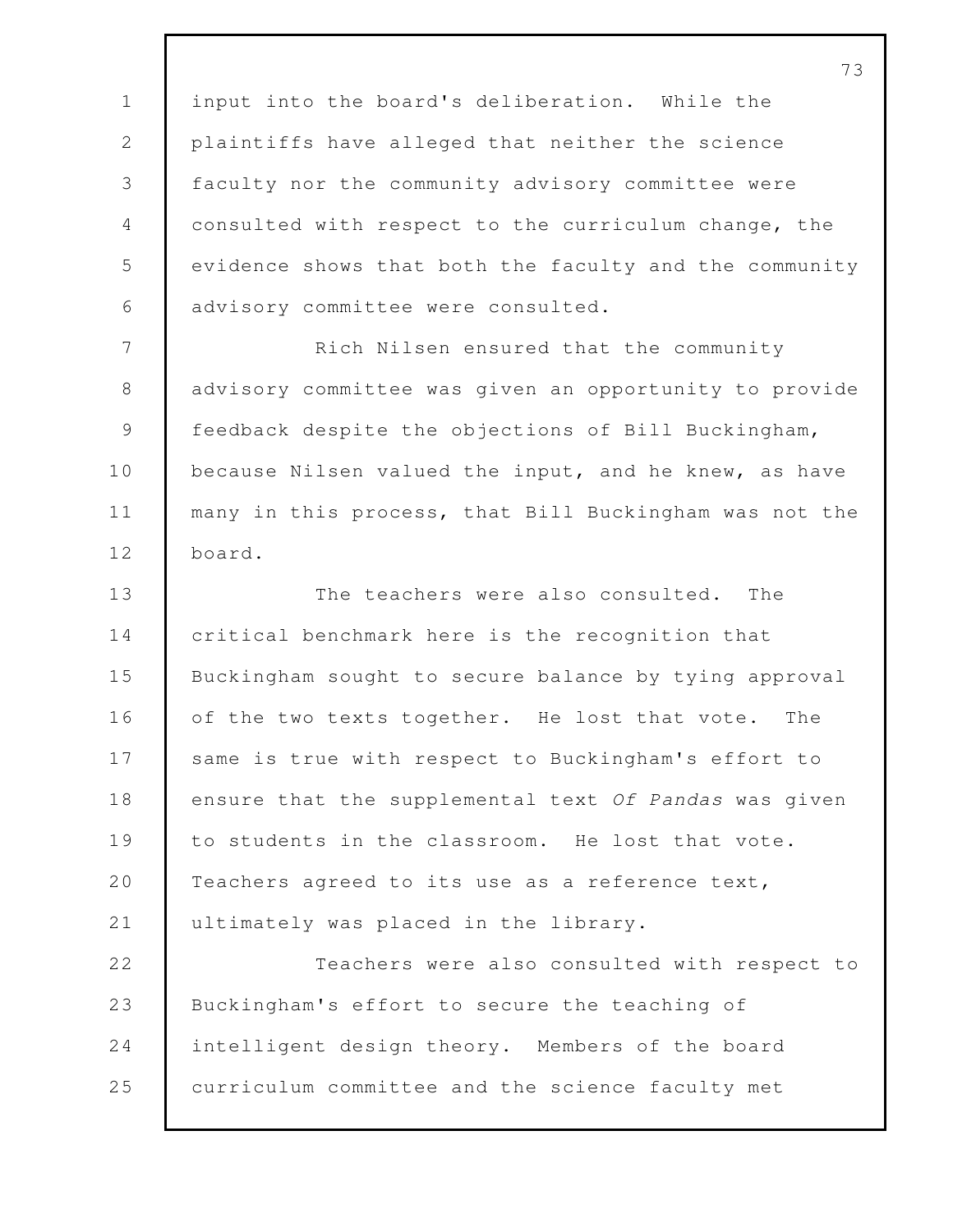input into the board's deliberation. While the plaintiffs have alleged that neither the science faculty nor the community advisory committee were consulted with respect to the curriculum change, the evidence shows that both the faculty and the community advisory committee were consulted.

Rich Nilsen ensured that the community advisory committee was given an opportunity to provide feedback despite the objections of Bill Buckingham, because Nilsen valued the input, and he knew, as have many in this process, that Bill Buckingham was not the board.

The teachers were also consulted. The critical benchmark here is the recognition that Buckingham sought to secure balance by tying approval of the two texts together. He lost that vote. The same is true with respect to Buckingham's effort to ensure that the supplemental text *Of Pandas* was given to students in the classroom. He lost that vote. Teachers agreed to its use as a reference text, ultimately was placed in the library.

Teachers were also consulted with respect to Buckingham's effort to secure the teaching of intelligent design theory. Members of the board curriculum committee and the science faculty met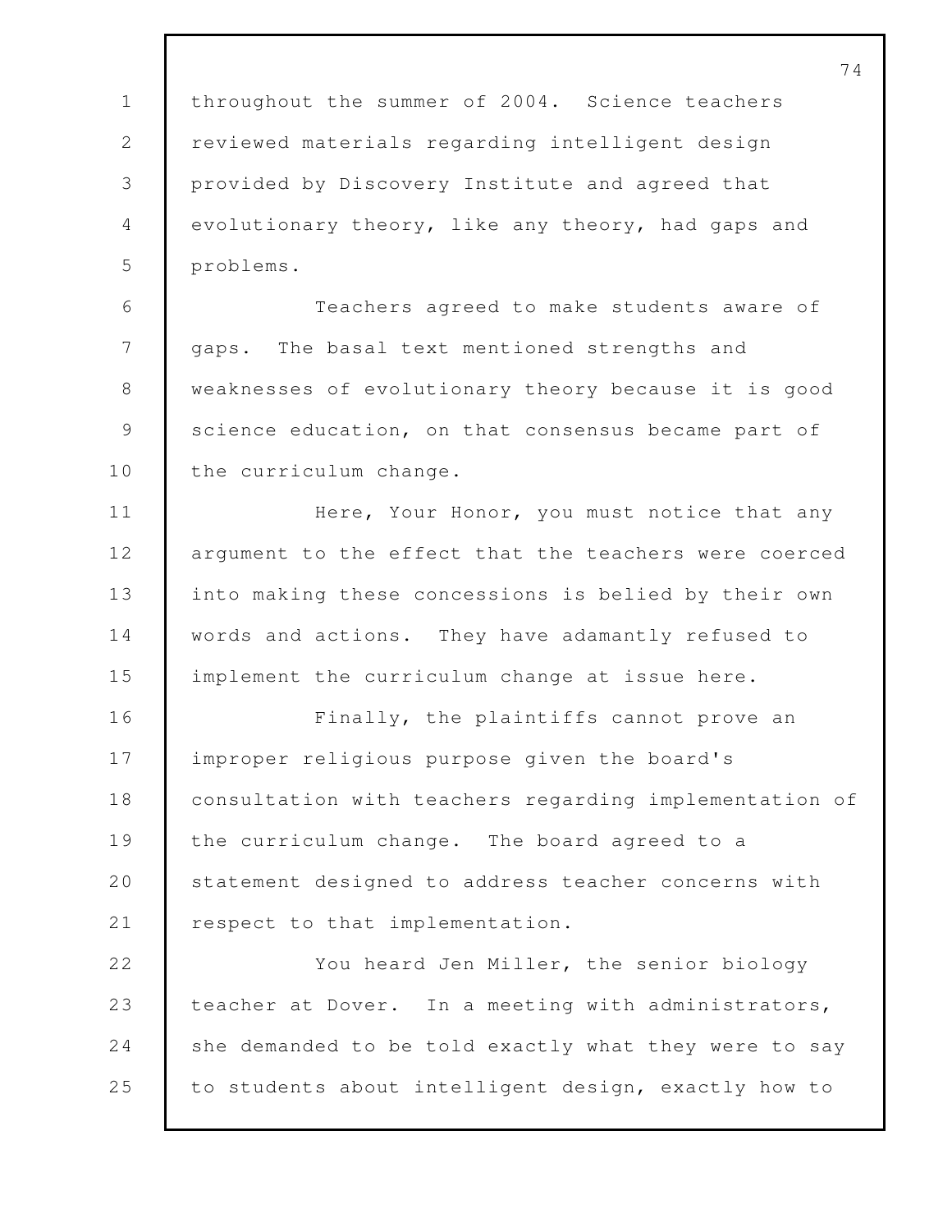throughout the summer of 2004. Science teachers reviewed materials regarding intelligent design provided by Discovery Institute and agreed that evolutionary theory, like any theory, had gaps and problems.

Teachers agreed to make students aware of gaps. The basal text mentioned strengths and weaknesses of evolutionary theory because it is good science education, on that consensus became part of the curriculum change.

Here, Your Honor, you must notice that any argument to the effect that the teachers were coerced into making these concessions is belied by their own words and actions. They have adamantly refused to implement the curriculum change at issue here.

Finally, the plaintiffs cannot prove an improper religious purpose given the board's consultation with teachers regarding implementation of the curriculum change. The board agreed to a statement designed to address teacher concerns with respect to that implementation.

You heard Jen Miller, the senior biology teacher at Dover. In a meeting with administrators, she demanded to be told exactly what they were to say to students about intelligent design, exactly how to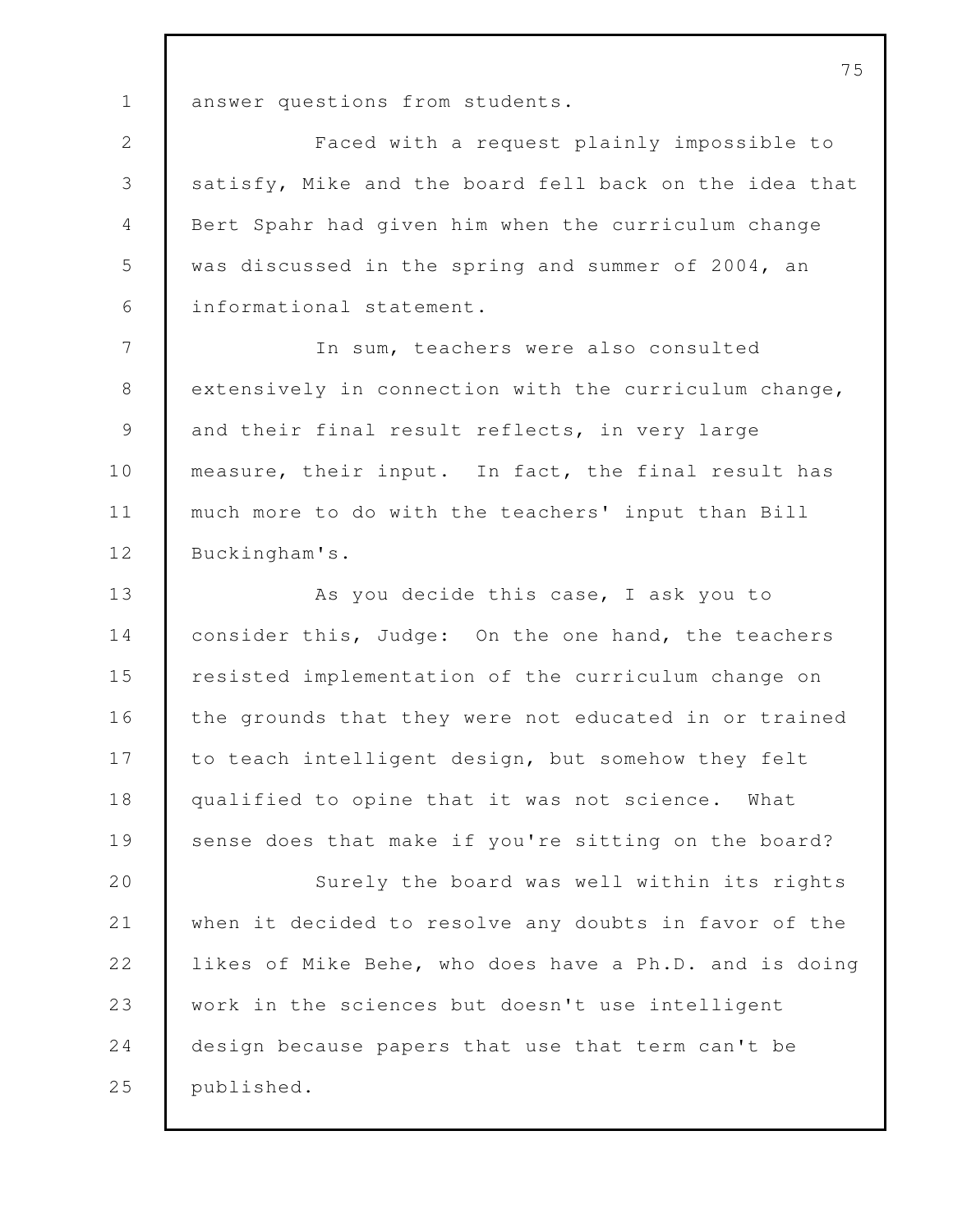answer questions from students.

Faced with a request plainly impossible to satisfy, Mike and the board fell back on the idea that Bert Spahr had given him when the curriculum change was discussed in the spring and summer of 2004, an informational statement.

In sum, teachers were also consulted extensively in connection with the curriculum change, and their final result reflects, in very large measure, their input. In fact, the final result has much more to do with the teachers' input than Bill Buckingham's.

As you decide this case, I ask you to consider this, Judge: On the one hand, the teachers resisted implementation of the curriculum change on the grounds that they were not educated in or trained to teach intelligent design, but somehow they felt qualified to opine that it was not science. What sense does that make if you're sitting on the board?

Surely the board was well within its rights when it decided to resolve any doubts in favor of the likes of Mike Behe, who does have a Ph.D. and is doing work in the sciences but doesn't use intelligent design because papers that use that term can't be published.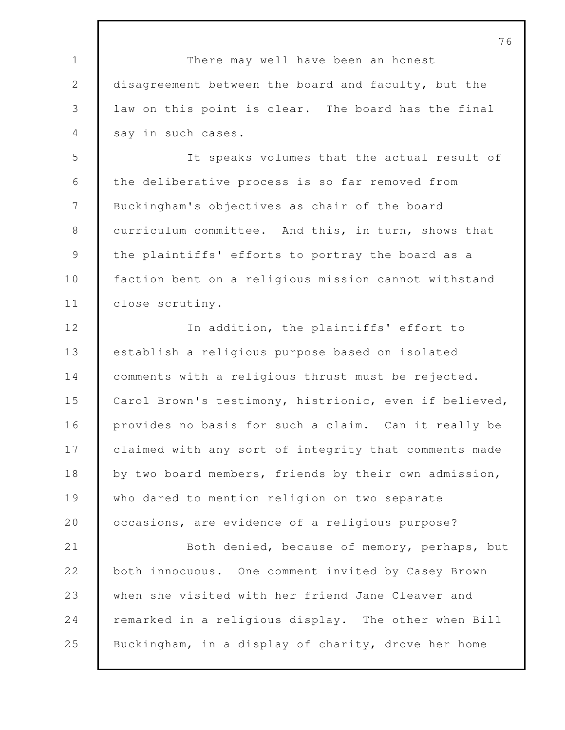There may well have been an honest disagreement between the board and faculty, but the law on this point is clear. The board has the final say in such cases.

It speaks volumes that the actual result of the deliberative process is so far removed from Buckingham's objectives as chair of the board curriculum committee. And this, in turn, shows that the plaintiffs' efforts to portray the board as a faction bent on a religious mission cannot withstand close scrutiny.

In addition, the plaintiffs' effort to establish a religious purpose based on isolated comments with a religious thrust must be rejected. Carol Brown's testimony, histrionic, even if believed, provides no basis for such a claim. Can it really be claimed with any sort of integrity that comments made by two board members, friends by their own admission, who dared to mention religion on two separate occasions, are evidence of a religious purpose?

Both denied, because of memory, perhaps, but both innocuous. One comment invited by Casey Brown when she visited with her friend Jane Cleaver and remarked in a religious display. The other when Bill Buckingham, in a display of charity, drove her home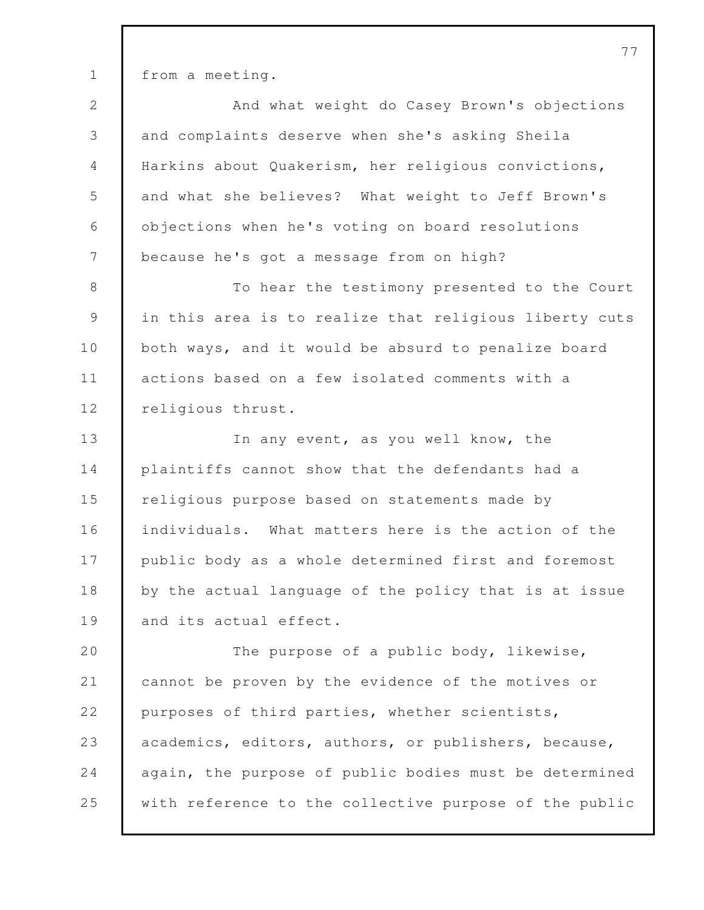from a meeting.

And what weight do Casey Brown's objections and complaints deserve when she's asking Sheila Harkins about Quakerism, her religious convictions, and what she believes? What weight to Jeff Brown's objections when he's voting on board resolutions because he's got a message from on high?

To hear the testimony presented to the Court in this area is to realize that religious liberty cuts both ways, and it would be absurd to penalize board actions based on a few isolated comments with a religious thrust.

In any event, as you well know, the plaintiffs cannot show that the defendants had a religious purpose based on statements made by individuals. What matters here is the action of the public body as a whole determined first and foremost by the actual language of the policy that is at issue and its actual effect.

The purpose of a public body, likewise, cannot be proven by the evidence of the motives or purposes of third parties, whether scientists, academics, editors, authors, or publishers, because, again, the purpose of public bodies must be determined with reference to the collective purpose of the public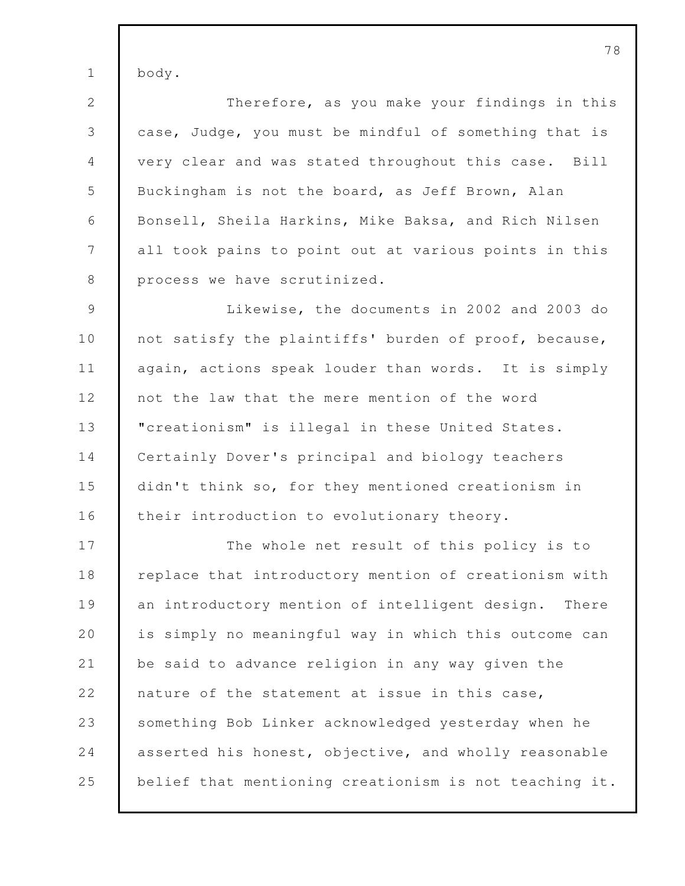body.

Therefore, as you make your findings in this case, Judge, you must be mindful of something that is very clear and was stated throughout this case. Bill Buckingham is not the board, as Jeff Brown, Alan Bonsell, Sheila Harkins, Mike Baksa, and Rich Nilsen all took pains to point out at various points in this process we have scrutinized.

Likewise, the documents in 2002 and 2003 do not satisfy the plaintiffs' burden of proof, because, again, actions speak louder than words. It is simply not the law that the mere mention of the word "creationism" is illegal in these United States. Certainly Dover's principal and biology teachers didn't think so, for they mentioned creationism in their introduction to evolutionary theory.

The whole net result of this policy is to replace that introductory mention of creationism with an introductory mention of intelligent design. There is simply no meaningful way in which this outcome can be said to advance religion in any way given the nature of the statement at issue in this case, something Bob Linker acknowledged yesterday when he asserted his honest, objective, and wholly reasonable belief that mentioning creationism is not teaching it.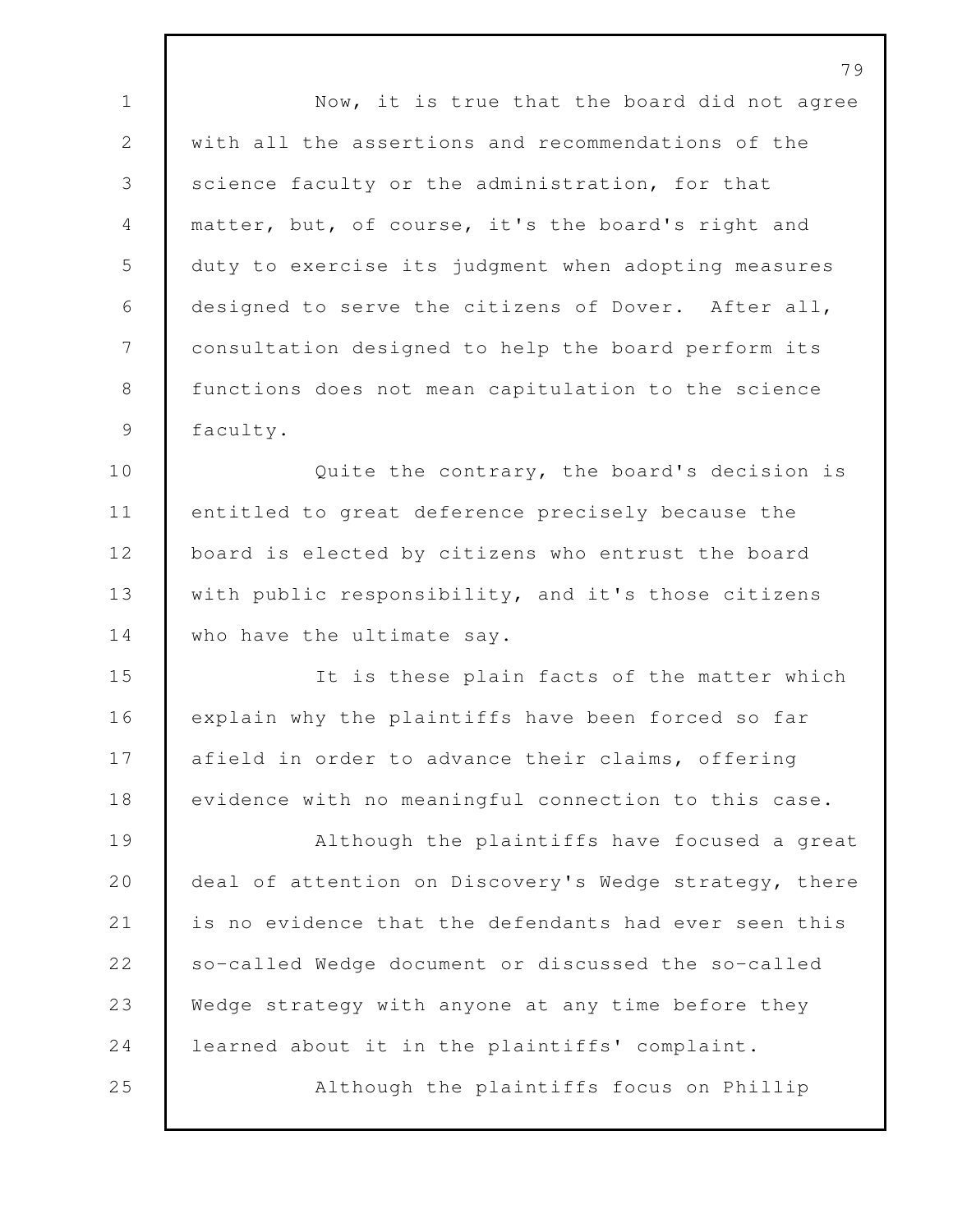Now, it is true that the board did not agree with all the assertions and recommendations of the science faculty or the administration, for that matter, but, of course, it's the board's right and duty to exercise its judgment when adopting measures designed to serve the citizens of Dover. After all, consultation designed to help the board perform its functions does not mean capitulation to the science faculty.

Quite the contrary, the board's decision is entitled to great deference precisely because the board is elected by citizens who entrust the board with public responsibility, and it's those citizens who have the ultimate say.

It is these plain facts of the matter which explain why the plaintiffs have been forced so far afield in order to advance their claims, offering evidence with no meaningful connection to this case.

Although the plaintiffs have focused a great deal of attention on Discovery's Wedge strategy, there is no evidence that the defendants had ever seen this so-called Wedge document or discussed the so-called Wedge strategy with anyone at any time before they learned about it in the plaintiffs' complaint.

Although the plaintiffs focus on Phillip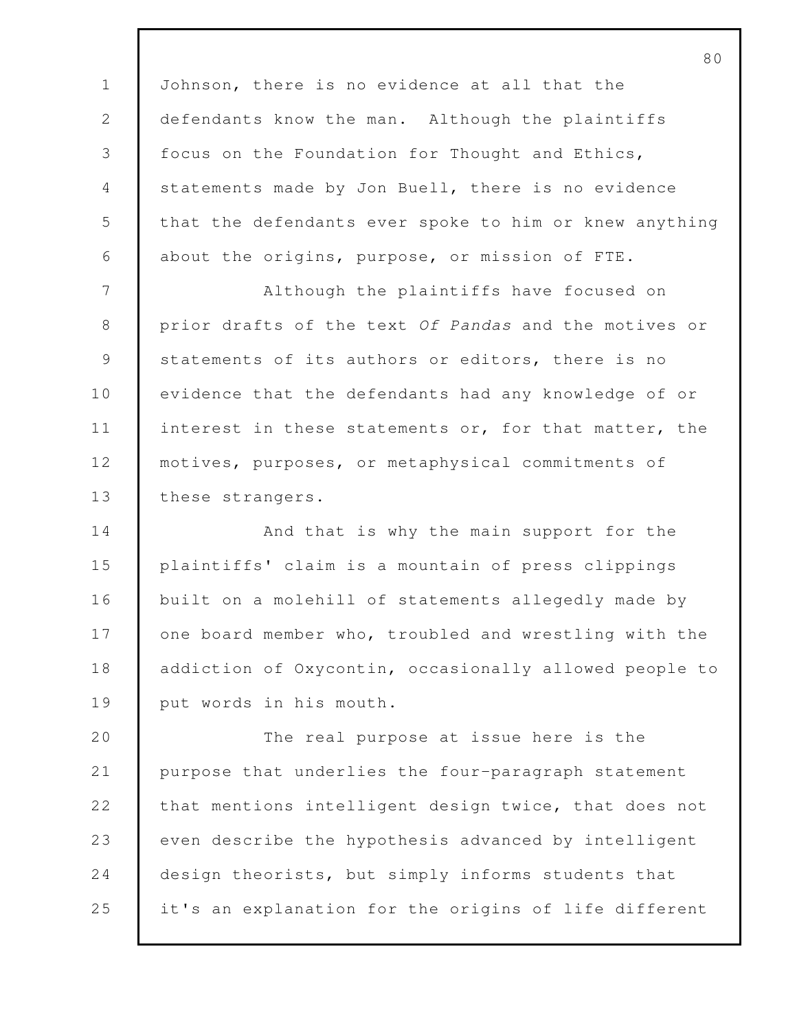Johnson, there is no evidence at all that the defendants know the man. Although the plaintiffs focus on the Foundation for Thought and Ethics, statements made by Jon Buell, there is no evidence that the defendants ever spoke to him or knew anything about the origins, purpose, or mission of FTE.

Although the plaintiffs have focused on prior drafts of the text *Of Pandas* and the motives or statements of its authors or editors, there is no evidence that the defendants had any knowledge of or interest in these statements or, for that matter, the motives, purposes, or metaphysical commitments of these strangers.

And that is why the main support for the plaintiffs' claim is a mountain of press clippings built on a molehill of statements allegedly made by one board member who, troubled and wrestling with the addiction of Oxycontin, occasionally allowed people to put words in his mouth.

The real purpose at issue here is the purpose that underlies the four-paragraph statement that mentions intelligent design twice, that does not even describe the hypothesis advanced by intelligent design theorists, but simply informs students that it's an explanation for the origins of life different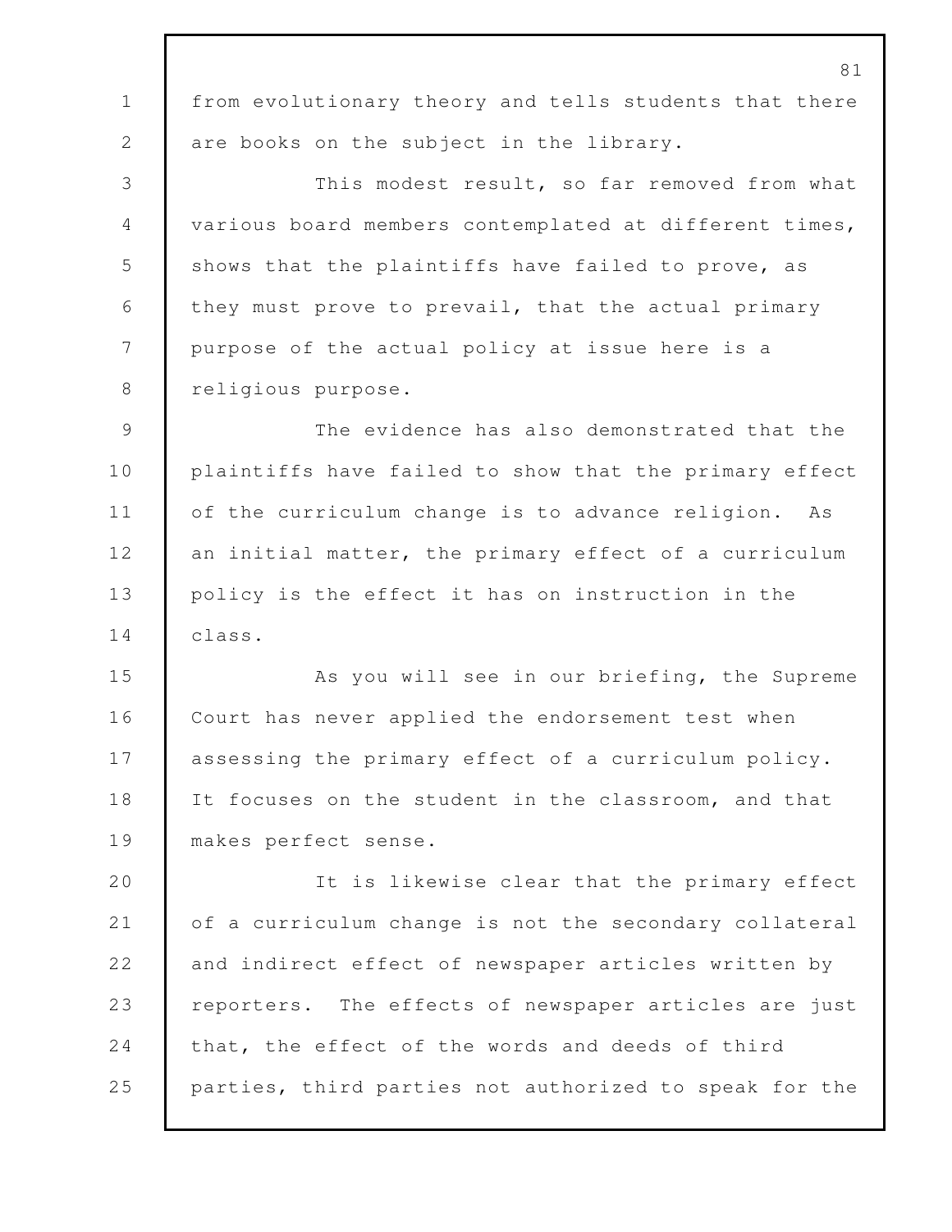from evolutionary theory and tells students that there are books on the subject in the library.

This modest result, so far removed from what various board members contemplated at different times, shows that the plaintiffs have failed to prove, as they must prove to prevail, that the actual primary purpose of the actual policy at issue here is a religious purpose.

The evidence has also demonstrated that the plaintiffs have failed to show that the primary effect of the curriculum change is to advance religion. As an initial matter, the primary effect of a curriculum policy is the effect it has on instruction in the class.

As you will see in our briefing, the Supreme Court has never applied the endorsement test when assessing the primary effect of a curriculum policy. It focuses on the student in the classroom, and that makes perfect sense.

It is likewise clear that the primary effect of a curriculum change is not the secondary collateral and indirect effect of newspaper articles written by reporters. The effects of newspaper articles are just that, the effect of the words and deeds of third parties, third parties not authorized to speak for the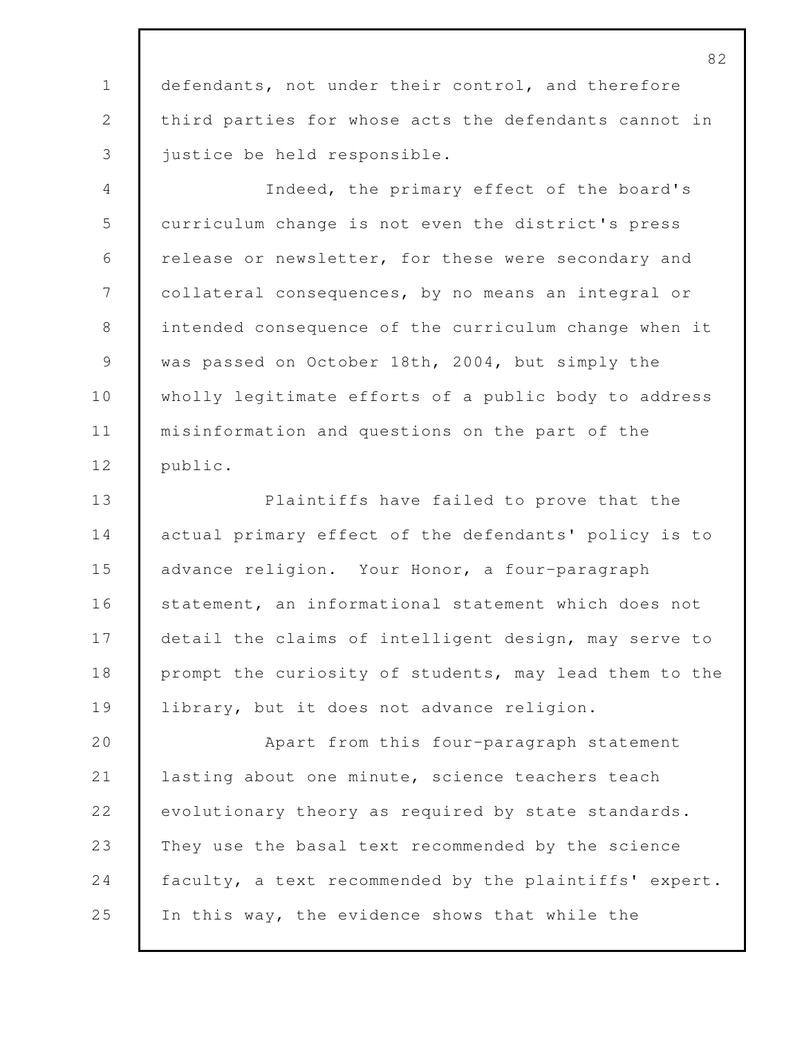defendants, not under their control, and therefore third parties for whose acts the defendants cannot in justice be held responsible.

Indeed, the primary effect of the board's curriculum change is not even the district's press release or newsletter, for these were secondary and collateral consequences, by no means an integral or intended consequence of the curriculum change when it was passed on October 18th, 2004, but simply the wholly legitimate efforts of a public body to address misinformation and questions on the part of the public.

Plaintiffs have failed to prove that the actual primary effect of the defendants' policy is to advance religion. Your Honor, a four-paragraph statement, an informational statement which does not detail the claims of intelligent design, may serve to prompt the curiosity of students, may lead them to the library, but it does not advance religion.

Apart from this four-paragraph statement lasting about one minute, science teachers teach evolutionary theory as required by state standards. They use the basal text recommended by the science faculty, a text recommended by the plaintiffs' expert. In this way, the evidence shows that while the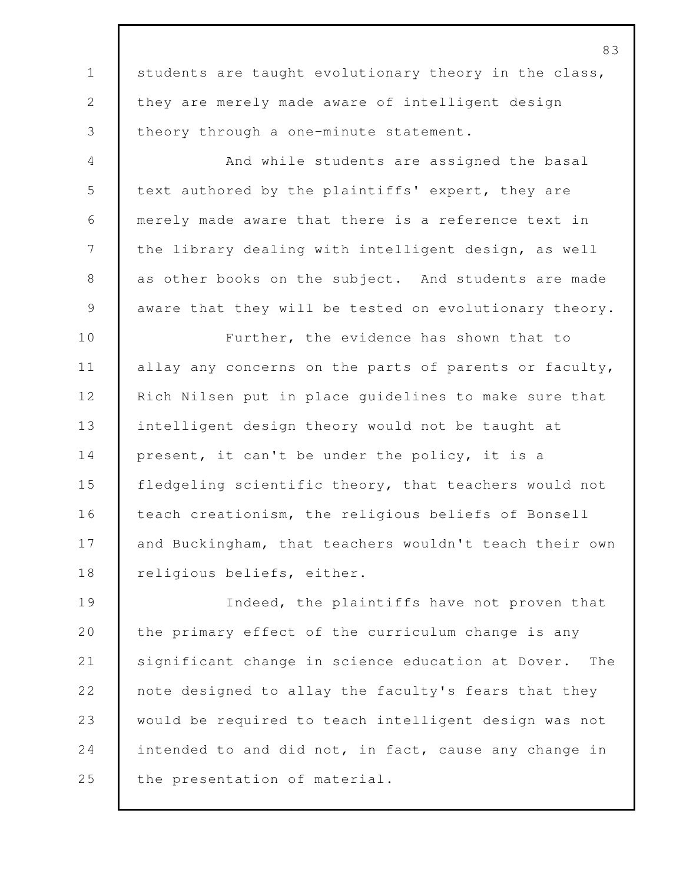students are taught evolutionary theory in the class, they are merely made aware of intelligent design theory through a one-minute statement.

And while students are assigned the basal text authored by the plaintiffs' expert, they are merely made aware that there is a reference text in the library dealing with intelligent design, as well as other books on the subject. And students are made aware that they will be tested on evolutionary theory.

Further, the evidence has shown that to allay any concerns on the parts of parents or faculty, Rich Nilsen put in place guidelines to make sure that intelligent design theory would not be taught at present, it can't be under the policy, it is a fledgeling scientific theory, that teachers would not teach creationism, the religious beliefs of Bonsell and Buckingham, that teachers wouldn't teach their own religious beliefs, either.

Indeed, the plaintiffs have not proven that the primary effect of the curriculum change is any significant change in science education at Dover. The note designed to allay the faculty's fears that they would be required to teach intelligent design was not intended to and did not, in fact, cause any change in the presentation of material.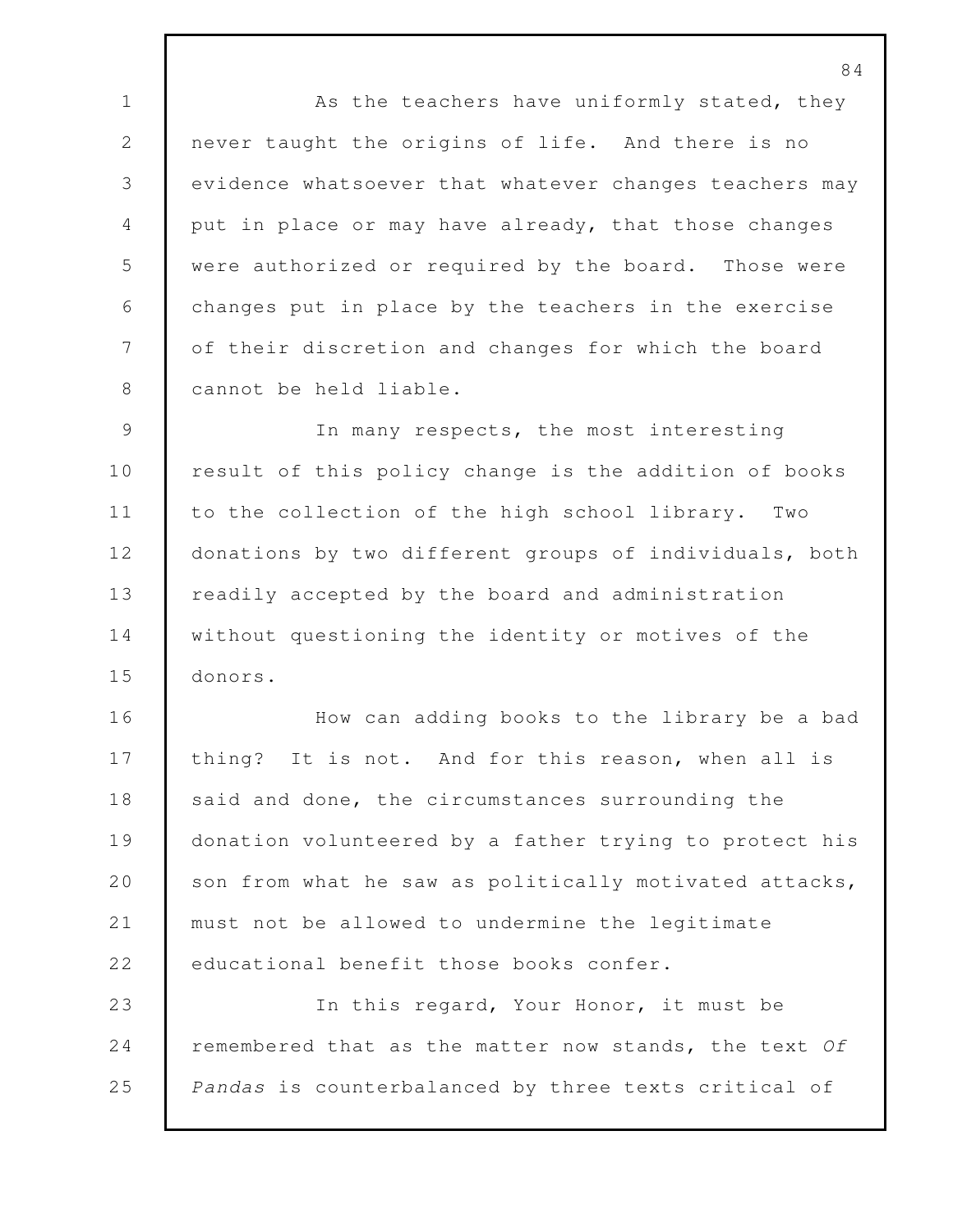As the teachers have uniformly stated, they never taught the origins of life. And there is no evidence whatsoever that whatever changes teachers may put in place or may have already, that those changes were authorized or required by the board. Those were changes put in place by the teachers in the exercise of their discretion and changes for which the board cannot be held liable.

In many respects, the most interesting result of this policy change is the addition of books to the collection of the high school library. Two donations by two different groups of individuals, both readily accepted by the board and administration without questioning the identity or motives of the donors.

How can adding books to the library be a bad thing? It is not. And for this reason, when all is said and done, the circumstances surrounding the donation volunteered by a father trying to protect his son from what he saw as politically motivated attacks, must not be allowed to undermine the legitimate educational benefit those books confer.

In this regard, Your Honor, it must be remembered that as the matter now stands, the text *Of Pandas* is counterbalanced by three texts critical of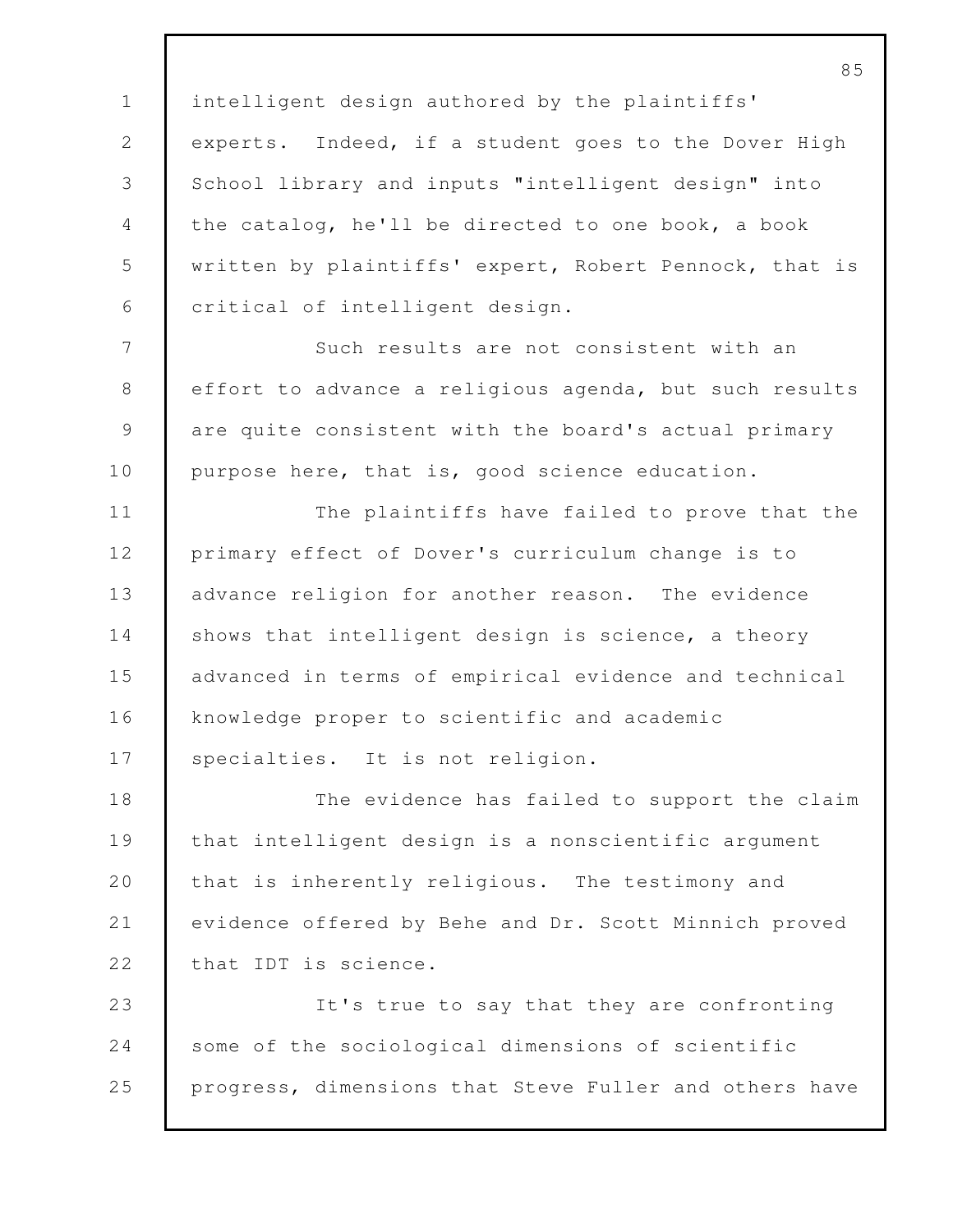intelligent design authored by the plaintiffs' experts. Indeed, if a student goes to the Dover High School library and inputs "intelligent design" into the catalog, he'll be directed to one book, a book written by plaintiffs' expert, Robert Pennock, that is critical of intelligent design.

Such results are not consistent with an effort to advance a religious agenda, but such results are quite consistent with the board's actual primary purpose here, that is, good science education.

The plaintiffs have failed to prove that the primary effect of Dover's curriculum change is to advance religion for another reason. The evidence shows that intelligent design is science, a theory advanced in terms of empirical evidence and technical knowledge proper to scientific and academic specialties. It is not religion.

The evidence has failed to support the claim that intelligent design is a nonscientific argument that is inherently religious. The testimony and evidence offered by Behe and Dr. Scott Minnich proved that IDT is science.

It's true to say that they are confronting some of the sociological dimensions of scientific progress, dimensions that Steve Fuller and others have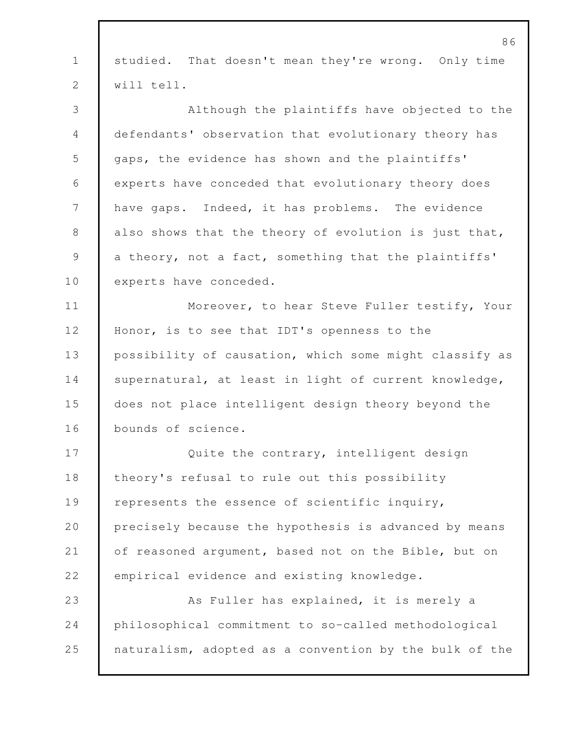studied. That doesn't mean they're wrong. Only time will tell.

Although the plaintiffs have objected to the defendants' observation that evolutionary theory has gaps, the evidence has shown and the plaintiffs' experts have conceded that evolutionary theory does have gaps. Indeed, it has problems. The evidence also shows that the theory of evolution is just that, a theory, not a fact, something that the plaintiffs' experts have conceded.

Moreover, to hear Steve Fuller testify, Your Honor, is to see that IDT's openness to the possibility of causation, which some might classify as supernatural, at least in light of current knowledge, does not place intelligent design theory beyond the bounds of science.

Quite the contrary, intelligent design theory's refusal to rule out this possibility represents the essence of scientific inquiry, precisely because the hypothesis is advanced by means of reasoned argument, based not on the Bible, but on empirical evidence and existing knowledge.

As Fuller has explained, it is merely a philosophical commitment to so-called methodological naturalism, adopted as a convention by the bulk of the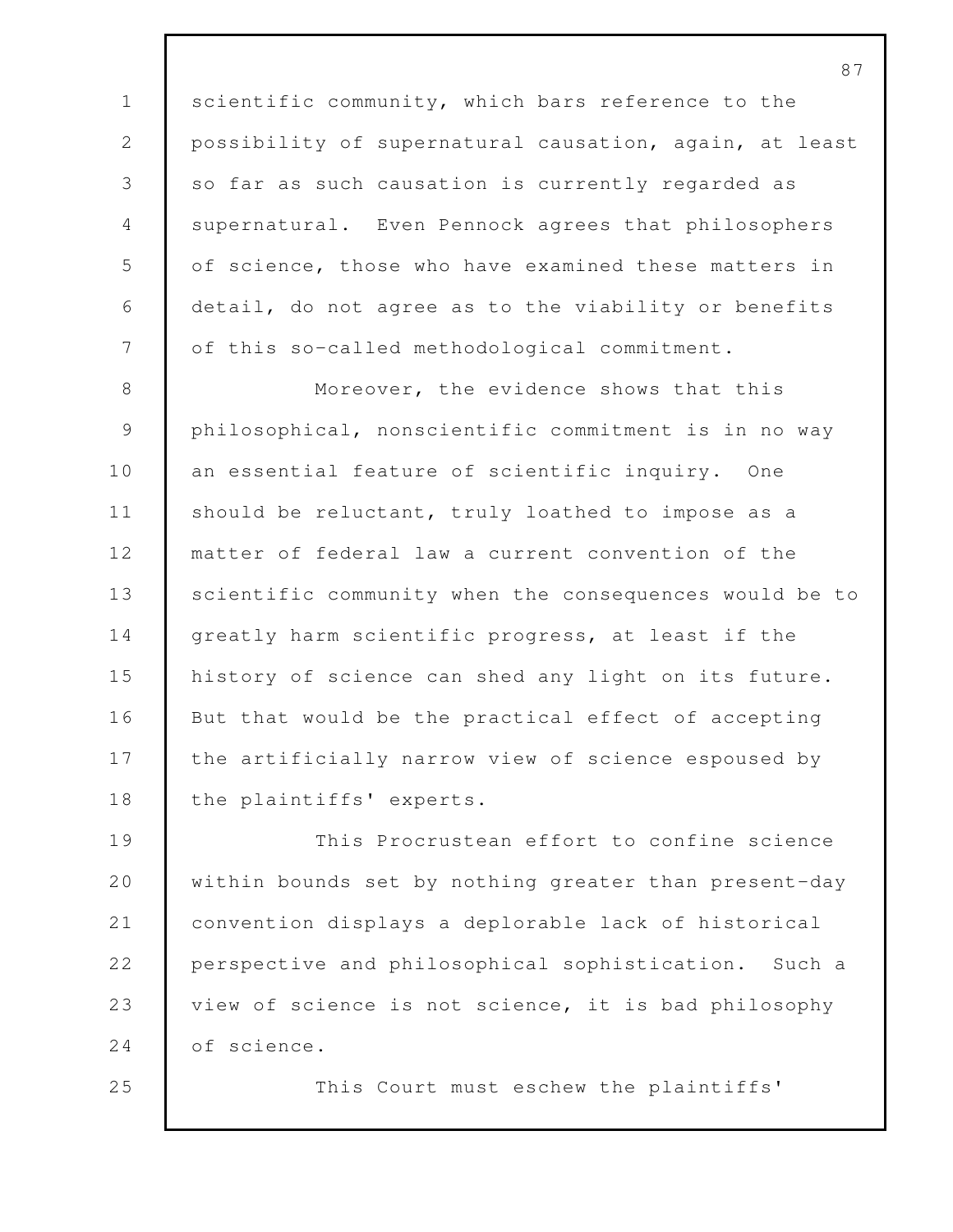scientific community, which bars reference to the possibility of supernatural causation, again, at least so far as such causation is currently regarded as supernatural. Even Pennock agrees that philosophers of science, those who have examined these matters in detail, do not agree as to the viability or benefits of this so-called methodological commitment.

Moreover, the evidence shows that this philosophical, nonscientific commitment is in no way an essential feature of scientific inquiry. One should be reluctant, truly loathed to impose as a matter of federal law a current convention of the scientific community when the consequences would be to greatly harm scientific progress, at least if the history of science can shed any light on its future. But that would be the practical effect of accepting the artificially narrow view of science espoused by the plaintiffs' experts.

This Procrustean effort to confine science within bounds set by nothing greater than present-day convention displays a deplorable lack of historical perspective and philosophical sophistication. Such a view of science is not science, it is bad philosophy of science.

This Court must eschew the plaintiffs'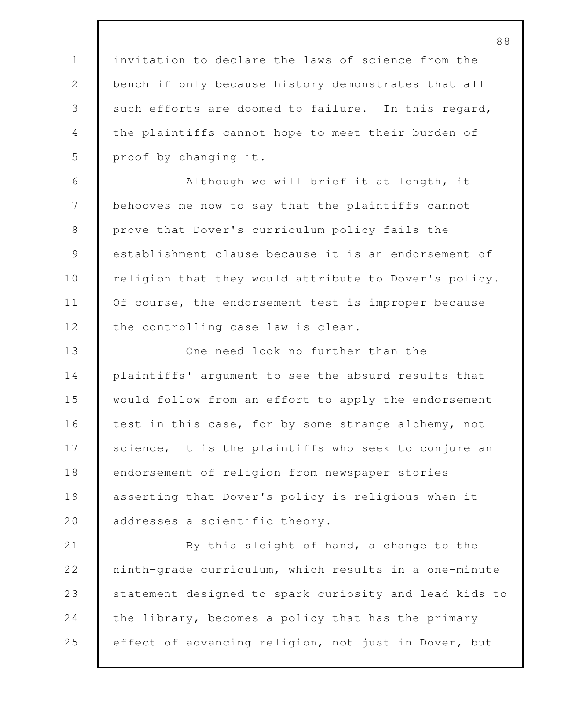invitation to declare the laws of science from the bench if only because history demonstrates that all such efforts are doomed to failure. In this regard, the plaintiffs cannot hope to meet their burden of proof by changing it.

Although we will brief it at length, it behooves me now to say that the plaintiffs cannot prove that Dover's curriculum policy fails the establishment clause because it is an endorsement of religion that they would attribute to Dover's policy. Of course, the endorsement test is improper because the controlling case law is clear.

One need look no further than the plaintiffs' argument to see the absurd results that would follow from an effort to apply the endorsement test in this case, for by some strange alchemy, not science, it is the plaintiffs who seek to conjure an endorsement of religion from newspaper stories asserting that Dover's policy is religious when it addresses a scientific theory.

By this sleight of hand, a change to the ninth-grade curriculum, which results in a one-minute statement designed to spark curiosity and lead kids to the library, becomes a policy that has the primary effect of advancing religion, not just in Dover, but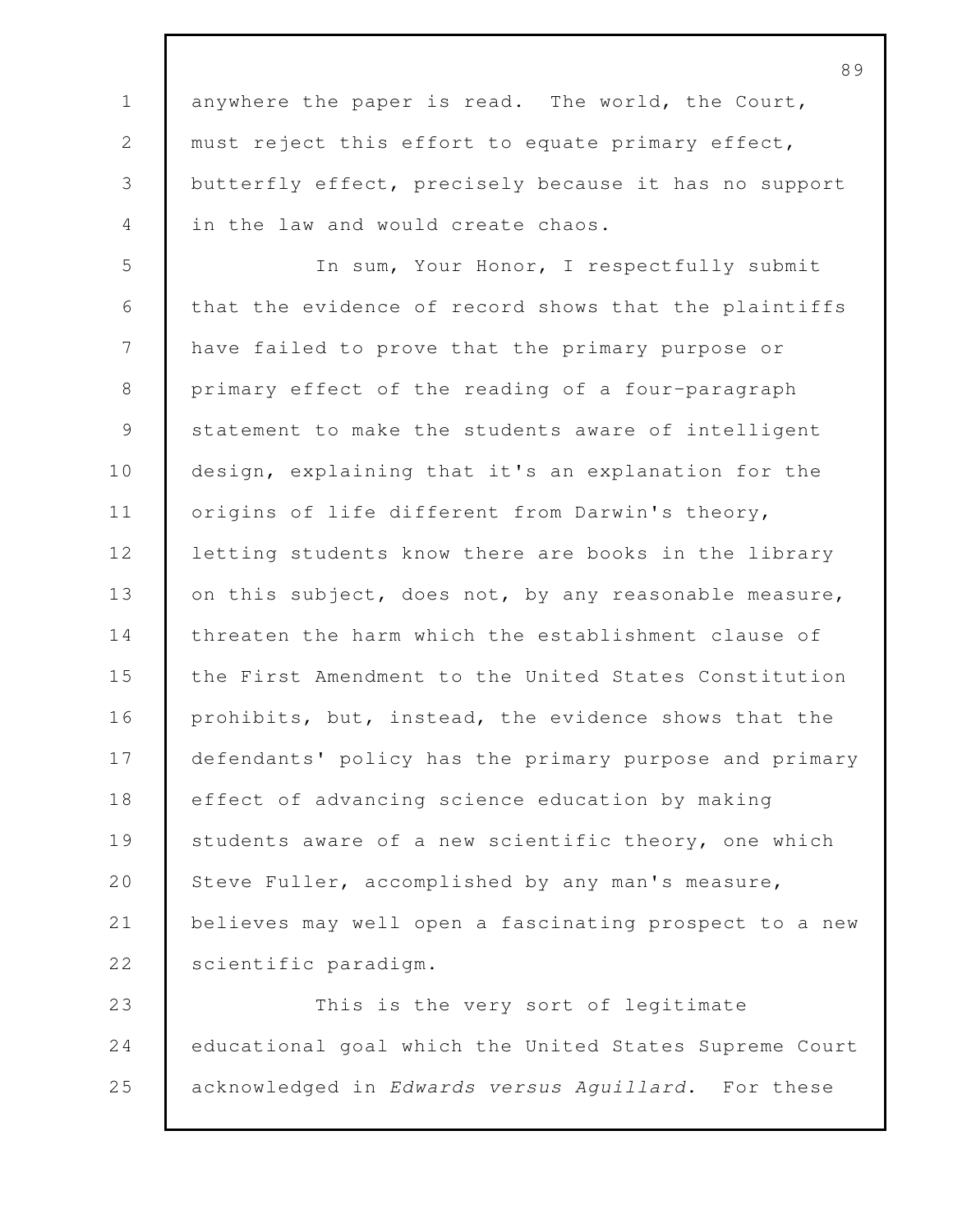anywhere the paper is read. The world, the Court, must reject this effort to equate primary effect, butterfly effect, precisely because it has no support in the law and would create chaos.

In sum, Your Honor, I respectfully submit that the evidence of record shows that the plaintiffs have failed to prove that the primary purpose or primary effect of the reading of a four-paragraph statement to make the students aware of intelligent design, explaining that it's an explanation for the origins of life different from Darwin's theory, letting students know there are books in the library on this subject, does not, by any reasonable measure, threaten the harm which the establishment clause of the First Amendment to the United States Constitution prohibits, but, instead, the evidence shows that the defendants' policy has the primary purpose and primary effect of advancing science education by making students aware of a new scientific theory, one which Steve Fuller, accomplished by any man's measure, believes may well open a fascinating prospect to a new scientific paradigm.

This is the very sort of legitimate educational goal which the United States Supreme Court acknowledged in *Edwards versus Aguillard*. For these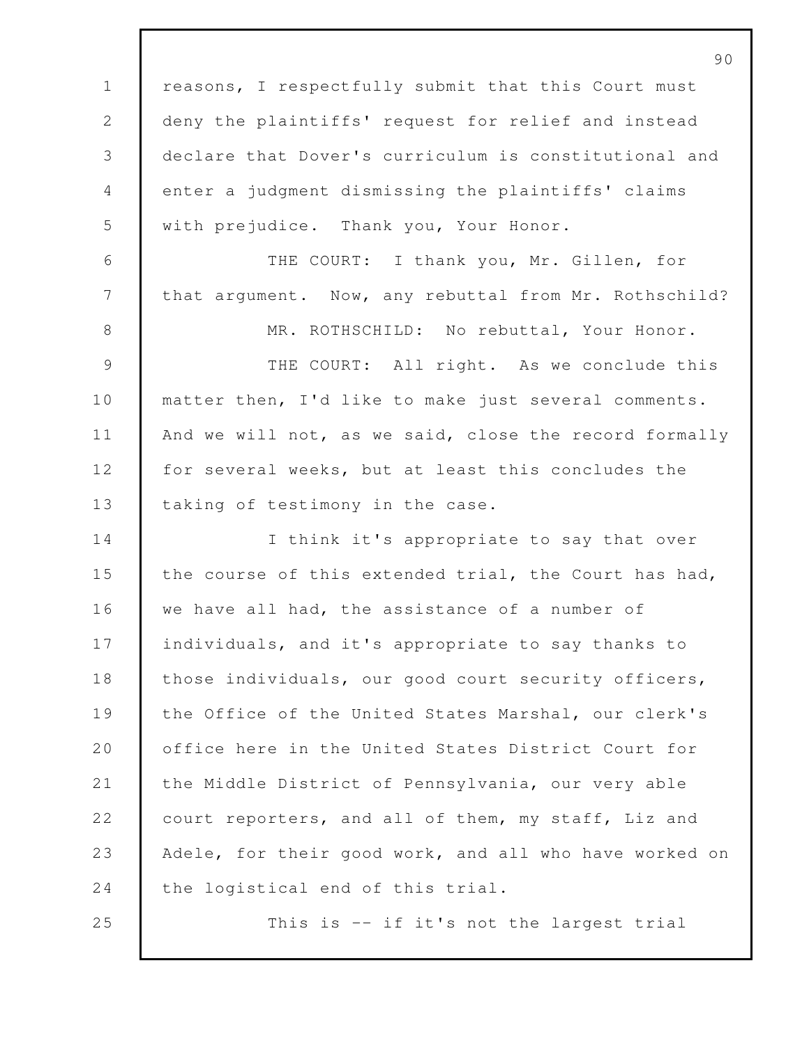reasons, I respectfully submit that this Court must deny the plaintiffs' request for relief and instead declare that Dover's curriculum is constitutional and enter a judgment dismissing the plaintiffs' claims with prejudice. Thank you, Your Honor.

THE COURT: I thank you, Mr. Gillen, for that argument. Now, any rebuttal from Mr. Rothschild?

MR. ROTHSCHILD: No rebuttal, Your Honor.

THE COURT: All right. As we conclude this matter then, I'd like to make just several comments. And we will not, as we said, close the record formally for several weeks, but at least this concludes the taking of testimony in the case.

I think it's appropriate to say that over the course of this extended trial, the Court has had, we have all had, the assistance of a number of individuals, and it's appropriate to say thanks to those individuals, our good court security officers, the Office of the United States Marshal, our clerk's office here in the United States District Court for the Middle District of Pennsylvania, our very able court reporters, and all of them, my staff, Liz and Adele, for their good work, and all who have worked on the logistical end of this trial.

This is -- if it's not the largest trial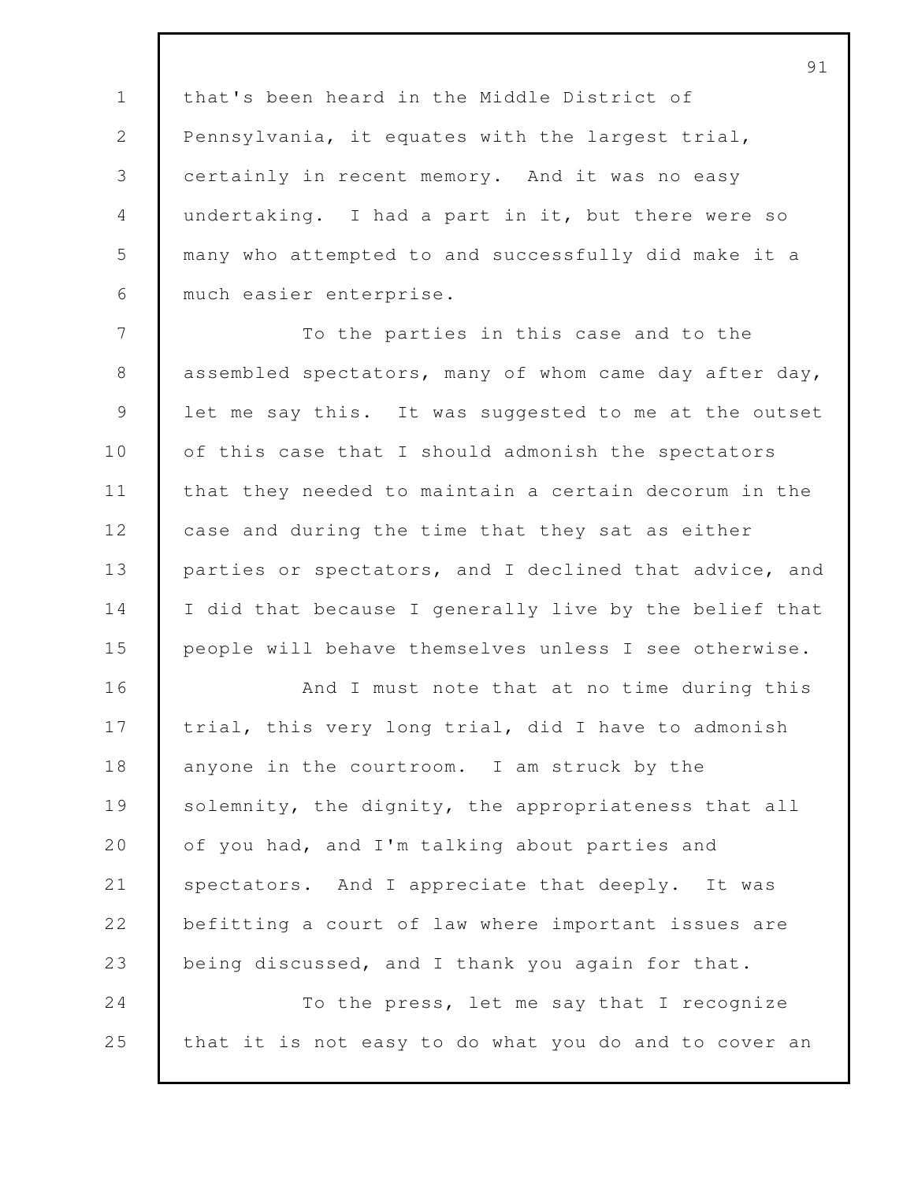that's been heard in the Middle District of Pennsylvania, it equates with the largest trial, certainly in recent memory. And it was no easy undertaking. I had a part in it, but there were so many who attempted to and successfully did make it a much easier enterprise.

To the parties in this case and to the assembled spectators, many of whom came day after day, let me say this. It was suggested to me at the outset of this case that I should admonish the spectators that they needed to maintain a certain decorum in the case and during the time that they sat as either parties or spectators, and I declined that advice, and I did that because I generally live by the belief that people will behave themselves unless I see otherwise.

And I must note that at no time during this trial, this very long trial, did I have to admonish anyone in the courtroom. I am struck by the solemnity, the dignity, the appropriateness that all of you had, and I'm talking about parties and spectators. And I appreciate that deeply. It was befitting a court of law where important issues are being discussed, and I thank you again for that.

To the press, let me say that I recognize that it is not easy to do what you do and to cover an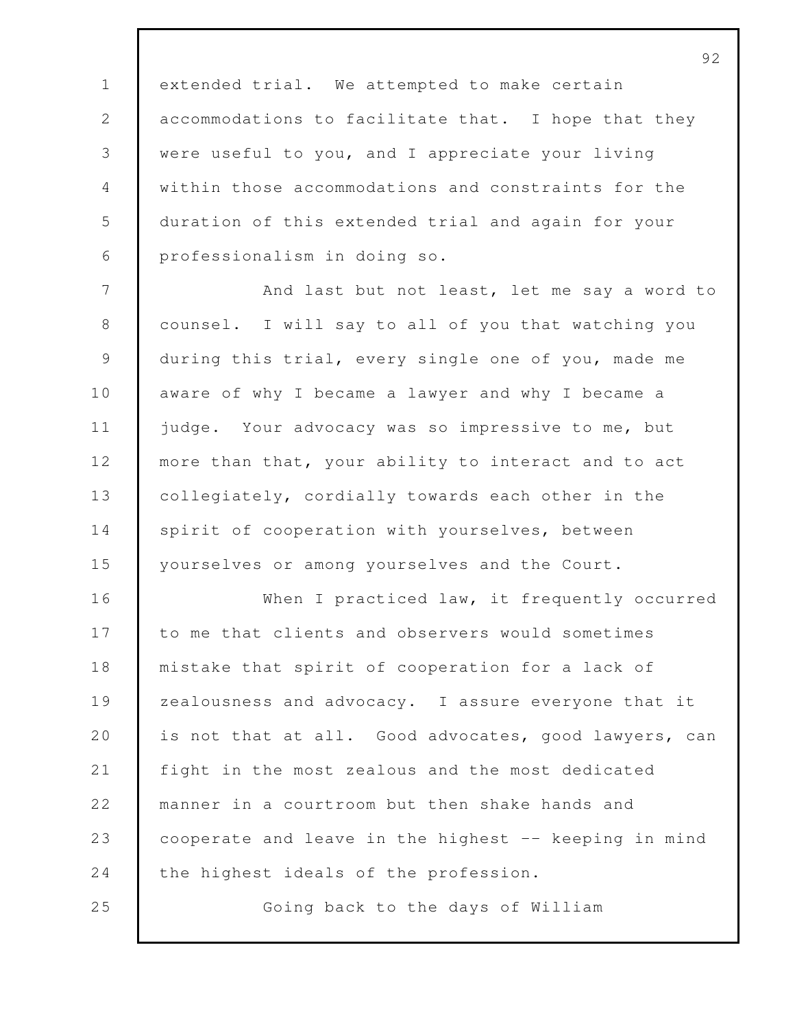extended trial. We attempted to make certain accommodations to facilitate that. I hope that they were useful to you, and I appreciate your living within those accommodations and constraints for the duration of this extended trial and again for your professionalism in doing so.

And last but not least, let me say a word to counsel. I will say to all of you that watching you during this trial, every single one of you, made me aware of why I became a lawyer and why I became a judge. Your advocacy was so impressive to me, but more than that, your ability to interact and to act collegiately, cordially towards each other in the spirit of cooperation with yourselves, between yourselves or among yourselves and the Court.

When I practiced law, it frequently occurred to me that clients and observers would sometimes mistake that spirit of cooperation for a lack of zealousness and advocacy. I assure everyone that it is not that at all. Good advocates, good lawyers, can fight in the most zealous and the most dedicated manner in a courtroom but then shake hands and cooperate and leave in the highest -- keeping in mind the highest ideals of the profession.

Going back to the days of William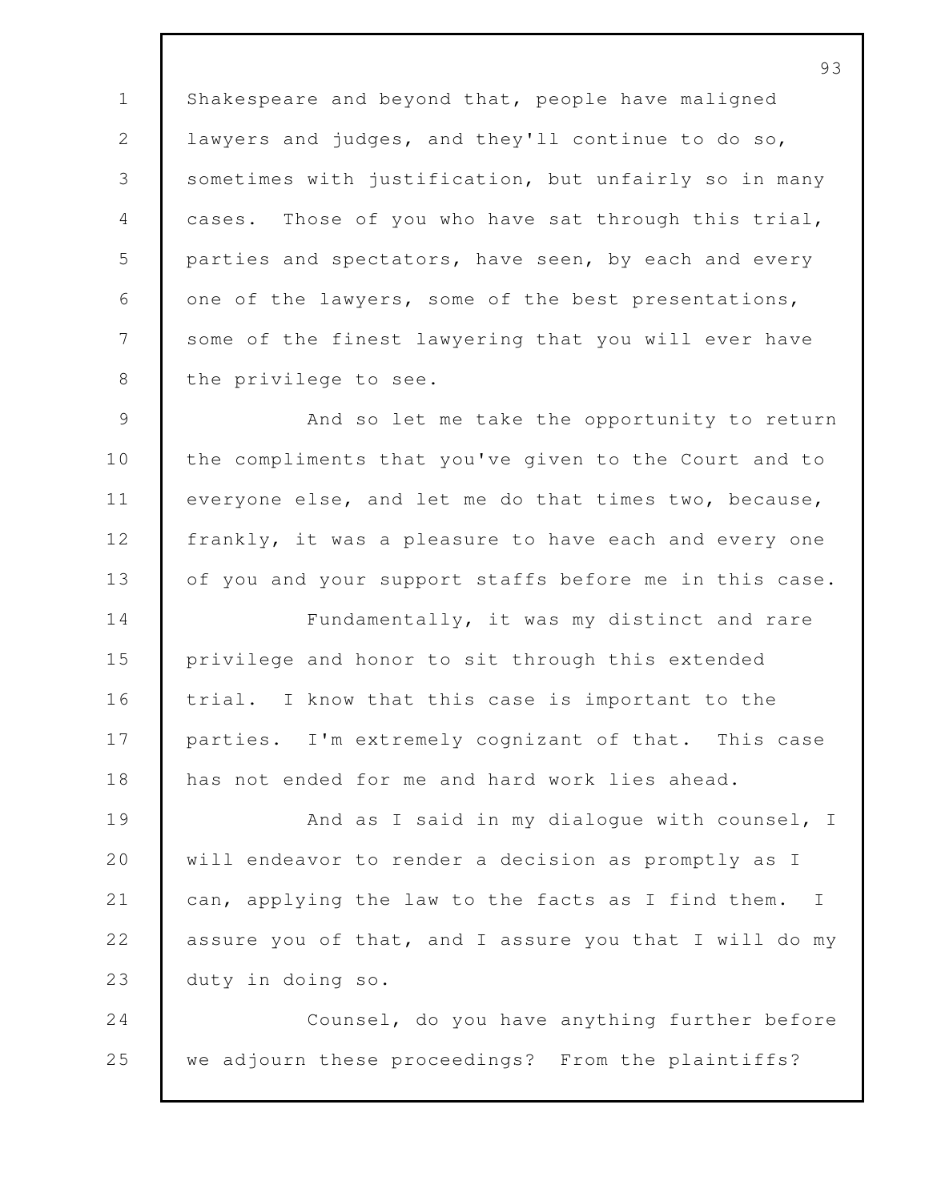Shakespeare and beyond that, people have maligned lawyers and judges, and they'll continue to do so, sometimes with justification, but unfairly so in many cases. Those of you who have sat through this trial, parties and spectators, have seen, by each and every one of the lawyers, some of the best presentations, some of the finest lawyering that you will ever have the privilege to see.

And so let me take the opportunity to return the compliments that you've given to the Court and to everyone else, and let me do that times two, because, frankly, it was a pleasure to have each and every one of you and your support staffs before me in this case.

Fundamentally, it was my distinct and rare privilege and honor to sit through this extended trial. I know that this case is important to the parties. I'm extremely cognizant of that. This case has not ended for me and hard work lies ahead.

And as I said in my dialogue with counsel, I will endeavor to render a decision as promptly as I can, applying the law to the facts as I find them. I assure you of that, and I assure you that I will do my duty in doing so.

Counsel, do you have anything further before we adjourn these proceedings? From the plaintiffs?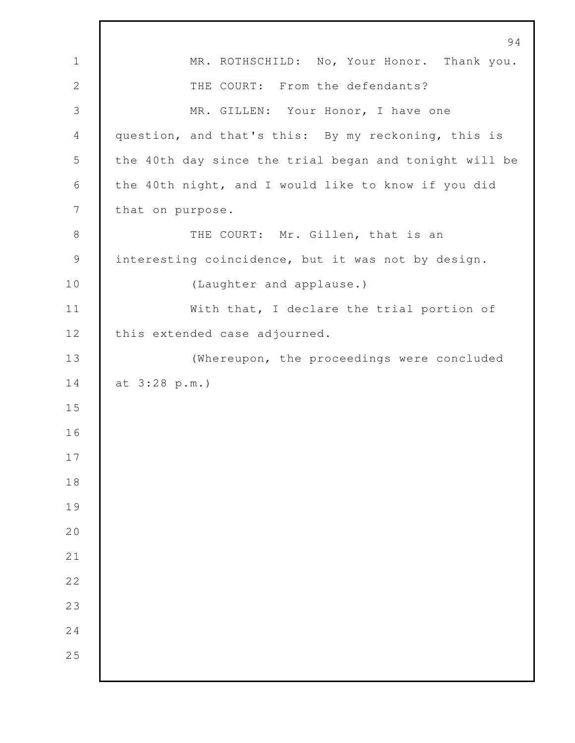MR. ROTHSCHILD: No, Your Honor. Thank you.

THE COURT: From the defendants?

MR. GILLEN: Your Honor, I have one question, and that's this: By my reckoning, this is the 40th day since the trial began and tonight will be the 40th night, and I would like to know if you did that on purpose.

THE COURT: Mr. Gillen, that is an interesting coincidence, but it was not by design.

(Laughter and applause.)

With that, I declare the trial portion of this extended case adjourned.

(Whereupon, the proceedings were concluded at 3:28 p.m.)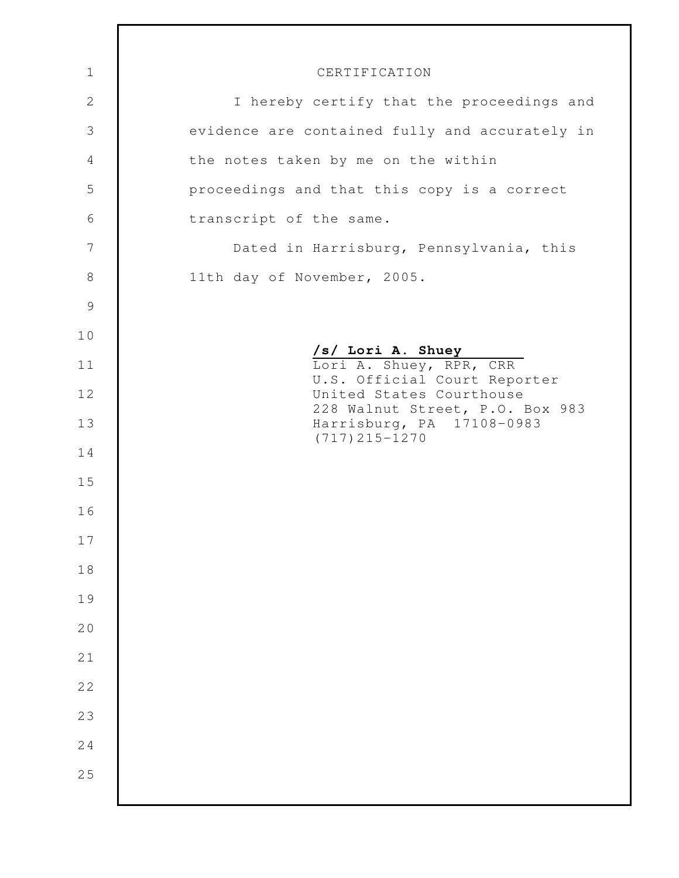# CERTIFICATION

I hereby certify that the proceedings and evidence are contained fully and accurately in the notes taken by me on the within proceedings and that this copy is a correct transcript of the same.

Dated in Harrisburg, Pennsylvania, this 11th day of November, 2005.

**/s/ Lori A. Shuey**
Lori A. Shuey, RPR, CRR
U.S. Official Court Reporter
United States Courthouse
228 Walnut Street, P.O. Box 983
Harrisburg, PA 17108-0983
(717)215-1270